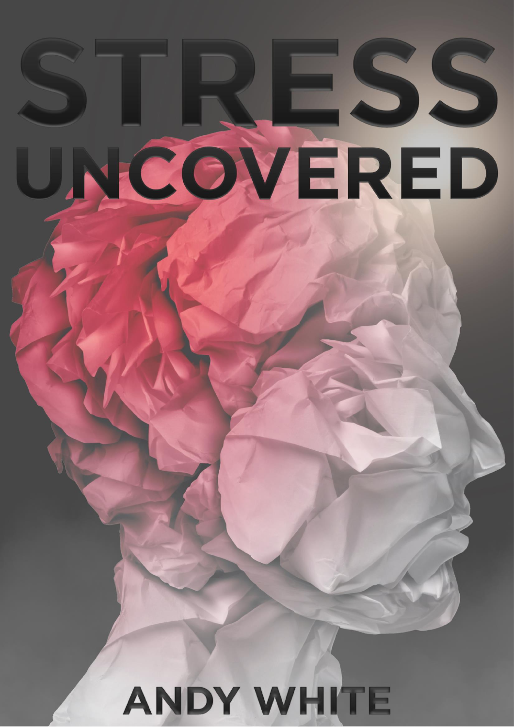# STRESS UNCOVERED

ANDY WHITE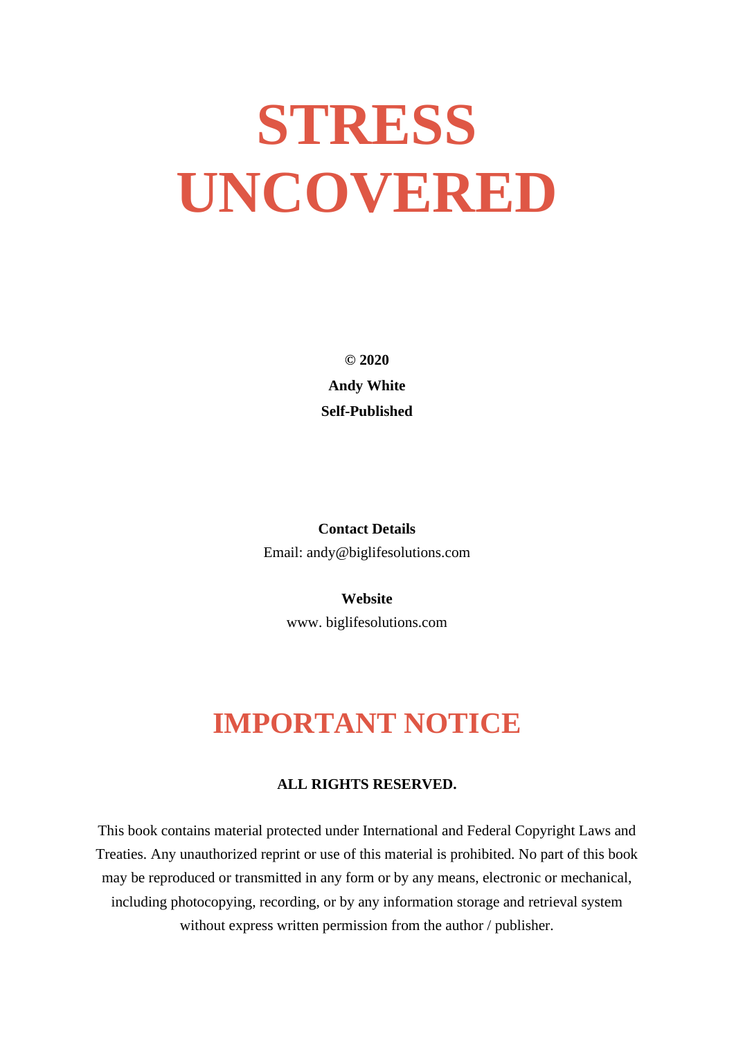# STRESS UNCOVERED

**© 2020**

**Andy White**

**Self-Published**

**Contact Details**

Email: andy@biglifesolutions.com

**Website**

www. biglifesolutions.com

## IMPORTANT NOTICE

**ALL RIGHTS RESERVED.**

This book contains material protected under International and Federal Copyright Laws and Treaties. Any unauthorized reprint or use of this material is prohibited. No part of this book may be reproduced or transmitted in any form or by any means, electronic or mechanical, including photocopying, recording, or by any information storage and retrieval system without express written permission from the author / publisher.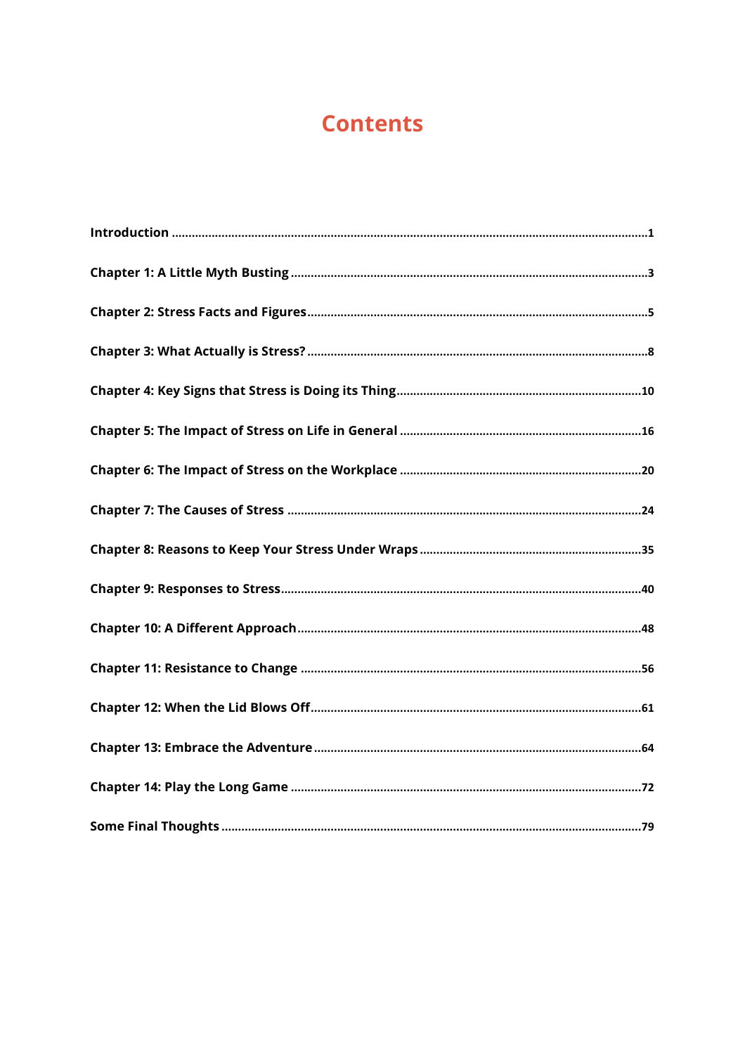# Contents

| | |
|---|---|
| **Introduction** | **1** |
| **Chapter 1: A Little Myth Busting** | **3** |
| **Chapter 2: Stress Facts and Figures** | **5** |
| **Chapter 3: What Actually is Stress?** | **8** |
| **Chapter 4: Key Signs that Stress is Doing its Thing** | **10** |
| **Chapter 5: The Impact of Stress on Life in General** | **16** |
| **Chapter 6: The Impact of Stress on the Workplace** | **20** |
| **Chapter 7: The Causes of Stress** | **24** |
| **Chapter 8: Reasons to Keep Your Stress Under Wraps** | **35** |
| **Chapter 9: Responses to Stress** | **40** |
| **Chapter 10: A Different Approach** | **48** |
| **Chapter 11: Resistance to Change** | **56** |
| **Chapter 12: When the Lid Blows Off** | **61** |
| **Chapter 13: Embrace the Adventure** | **64** |
| **Chapter 14: Play the Long Game** | **72** |
| **Some Final Thoughts** | **79** |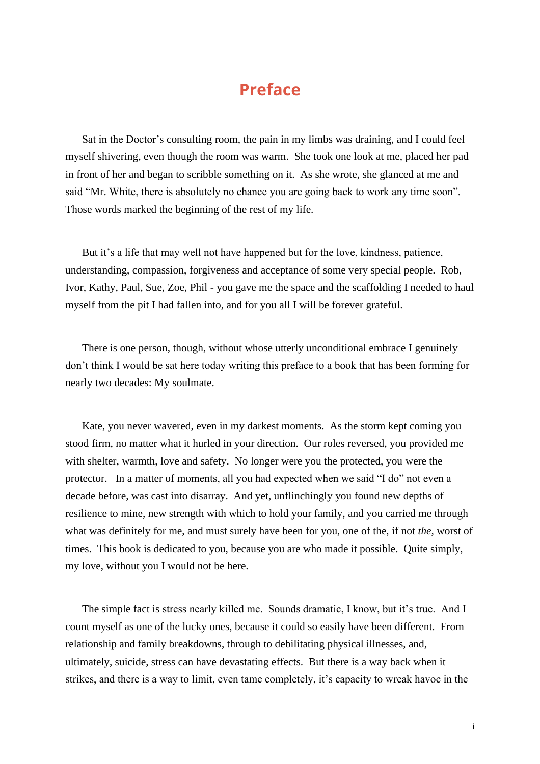# Preface

Sat in the Doctor's consulting room, the pain in my limbs was draining, and I could feel myself shivering, even though the room was warm. She took one look at me, placed her pad in front of her and began to scribble something on it. As she wrote, she glanced at me and said "Mr. White, there is absolutely no chance you are going back to work any time soon". Those words marked the beginning of the rest of my life.

But it's a life that may well not have happened but for the love, kindness, patience, understanding, compassion, forgiveness and acceptance of some very special people. Rob, Ivor, Kathy, Paul, Sue, Zoe, Phil - you gave me the space and the scaffolding I needed to haul myself from the pit I had fallen into, and for you all I will be forever grateful.

There is one person, though, without whose utterly unconditional embrace I genuinely don't think I would be sat here today writing this preface to a book that has been forming for nearly two decades: My soulmate.

Kate, you never wavered, even in my darkest moments. As the storm kept coming you stood firm, no matter what it hurled in your direction. Our roles reversed, you provided me with shelter, warmth, love and safety. No longer were you the protected, you were the protector. In a matter of moments, all you had expected when we said "I do" not even a decade before, was cast into disarray. And yet, unflinchingly you found new depths of resilience to mine, new strength with which to hold your family, and you carried me through what was definitely for me, and must surely have been for you, one of the, if not *the*, worst of times. This book is dedicated to you, because you are who made it possible. Quite simply, my love, without you I would not be here.

The simple fact is stress nearly killed me. Sounds dramatic, I know, but it's true. And I count myself as one of the lucky ones, because it could so easily have been different. From relationship and family breakdowns, through to debilitating physical illnesses, and, ultimately, suicide, stress can have devastating effects. But there is a way back when it strikes, and there is a way to limit, even tame completely, it's capacity to wreak havoc in the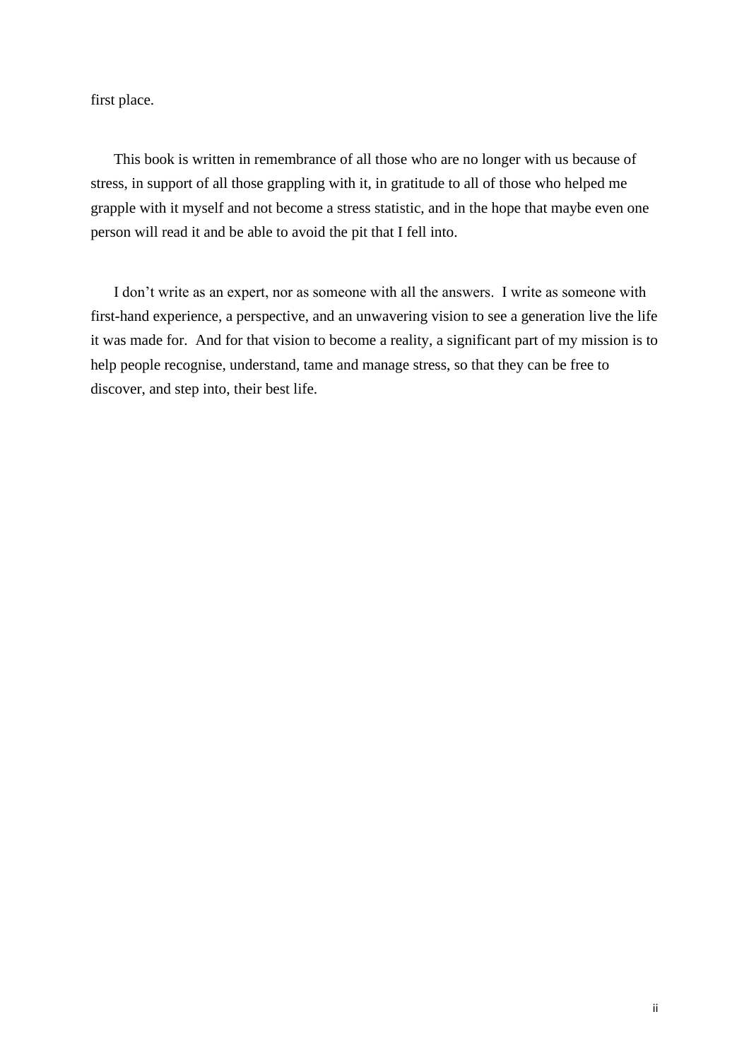first place.

This book is written in remembrance of all those who are no longer with us because of stress, in support of all those grappling with it, in gratitude to all of those who helped me grapple with it myself and not become a stress statistic, and in the hope that maybe even one person will read it and be able to avoid the pit that I fell into.

I don't write as an expert, nor as someone with all the answers.  I write as someone with first-hand experience, a perspective, and an unwavering vision to see a generation live the life it was made for.  And for that vision to become a reality, a significant part of my mission is to help people recognise, understand, tame and manage stress, so that they can be free to discover, and step into, their best life.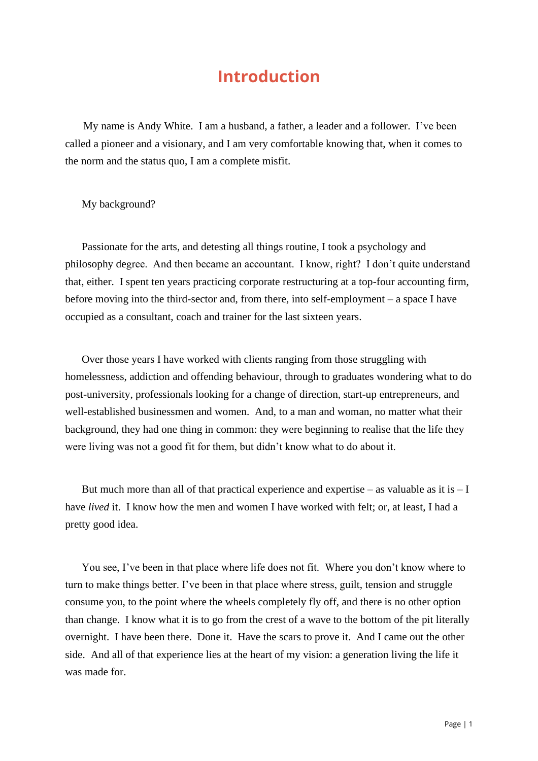# Introduction

My name is Andy White. I am a husband, a father, a leader and a follower. I've been called a pioneer and a visionary, and I am very comfortable knowing that, when it comes to the norm and the status quo, I am a complete misfit.

My background?

Passionate for the arts, and detesting all things routine, I took a psychology and philosophy degree. And then became an accountant. I know, right? I don't quite understand that, either. I spent ten years practicing corporate restructuring at a top-four accounting firm, before moving into the third-sector and, from there, into self-employment – a space I have occupied as a consultant, coach and trainer for the last sixteen years.

Over those years I have worked with clients ranging from those struggling with homelessness, addiction and offending behaviour, through to graduates wondering what to do post-university, professionals looking for a change of direction, start-up entrepreneurs, and well-established businessmen and women. And, to a man and woman, no matter what their background, they had one thing in common: they were beginning to realise that the life they were living was not a good fit for them, but didn't know what to do about it.

But much more than all of that practical experience and expertise – as valuable as it is – I have *lived* it. I know how the men and women I have worked with felt; or, at least, I had a pretty good idea.

You see, I've been in that place where life does not fit. Where you don't know where to turn to make things better. I've been in that place where stress, guilt, tension and struggle consume you, to the point where the wheels completely fly off, and there is no other option than change. I know what it is to go from the crest of a wave to the bottom of the pit literally overnight. I have been there. Done it. Have the scars to prove it. And I came out the other side. And all of that experience lies at the heart of my vision: a generation living the life it was made for.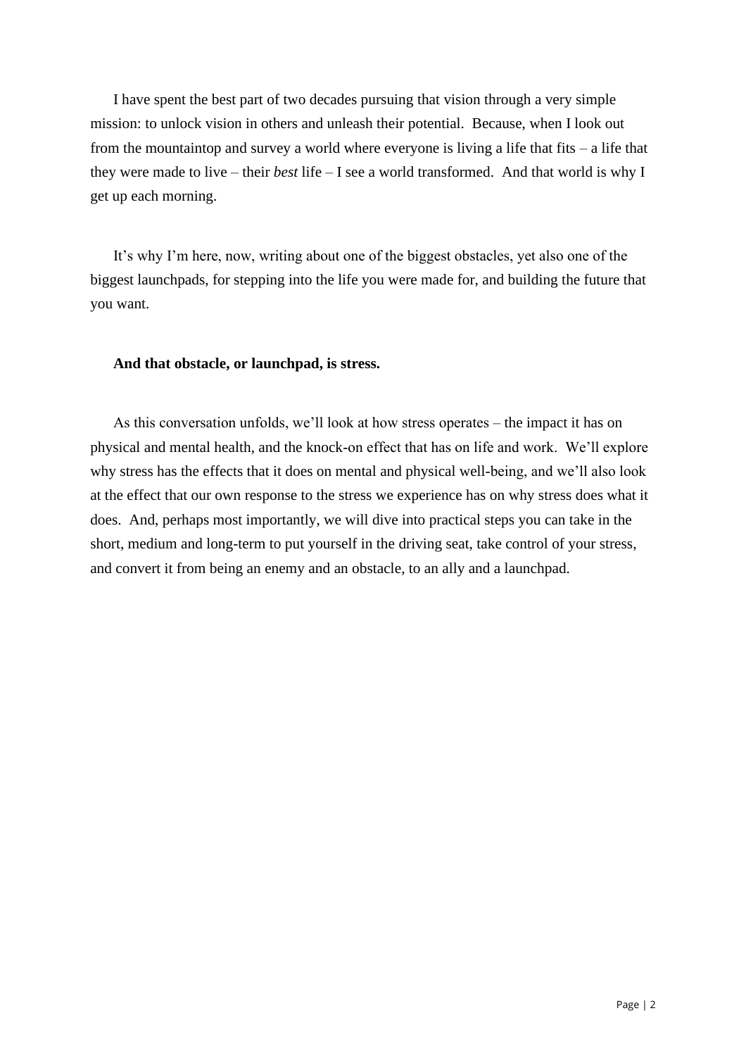I have spent the best part of two decades pursuing that vision through a very simple mission: to unlock vision in others and unleash their potential.  Because, when I look out from the mountaintop and survey a world where everyone is living a life that fits – a life that they were made to live – their *best* life – I see a world transformed.  And that world is why I get up each morning.

It's why I'm here, now, writing about one of the biggest obstacles, yet also one of the biggest launchpads, for stepping into the life you were made for, and building the future that you want.

**And that obstacle, or launchpad, is stress.**

As this conversation unfolds, we'll look at how stress operates – the impact it has on physical and mental health, and the knock-on effect that has on life and work.  We'll explore why stress has the effects that it does on mental and physical well-being, and we'll also look at the effect that our own response to the stress we experience has on why stress does what it does.  And, perhaps most importantly, we will dive into practical steps you can take in the short, medium and long-term to put yourself in the driving seat, take control of your stress, and convert it from being an enemy and an obstacle, to an ally and a launchpad.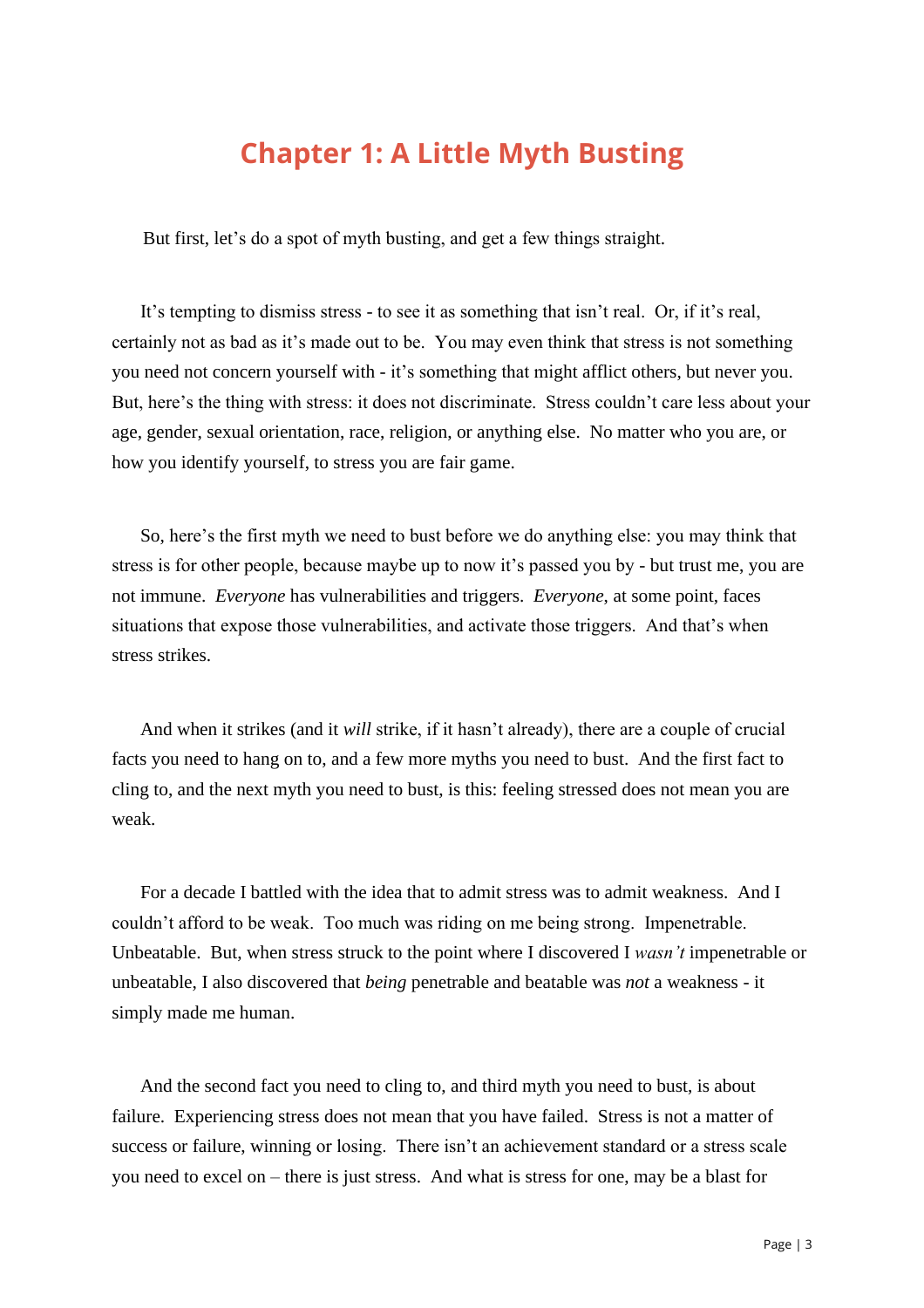# Chapter 1: A Little Myth Busting

But first, let's do a spot of myth busting, and get a few things straight.

It's tempting to dismiss stress - to see it as something that isn't real. Or, if it's real, certainly not as bad as it's made out to be. You may even think that stress is not something you need not concern yourself with - it's something that might afflict others, but never you. But, here's the thing with stress: it does not discriminate. Stress couldn't care less about your age, gender, sexual orientation, race, religion, or anything else. No matter who you are, or how you identify yourself, to stress you are fair game.

So, here's the first myth we need to bust before we do anything else: you may think that stress is for other people, because maybe up to now it's passed you by - but trust me, you are not immune. *Everyone* has vulnerabilities and triggers. *Everyone*, at some point, faces situations that expose those vulnerabilities, and activate those triggers. And that's when stress strikes.

And when it strikes (and it *will* strike, if it hasn't already), there are a couple of crucial facts you need to hang on to, and a few more myths you need to bust. And the first fact to cling to, and the next myth you need to bust, is this: feeling stressed does not mean you are weak.

For a decade I battled with the idea that to admit stress was to admit weakness. And I couldn't afford to be weak. Too much was riding on me being strong. Impenetrable. Unbeatable. But, when stress struck to the point where I discovered I *wasn't* impenetrable or unbeatable, I also discovered that *being* penetrable and beatable was *not* a weakness - it simply made me human.

And the second fact you need to cling to, and third myth you need to bust, is about failure. Experiencing stress does not mean that you have failed. Stress is not a matter of success or failure, winning or losing. There isn't an achievement standard or a stress scale you need to excel on – there is just stress. And what is stress for one, may be a blast for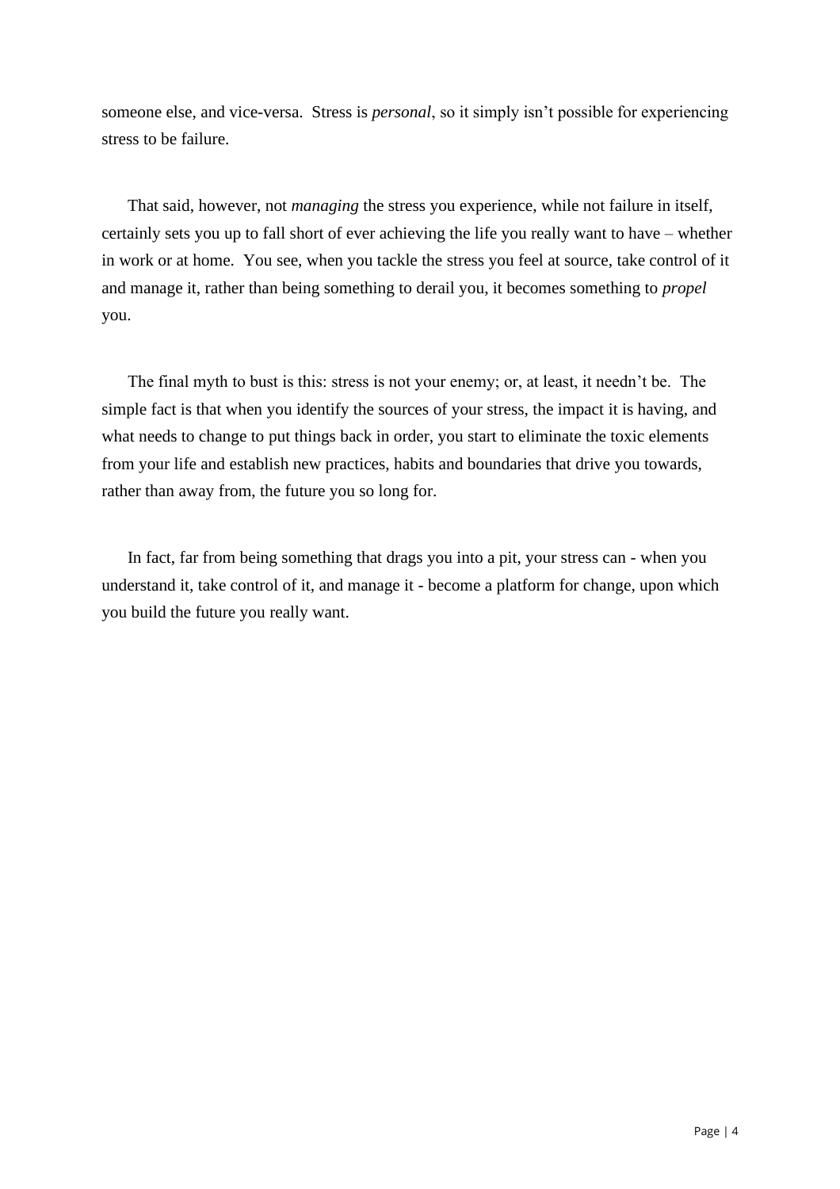someone else, and vice-versa. Stress is *personal*, so it simply isn't possible for experiencing stress to be failure.

That said, however, not *managing* the stress you experience, while not failure in itself, certainly sets you up to fall short of ever achieving the life you really want to have – whether in work or at home. You see, when you tackle the stress you feel at source, take control of it and manage it, rather than being something to derail you, it becomes something to *propel* you.

The final myth to bust is this: stress is not your enemy; or, at least, it needn't be. The simple fact is that when you identify the sources of your stress, the impact it is having, and what needs to change to put things back in order, you start to eliminate the toxic elements from your life and establish new practices, habits and boundaries that drive you towards, rather than away from, the future you so long for.

In fact, far from being something that drags you into a pit, your stress can - when you understand it, take control of it, and manage it - become a platform for change, upon which you build the future you really want.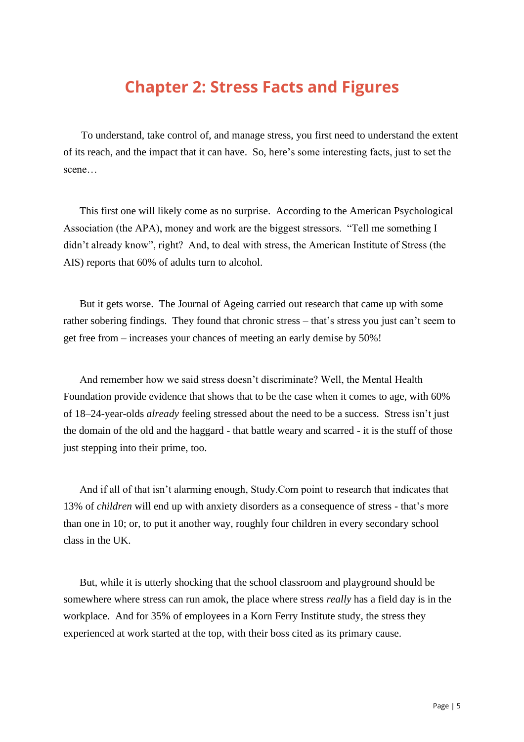# Chapter 2: Stress Facts and Figures

To understand, take control of, and manage stress, you first need to understand the extent of its reach, and the impact that it can have. So, here's some interesting facts, just to set the scene…

This first one will likely come as no surprise. According to the American Psychological Association (the APA), money and work are the biggest stressors. "Tell me something I didn't already know", right? And, to deal with stress, the American Institute of Stress (the AIS) reports that 60% of adults turn to alcohol.

But it gets worse. The Journal of Ageing carried out research that came up with some rather sobering findings. They found that chronic stress – that's stress you just can't seem to get free from – increases your chances of meeting an early demise by 50%!

And remember how we said stress doesn't discriminate? Well, the Mental Health Foundation provide evidence that shows that to be the case when it comes to age, with 60% of 18–24-year-olds *already* feeling stressed about the need to be a success. Stress isn't just the domain of the old and the haggard - that battle weary and scarred - it is the stuff of those just stepping into their prime, too.

And if all of that isn't alarming enough, Study.Com point to research that indicates that 13% of *children* will end up with anxiety disorders as a consequence of stress - that's more than one in 10; or, to put it another way, roughly four children in every secondary school class in the UK.

But, while it is utterly shocking that the school classroom and playground should be somewhere where stress can run amok, the place where stress *really* has a field day is in the workplace. And for 35% of employees in a Korn Ferry Institute study, the stress they experienced at work started at the top, with their boss cited as its primary cause.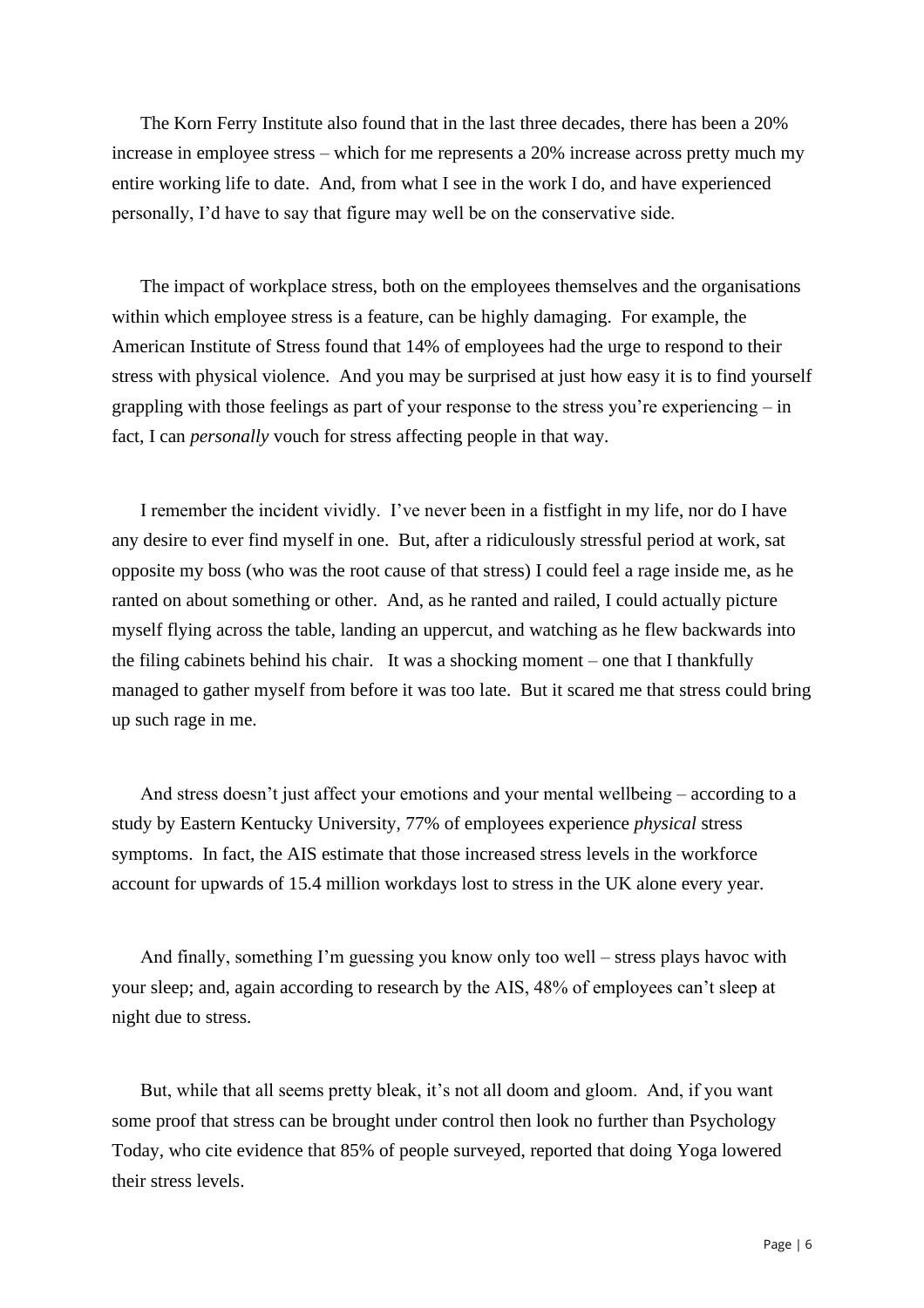The Korn Ferry Institute also found that in the last three decades, there has been a 20% increase in employee stress – which for me represents a 20% increase across pretty much my entire working life to date. And, from what I see in the work I do, and have experienced personally, I'd have to say that figure may well be on the conservative side.

The impact of workplace stress, both on the employees themselves and the organisations within which employee stress is a feature, can be highly damaging. For example, the American Institute of Stress found that 14% of employees had the urge to respond to their stress with physical violence. And you may be surprised at just how easy it is to find yourself grappling with those feelings as part of your response to the stress you're experiencing – in fact, I can *personally* vouch for stress affecting people in that way.

I remember the incident vividly. I've never been in a fistfight in my life, nor do I have any desire to ever find myself in one. But, after a ridiculously stressful period at work, sat opposite my boss (who was the root cause of that stress) I could feel a rage inside me, as he ranted on about something or other. And, as he ranted and railed, I could actually picture myself flying across the table, landing an uppercut, and watching as he flew backwards into the filing cabinets behind his chair. It was a shocking moment – one that I thankfully managed to gather myself from before it was too late. But it scared me that stress could bring up such rage in me.

And stress doesn't just affect your emotions and your mental wellbeing – according to a study by Eastern Kentucky University, 77% of employees experience *physical* stress symptoms. In fact, the AIS estimate that those increased stress levels in the workforce account for upwards of 15.4 million workdays lost to stress in the UK alone every year.

And finally, something I'm guessing you know only too well – stress plays havoc with your sleep; and, again according to research by the AIS, 48% of employees can't sleep at night due to stress.

But, while that all seems pretty bleak, it's not all doom and gloom. And, if you want some proof that stress can be brought under control then look no further than Psychology Today, who cite evidence that 85% of people surveyed, reported that doing Yoga lowered their stress levels.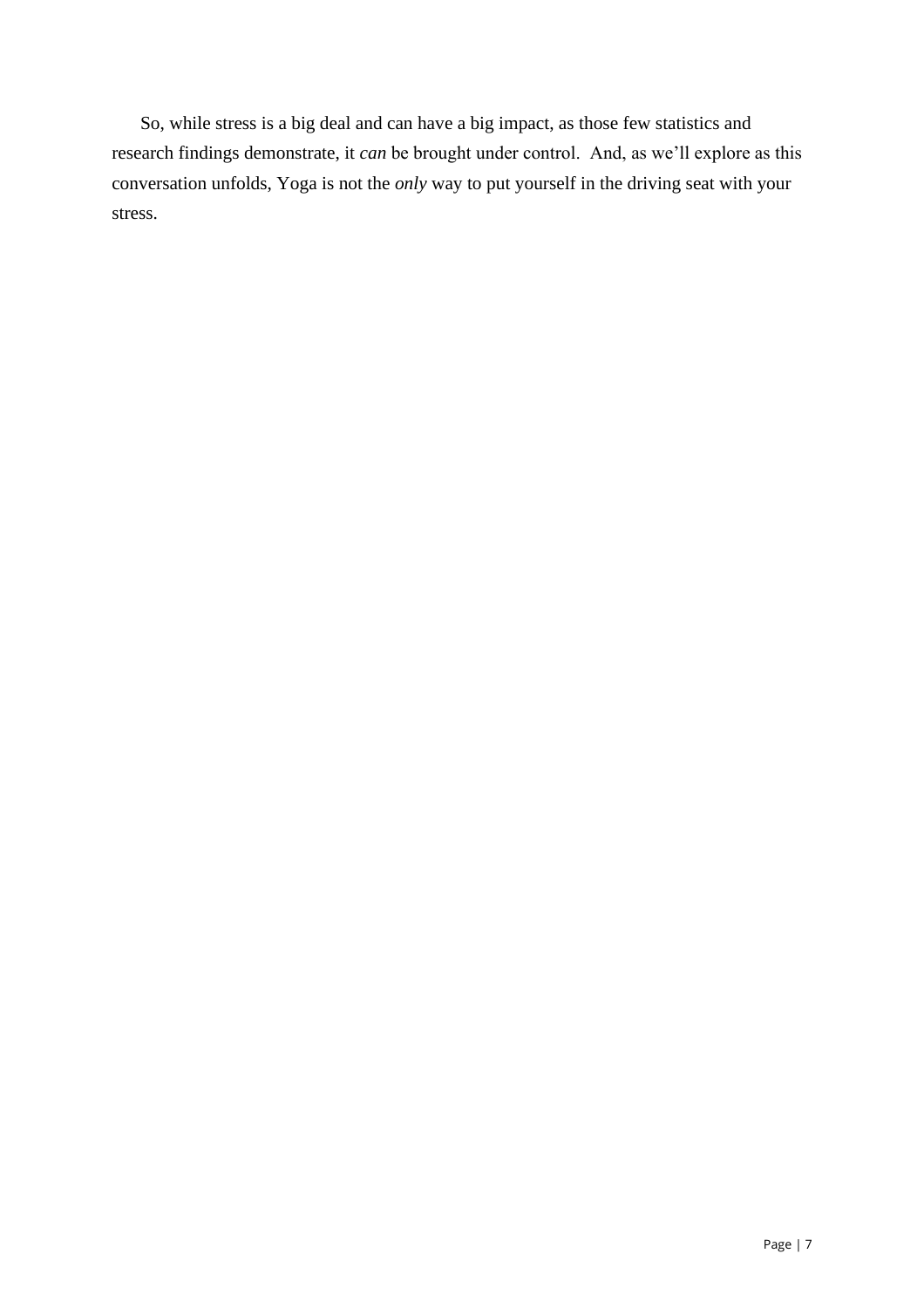So, while stress is a big deal and can have a big impact, as those few statistics and research findings demonstrate, it *can* be brought under control. And, as we'll explore as this conversation unfolds, Yoga is not the *only* way to put yourself in the driving seat with your stress.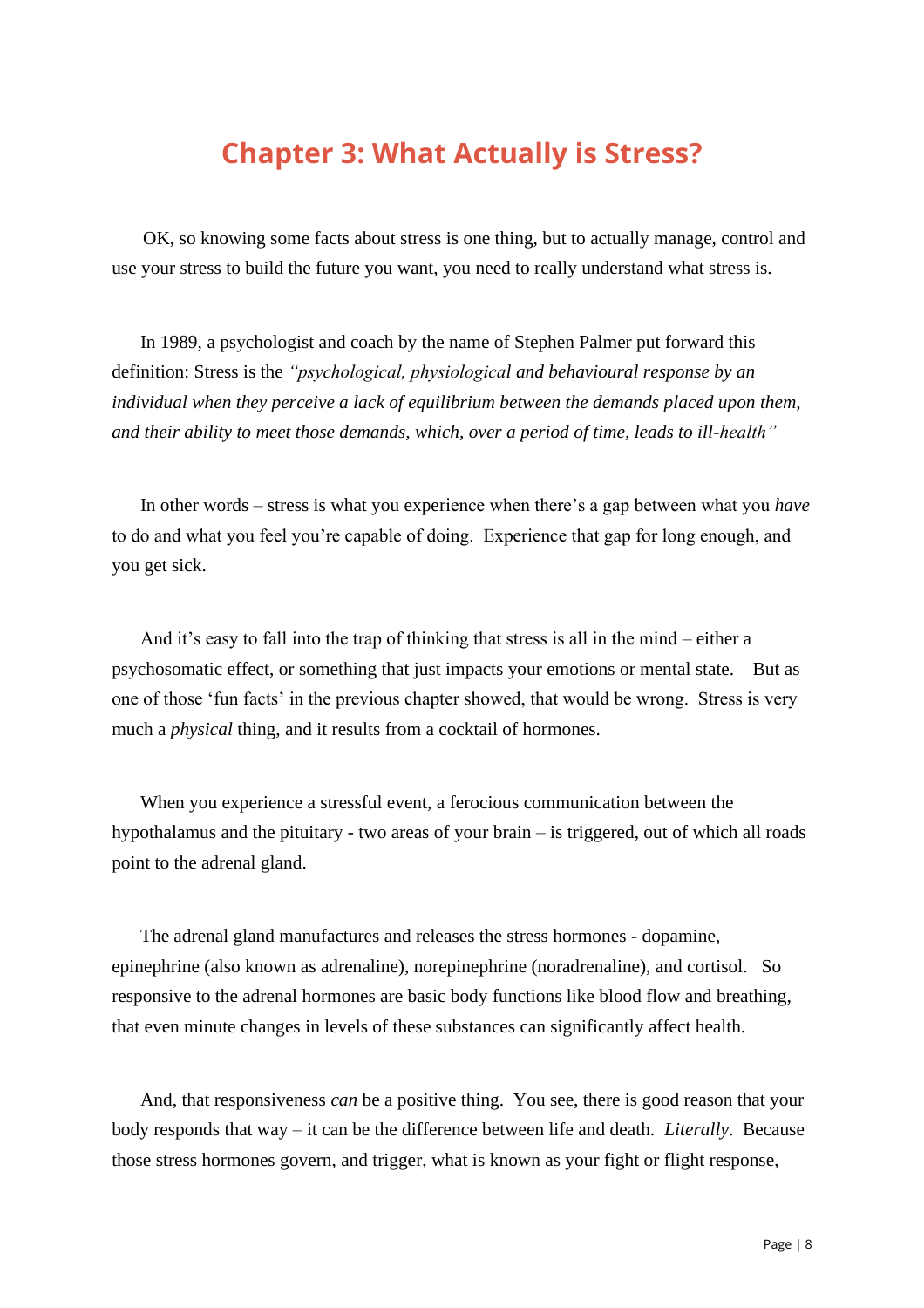# Chapter 3: What Actually is Stress?

OK, so knowing some facts about stress is one thing, but to actually manage, control and use your stress to build the future you want, you need to really understand what stress is.

In 1989, a psychologist and coach by the name of Stephen Palmer put forward this definition: Stress is the *"psychological, physiological and behavioural response by an individual when they perceive a lack of equilibrium between the demands placed upon them, and their ability to meet those demands, which, over a period of time, leads to ill-health"*

In other words – stress is what you experience when there's a gap between what you *have* to do and what you feel you're capable of doing. Experience that gap for long enough, and you get sick.

And it's easy to fall into the trap of thinking that stress is all in the mind – either a psychosomatic effect, or something that just impacts your emotions or mental state. But as one of those 'fun facts' in the previous chapter showed, that would be wrong. Stress is very much a *physical* thing, and it results from a cocktail of hormones.

When you experience a stressful event, a ferocious communication between the hypothalamus and the pituitary - two areas of your brain – is triggered, out of which all roads point to the adrenal gland.

The adrenal gland manufactures and releases the stress hormones - dopamine, epinephrine (also known as adrenaline), norepinephrine (noradrenaline), and cortisol. So responsive to the adrenal hormones are basic body functions like blood flow and breathing, that even minute changes in levels of these substances can significantly affect health.

And, that responsiveness *can* be a positive thing. You see, there is good reason that your body responds that way – it can be the difference between life and death. *Literally*. Because those stress hormones govern, and trigger, what is known as your fight or flight response,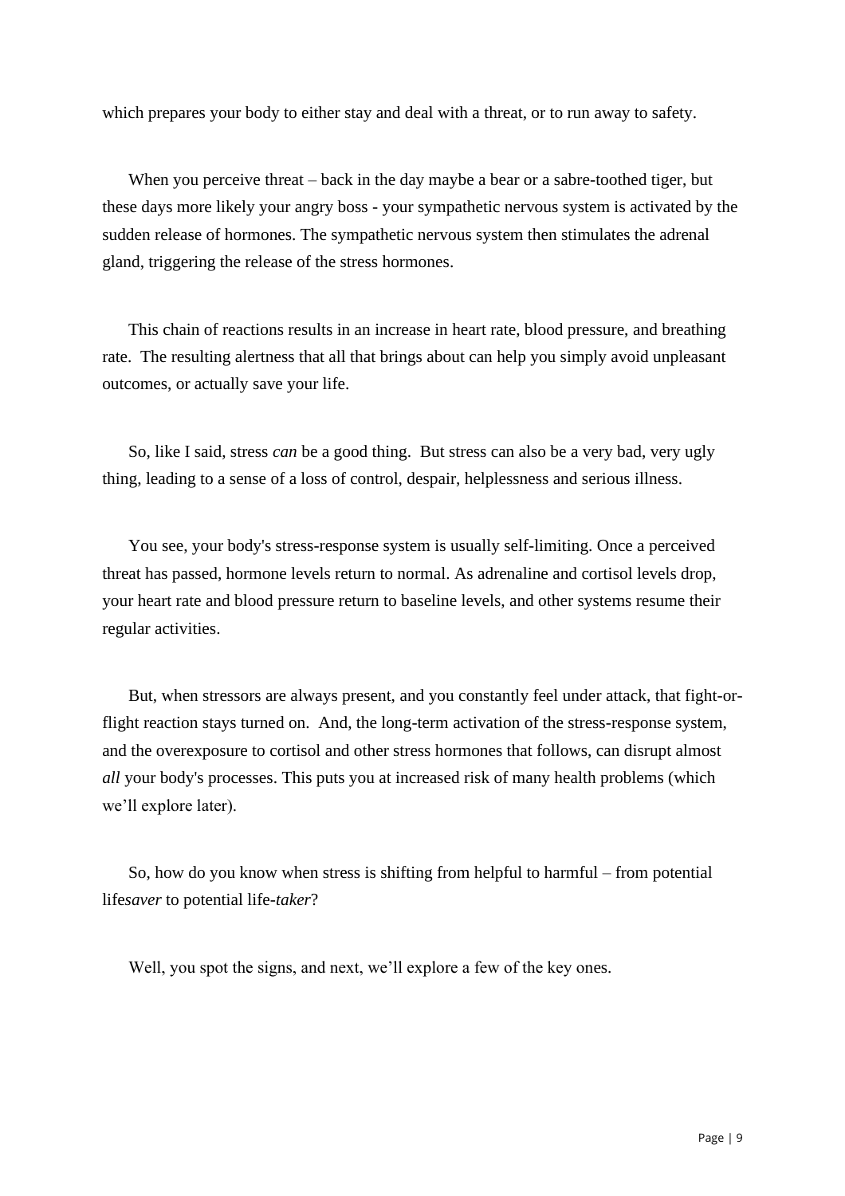which prepares your body to either stay and deal with a threat, or to run away to safety.

When you perceive threat – back in the day maybe a bear or a sabre-toothed tiger, but these days more likely your angry boss - your sympathetic nervous system is activated by the sudden release of hormones. The sympathetic nervous system then stimulates the adrenal gland, triggering the release of the stress hormones.

This chain of reactions results in an increase in heart rate, blood pressure, and breathing rate. The resulting alertness that all that brings about can help you simply avoid unpleasant outcomes, or actually save your life.

So, like I said, stress *can* be a good thing. But stress can also be a very bad, very ugly thing, leading to a sense of a loss of control, despair, helplessness and serious illness.

You see, your body's stress-response system is usually self-limiting. Once a perceived threat has passed, hormone levels return to normal. As adrenaline and cortisol levels drop, your heart rate and blood pressure return to baseline levels, and other systems resume their regular activities.

But, when stressors are always present, and you constantly feel under attack, that fight-or-flight reaction stays turned on. And, the long-term activation of the stress-response system, and the overexposure to cortisol and other stress hormones that follows, can disrupt almost *all* your body's processes. This puts you at increased risk of many health problems (which we'll explore later).

So, how do you know when stress is shifting from helpful to harmful – from potential life*saver* to potential life-*taker*?

Well, you spot the signs, and next, we'll explore a few of the key ones.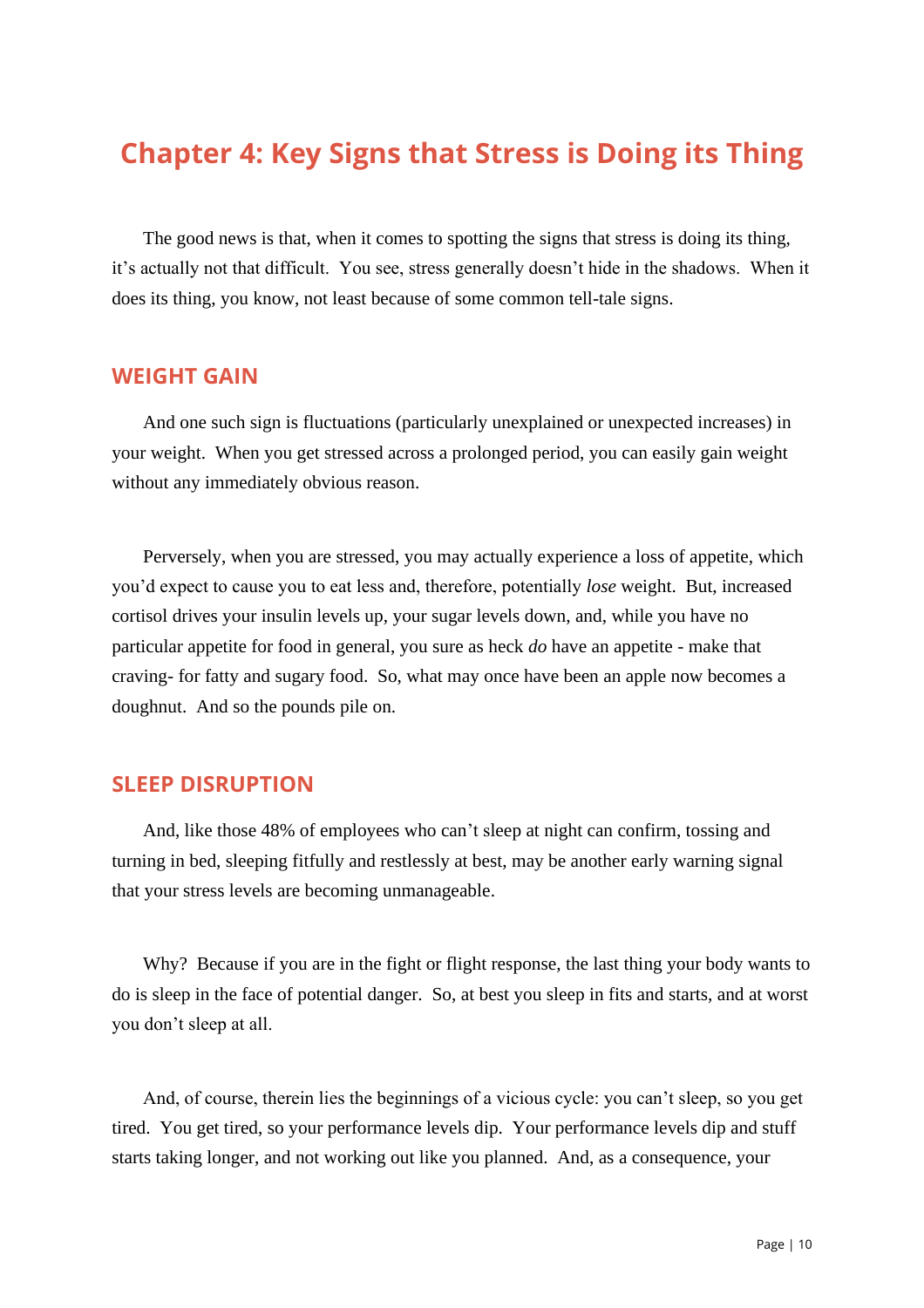# Chapter 4: Key Signs that Stress is Doing its Thing

The good news is that, when it comes to spotting the signs that stress is doing its thing, it's actually not that difficult. You see, stress generally doesn't hide in the shadows. When it does its thing, you know, not least because of some common tell-tale signs.

## WEIGHT GAIN

And one such sign is fluctuations (particularly unexplained or unexpected increases) in your weight. When you get stressed across a prolonged period, you can easily gain weight without any immediately obvious reason.

Perversely, when you are stressed, you may actually experience a loss of appetite, which you'd expect to cause you to eat less and, therefore, potentially *lose* weight. But, increased cortisol drives your insulin levels up, your sugar levels down, and, while you have no particular appetite for food in general, you sure as heck *do* have an appetite - make that craving- for fatty and sugary food. So, what may once have been an apple now becomes a doughnut. And so the pounds pile on.

## SLEEP DISRUPTION

And, like those 48% of employees who can't sleep at night can confirm, tossing and turning in bed, sleeping fitfully and restlessly at best, may be another early warning signal that your stress levels are becoming unmanageable.

Why? Because if you are in the fight or flight response, the last thing your body wants to do is sleep in the face of potential danger. So, at best you sleep in fits and starts, and at worst you don't sleep at all.

And, of course, therein lies the beginnings of a vicious cycle: you can't sleep, so you get tired. You get tired, so your performance levels dip. Your performance levels dip and stuff starts taking longer, and not working out like you planned. And, as a consequence, your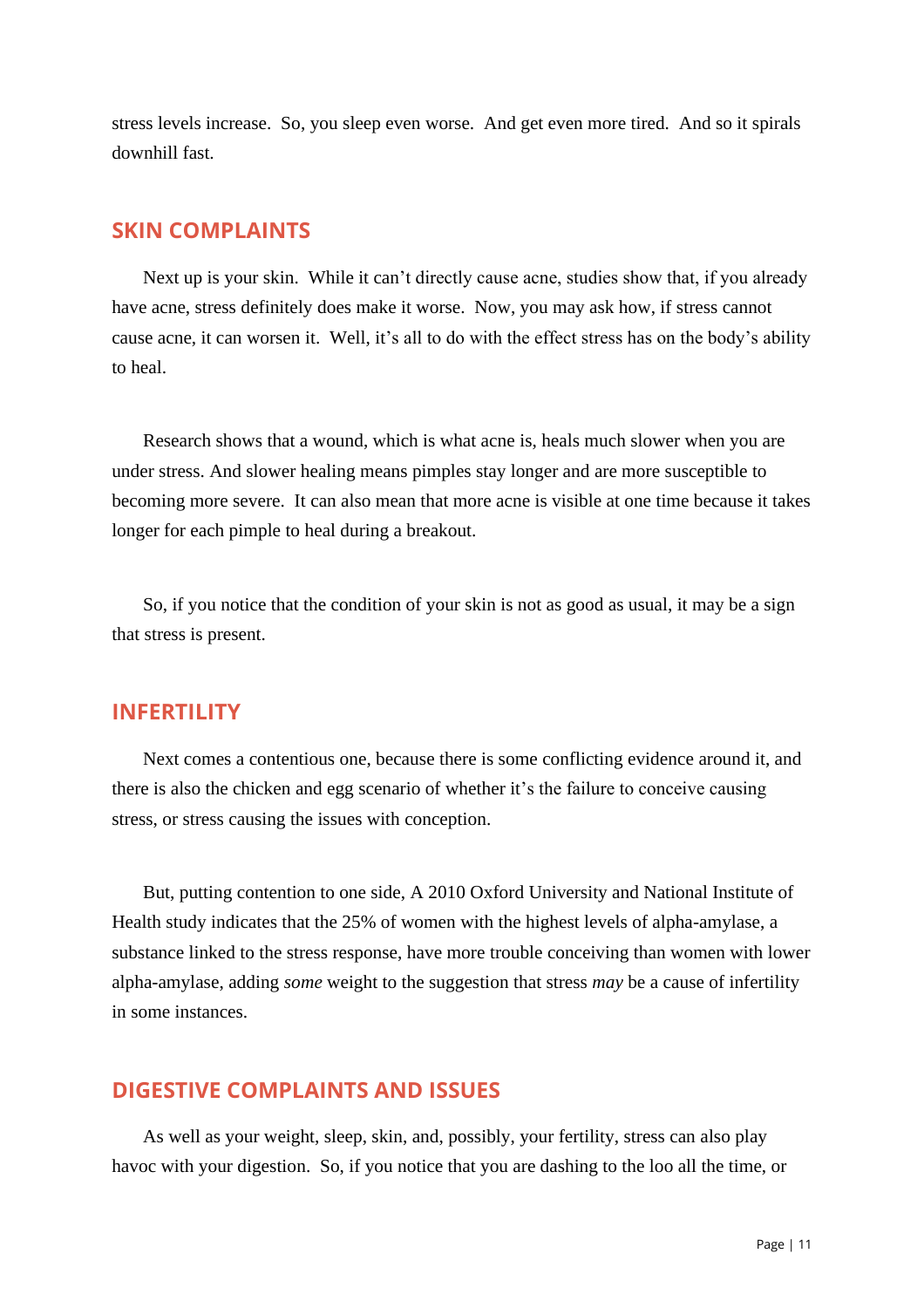stress levels increase. So, you sleep even worse. And get even more tired. And so it spirals downhill fast.

## SKIN COMPLAINTS

Next up is your skin. While it can't directly cause acne, studies show that, if you already have acne, stress definitely does make it worse. Now, you may ask how, if stress cannot cause acne, it can worsen it. Well, it's all to do with the effect stress has on the body's ability to heal.

Research shows that a wound, which is what acne is, heals much slower when you are under stress. And slower healing means pimples stay longer and are more susceptible to becoming more severe. It can also mean that more acne is visible at one time because it takes longer for each pimple to heal during a breakout.

So, if you notice that the condition of your skin is not as good as usual, it may be a sign that stress is present.

## INFERTILITY

Next comes a contentious one, because there is some conflicting evidence around it, and there is also the chicken and egg scenario of whether it's the failure to conceive causing stress, or stress causing the issues with conception.

But, putting contention to one side, A 2010 Oxford University and National Institute of Health study indicates that the 25% of women with the highest levels of alpha-amylase, a substance linked to the stress response, have more trouble conceiving than women with lower alpha-amylase, adding *some* weight to the suggestion that stress *may* be a cause of infertility in some instances.

## DIGESTIVE COMPLAINTS AND ISSUES

As well as your weight, sleep, skin, and, possibly, your fertility, stress can also play havoc with your digestion. So, if you notice that you are dashing to the loo all the time, or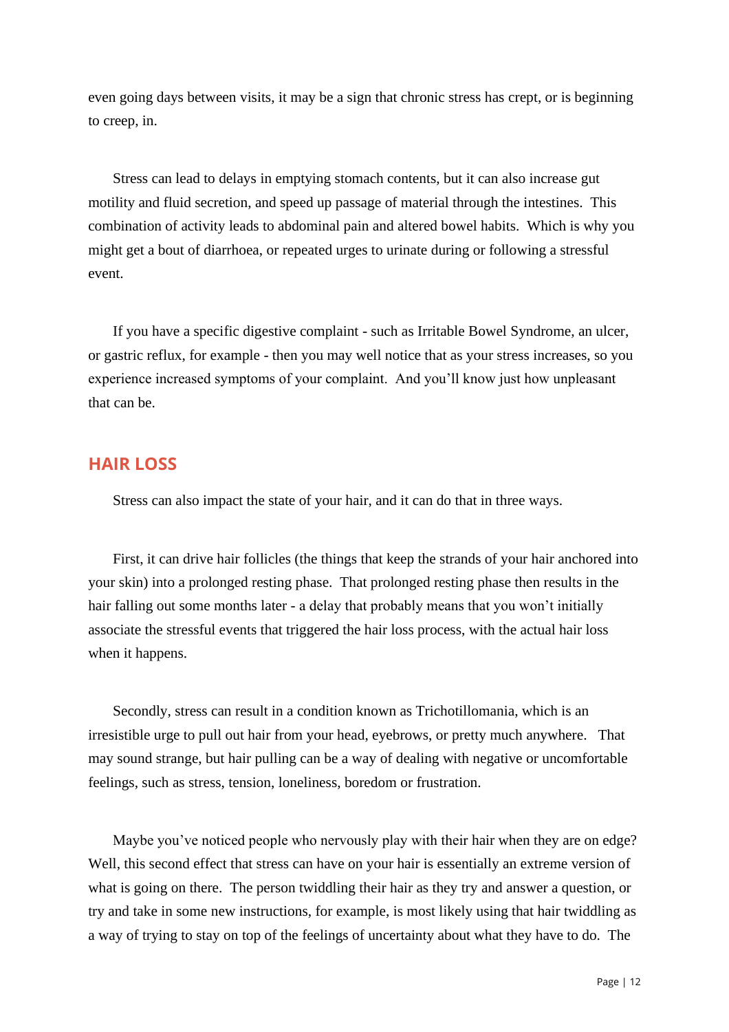even going days between visits, it may be a sign that chronic stress has crept, or is beginning to creep, in.

Stress can lead to delays in emptying stomach contents, but it can also increase gut motility and fluid secretion, and speed up passage of material through the intestines. This combination of activity leads to abdominal pain and altered bowel habits. Which is why you might get a bout of diarrhoea, or repeated urges to urinate during or following a stressful event.

If you have a specific digestive complaint - such as Irritable Bowel Syndrome, an ulcer, or gastric reflux, for example - then you may well notice that as your stress increases, so you experience increased symptoms of your complaint. And you'll know just how unpleasant that can be.

## HAIR LOSS

Stress can also impact the state of your hair, and it can do that in three ways.

First, it can drive hair follicles (the things that keep the strands of your hair anchored into your skin) into a prolonged resting phase. That prolonged resting phase then results in the hair falling out some months later - a delay that probably means that you won't initially associate the stressful events that triggered the hair loss process, with the actual hair loss when it happens.

Secondly, stress can result in a condition known as Trichotillomania, which is an irresistible urge to pull out hair from your head, eyebrows, or pretty much anywhere. That may sound strange, but hair pulling can be a way of dealing with negative or uncomfortable feelings, such as stress, tension, loneliness, boredom or frustration.

Maybe you've noticed people who nervously play with their hair when they are on edge? Well, this second effect that stress can have on your hair is essentially an extreme version of what is going on there. The person twiddling their hair as they try and answer a question, or try and take in some new instructions, for example, is most likely using that hair twiddling as a way of trying to stay on top of the feelings of uncertainty about what they have to do. The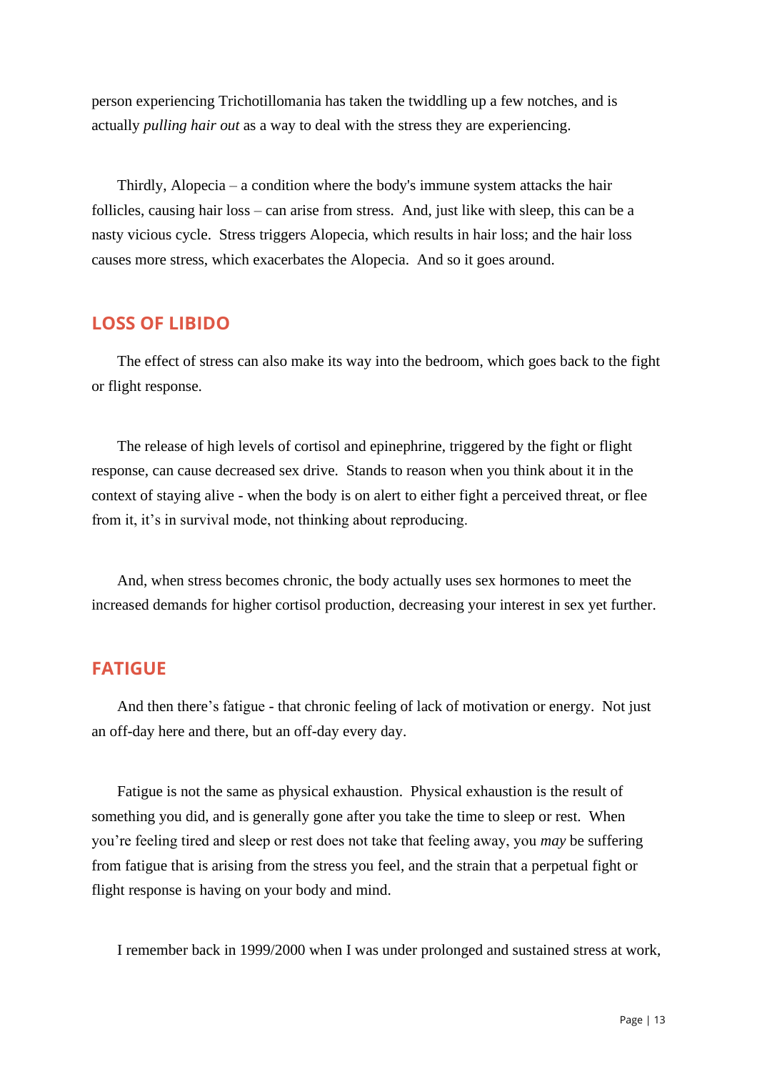person experiencing Trichotillomania has taken the twiddling up a few notches, and is actually *pulling hair out* as a way to deal with the stress they are experiencing.

Thirdly, Alopecia – a condition where the body's immune system attacks the hair follicles, causing hair loss – can arise from stress. And, just like with sleep, this can be a nasty vicious cycle. Stress triggers Alopecia, which results in hair loss; and the hair loss causes more stress, which exacerbates the Alopecia. And so it goes around.

## LOSS OF LIBIDO

The effect of stress can also make its way into the bedroom, which goes back to the fight or flight response.

The release of high levels of cortisol and epinephrine, triggered by the fight or flight response, can cause decreased sex drive. Stands to reason when you think about it in the context of staying alive - when the body is on alert to either fight a perceived threat, or flee from it, it's in survival mode, not thinking about reproducing.

And, when stress becomes chronic, the body actually uses sex hormones to meet the increased demands for higher cortisol production, decreasing your interest in sex yet further.

## FATIGUE

And then there's fatigue - that chronic feeling of lack of motivation or energy. Not just an off-day here and there, but an off-day every day.

Fatigue is not the same as physical exhaustion. Physical exhaustion is the result of something you did, and is generally gone after you take the time to sleep or rest. When you're feeling tired and sleep or rest does not take that feeling away, you *may* be suffering from fatigue that is arising from the stress you feel, and the strain that a perpetual fight or flight response is having on your body and mind.

I remember back in 1999/2000 when I was under prolonged and sustained stress at work,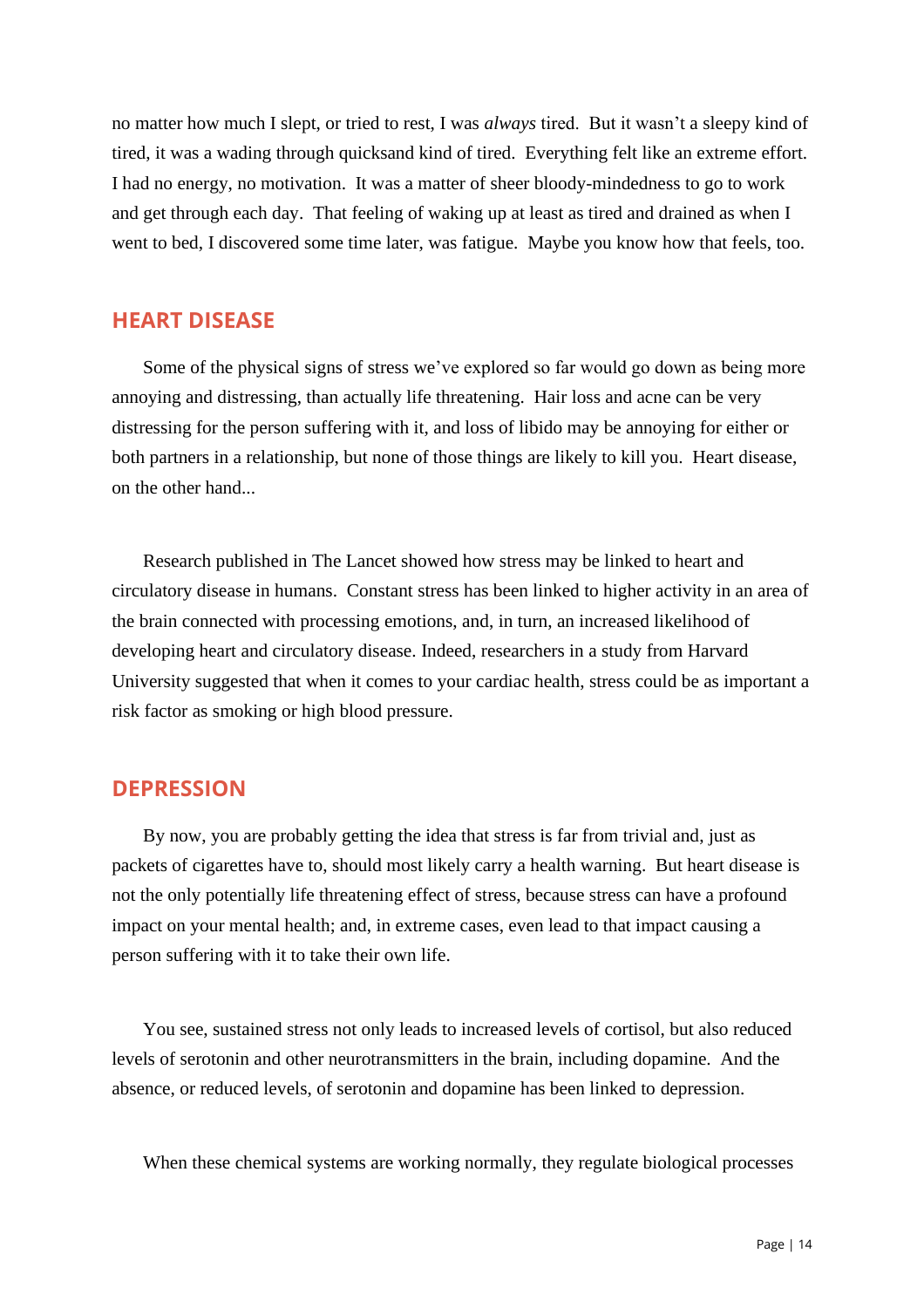no matter how much I slept, or tried to rest, I was *always* tired. But it wasn't a sleepy kind of tired, it was a wading through quicksand kind of tired. Everything felt like an extreme effort. I had no energy, no motivation. It was a matter of sheer bloody-mindedness to go to work and get through each day. That feeling of waking up at least as tired and drained as when I went to bed, I discovered some time later, was fatigue. Maybe you know how that feels, too.

## HEART DISEASE

Some of the physical signs of stress we've explored so far would go down as being more annoying and distressing, than actually life threatening. Hair loss and acne can be very distressing for the person suffering with it, and loss of libido may be annoying for either or both partners in a relationship, but none of those things are likely to kill you. Heart disease, on the other hand...

Research published in The Lancet showed how stress may be linked to heart and circulatory disease in humans. Constant stress has been linked to higher activity in an area of the brain connected with processing emotions, and, in turn, an increased likelihood of developing heart and circulatory disease. Indeed, researchers in a study from Harvard University suggested that when it comes to your cardiac health, stress could be as important a risk factor as smoking or high blood pressure.

## DEPRESSION

By now, you are probably getting the idea that stress is far from trivial and, just as packets of cigarettes have to, should most likely carry a health warning. But heart disease is not the only potentially life threatening effect of stress, because stress can have a profound impact on your mental health; and, in extreme cases, even lead to that impact causing a person suffering with it to take their own life.

You see, sustained stress not only leads to increased levels of cortisol, but also reduced levels of serotonin and other neurotransmitters in the brain, including dopamine. And the absence, or reduced levels, of serotonin and dopamine has been linked to depression.

When these chemical systems are working normally, they regulate biological processes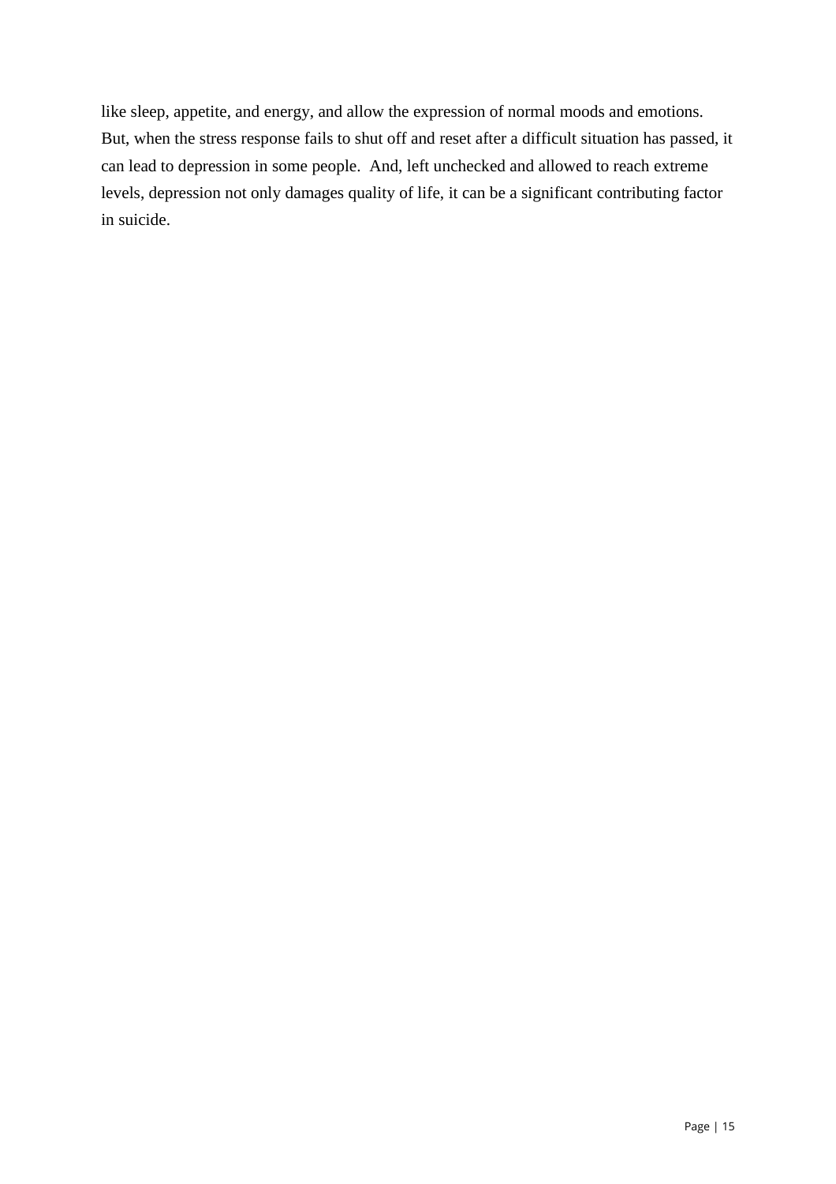like sleep, appetite, and energy, and allow the expression of normal moods and emotions. But, when the stress response fails to shut off and reset after a difficult situation has passed, it can lead to depression in some people. And, left unchecked and allowed to reach extreme levels, depression not only damages quality of life, it can be a significant contributing factor in suicide.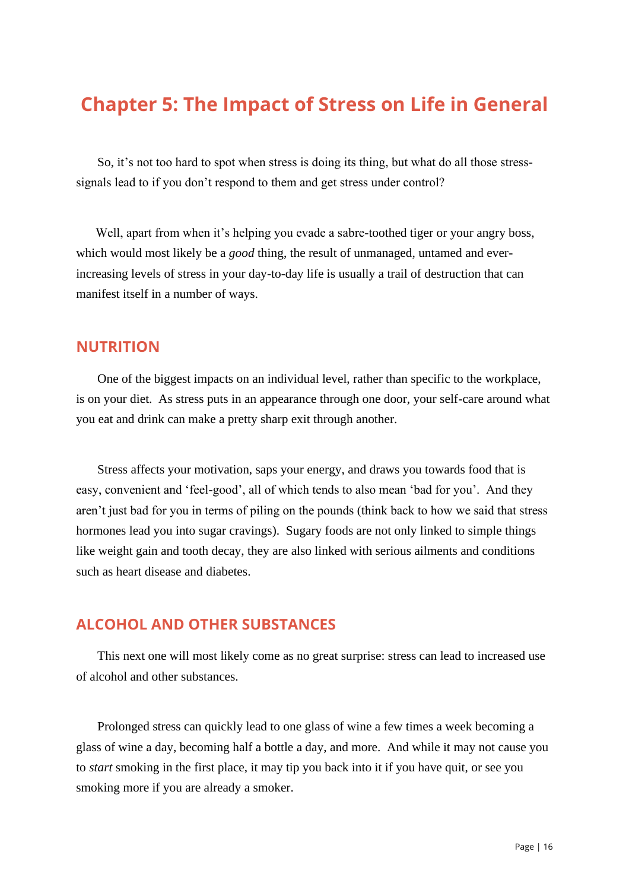# Chapter 5: The Impact of Stress on Life in General

So, it's not too hard to spot when stress is doing its thing, but what do all those stress-signals lead to if you don't respond to them and get stress under control?

Well, apart from when it's helping you evade a sabre-toothed tiger or your angry boss, which would most likely be a *good* thing, the result of unmanaged, untamed and ever-increasing levels of stress in your day-to-day life is usually a trail of destruction that can manifest itself in a number of ways.

## NUTRITION

One of the biggest impacts on an individual level, rather than specific to the workplace, is on your diet. As stress puts in an appearance through one door, your self-care around what you eat and drink can make a pretty sharp exit through another.

Stress affects your motivation, saps your energy, and draws you towards food that is easy, convenient and 'feel-good', all of which tends to also mean 'bad for you'. And they aren't just bad for you in terms of piling on the pounds (think back to how we said that stress hormones lead you into sugar cravings). Sugary foods are not only linked to simple things like weight gain and tooth decay, they are also linked with serious ailments and conditions such as heart disease and diabetes.

## ALCOHOL AND OTHER SUBSTANCES

This next one will most likely come as no great surprise: stress can lead to increased use of alcohol and other substances.

Prolonged stress can quickly lead to one glass of wine a few times a week becoming a glass of wine a day, becoming half a bottle a day, and more. And while it may not cause you to *start* smoking in the first place, it may tip you back into it if you have quit, or see you smoking more if you are already a smoker.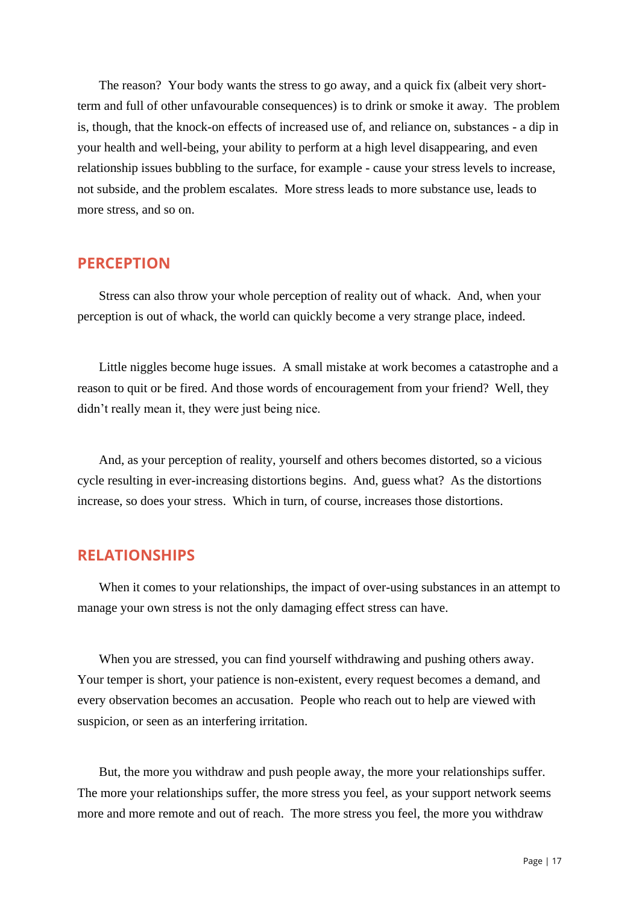The reason? Your body wants the stress to go away, and a quick fix (albeit very short-term and full of other unfavourable consequences) is to drink or smoke it away. The problem is, though, that the knock-on effects of increased use of, and reliance on, substances - a dip in your health and well-being, your ability to perform at a high level disappearing, and even relationship issues bubbling to the surface, for example - cause your stress levels to increase, not subside, and the problem escalates. More stress leads to more substance use, leads to more stress, and so on.

## PERCEPTION

Stress can also throw your whole perception of reality out of whack. And, when your perception is out of whack, the world can quickly become a very strange place, indeed.

Little niggles become huge issues. A small mistake at work becomes a catastrophe and a reason to quit or be fired. And those words of encouragement from your friend? Well, they didn't really mean it, they were just being nice.

And, as your perception of reality, yourself and others becomes distorted, so a vicious cycle resulting in ever-increasing distortions begins. And, guess what? As the distortions increase, so does your stress. Which in turn, of course, increases those distortions.

## RELATIONSHIPS

When it comes to your relationships, the impact of over-using substances in an attempt to manage your own stress is not the only damaging effect stress can have.

When you are stressed, you can find yourself withdrawing and pushing others away. Your temper is short, your patience is non-existent, every request becomes a demand, and every observation becomes an accusation. People who reach out to help are viewed with suspicion, or seen as an interfering irritation.

But, the more you withdraw and push people away, the more your relationships suffer. The more your relationships suffer, the more stress you feel, as your support network seems more and more remote and out of reach. The more stress you feel, the more you withdraw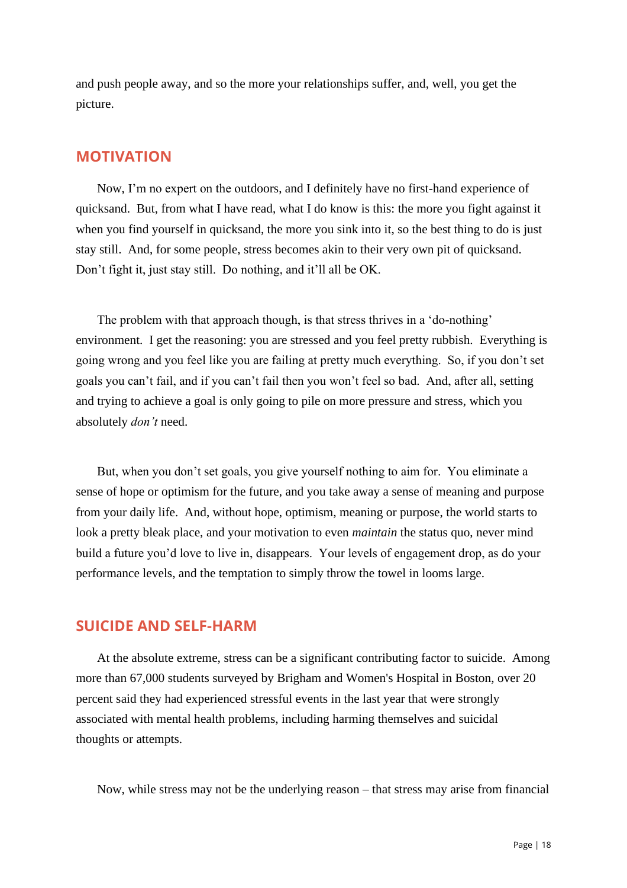and push people away, and so the more your relationships suffer, and, well, you get the picture.

## MOTIVATION

Now, I'm no expert on the outdoors, and I definitely have no first-hand experience of quicksand. But, from what I have read, what I do know is this: the more you fight against it when you find yourself in quicksand, the more you sink into it, so the best thing to do is just stay still. And, for some people, stress becomes akin to their very own pit of quicksand. Don't fight it, just stay still. Do nothing, and it'll all be OK.

The problem with that approach though, is that stress thrives in a 'do-nothing' environment. I get the reasoning: you are stressed and you feel pretty rubbish. Everything is going wrong and you feel like you are failing at pretty much everything. So, if you don't set goals you can't fail, and if you can't fail then you won't feel so bad. And, after all, setting and trying to achieve a goal is only going to pile on more pressure and stress, which you absolutely *don't* need.

But, when you don't set goals, you give yourself nothing to aim for. You eliminate a sense of hope or optimism for the future, and you take away a sense of meaning and purpose from your daily life. And, without hope, optimism, meaning or purpose, the world starts to look a pretty bleak place, and your motivation to even *maintain* the status quo, never mind build a future you'd love to live in, disappears. Your levels of engagement drop, as do your performance levels, and the temptation to simply throw the towel in looms large.

## SUICIDE AND SELF-HARM

At the absolute extreme, stress can be a significant contributing factor to suicide. Among more than 67,000 students surveyed by Brigham and Women's Hospital in Boston, over 20 percent said they had experienced stressful events in the last year that were strongly associated with mental health problems, including harming themselves and suicidal thoughts or attempts.

Now, while stress may not be the underlying reason – that stress may arise from financial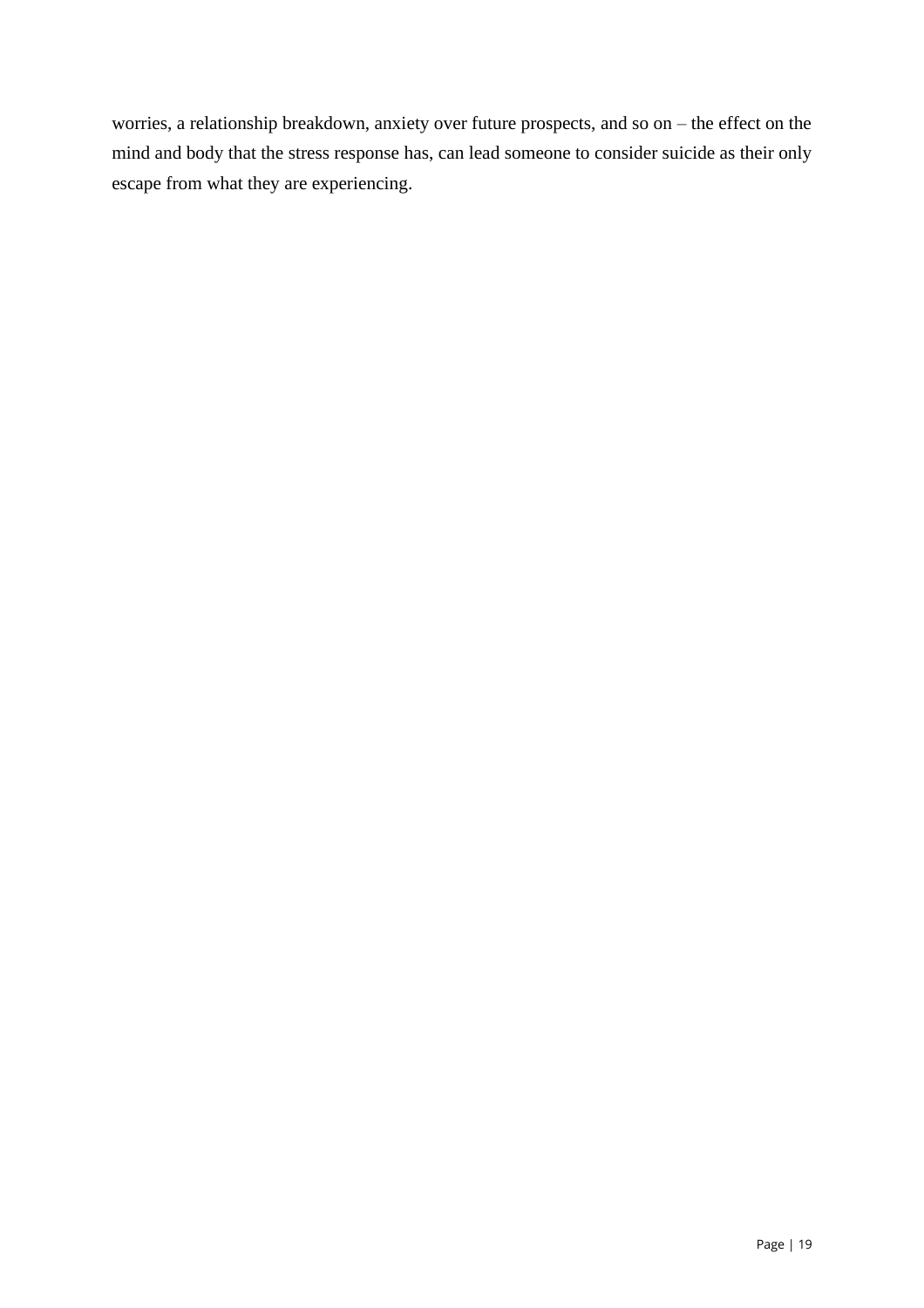worries, a relationship breakdown, anxiety over future prospects, and so on – the effect on the mind and body that the stress response has, can lead someone to consider suicide as their only escape from what they are experiencing.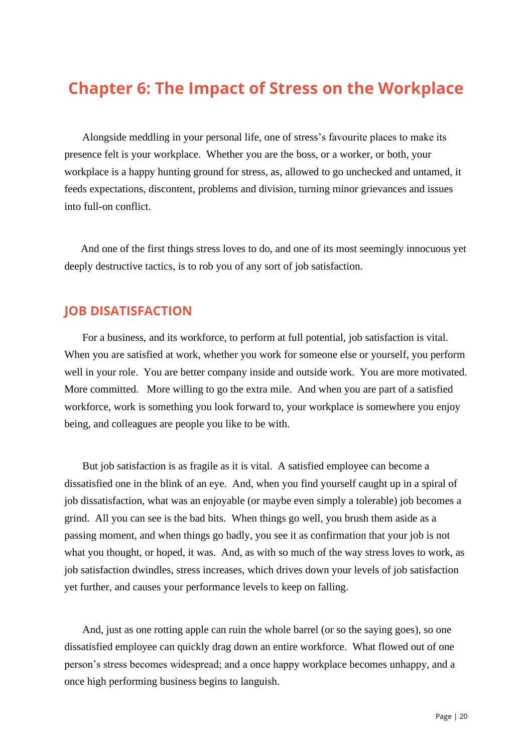# Chapter 6: The Impact of Stress on the Workplace

Alongside meddling in your personal life, one of stress's favourite places to make its presence felt is your workplace. Whether you are the boss, or a worker, or both, your workplace is a happy hunting ground for stress, as, allowed to go unchecked and untamed, it feeds expectations, discontent, problems and division, turning minor grievances and issues into full-on conflict.

And one of the first things stress loves to do, and one of its most seemingly innocuous yet deeply destructive tactics, is to rob you of any sort of job satisfaction.

## JOB DISATISFACTION

For a business, and its workforce, to perform at full potential, job satisfaction is vital. When you are satisfied at work, whether you work for someone else or yourself, you perform well in your role. You are better company inside and outside work. You are more motivated. More committed. More willing to go the extra mile. And when you are part of a satisfied workforce, work is something you look forward to, your workplace is somewhere you enjoy being, and colleagues are people you like to be with.

But job satisfaction is as fragile as it is vital. A satisfied employee can become a dissatisfied one in the blink of an eye. And, when you find yourself caught up in a spiral of job dissatisfaction, what was an enjoyable (or maybe even simply a tolerable) job becomes a grind. All you can see is the bad bits. When things go well, you brush them aside as a passing moment, and when things go badly, you see it as confirmation that your job is not what you thought, or hoped, it was. And, as with so much of the way stress loves to work, as job satisfaction dwindles, stress increases, which drives down your levels of job satisfaction yet further, and causes your performance levels to keep on falling.

And, just as one rotting apple can ruin the whole barrel (or so the saying goes), so one dissatisfied employee can quickly drag down an entire workforce. What flowed out of one person's stress becomes widespread; and a once happy workplace becomes unhappy, and a once high performing business begins to languish.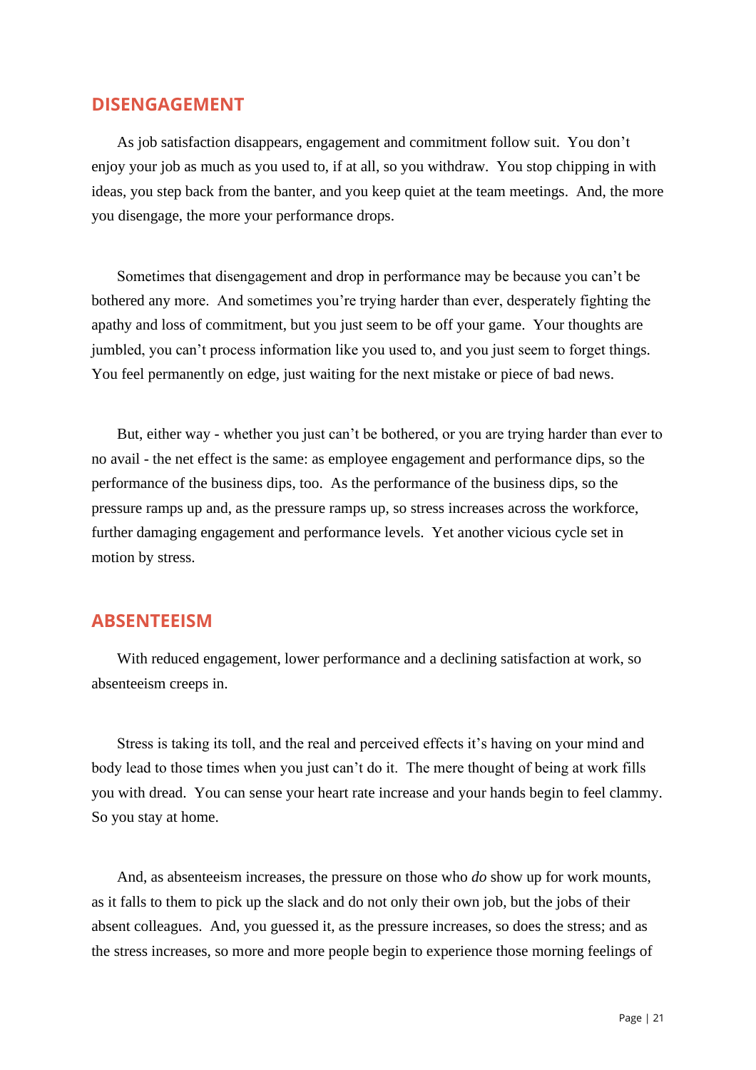## DISENGAGEMENT

As job satisfaction disappears, engagement and commitment follow suit. You don't enjoy your job as much as you used to, if at all, so you withdraw. You stop chipping in with ideas, you step back from the banter, and you keep quiet at the team meetings. And, the more you disengage, the more your performance drops.

Sometimes that disengagement and drop in performance may be because you can't be bothered any more. And sometimes you're trying harder than ever, desperately fighting the apathy and loss of commitment, but you just seem to be off your game. Your thoughts are jumbled, you can't process information like you used to, and you just seem to forget things. You feel permanently on edge, just waiting for the next mistake or piece of bad news.

But, either way - whether you just can't be bothered, or you are trying harder than ever to no avail - the net effect is the same: as employee engagement and performance dips, so the performance of the business dips, too. As the performance of the business dips, so the pressure ramps up and, as the pressure ramps up, so stress increases across the workforce, further damaging engagement and performance levels. Yet another vicious cycle set in motion by stress.

## ABSENTEEISM

With reduced engagement, lower performance and a declining satisfaction at work, so absenteeism creeps in.

Stress is taking its toll, and the real and perceived effects it's having on your mind and body lead to those times when you just can't do it. The mere thought of being at work fills you with dread. You can sense your heart rate increase and your hands begin to feel clammy. So you stay at home.

And, as absenteeism increases, the pressure on those who *do* show up for work mounts, as it falls to them to pick up the slack and do not only their own job, but the jobs of their absent colleagues. And, you guessed it, as the pressure increases, so does the stress; and as the stress increases, so more and more people begin to experience those morning feelings of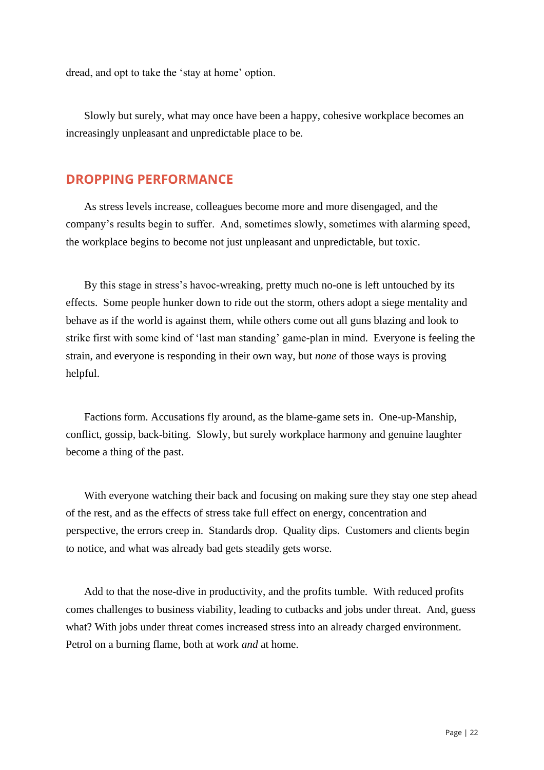dread, and opt to take the 'stay at home' option.

Slowly but surely, what may once have been a happy, cohesive workplace becomes an increasingly unpleasant and unpredictable place to be.

## DROPPING PERFORMANCE

As stress levels increase, colleagues become more and more disengaged, and the company's results begin to suffer. And, sometimes slowly, sometimes with alarming speed, the workplace begins to become not just unpleasant and unpredictable, but toxic.

By this stage in stress's havoc-wreaking, pretty much no-one is left untouched by its effects. Some people hunker down to ride out the storm, others adopt a siege mentality and behave as if the world is against them, while others come out all guns blazing and look to strike first with some kind of 'last man standing' game-plan in mind. Everyone is feeling the strain, and everyone is responding in their own way, but *none* of those ways is proving helpful.

Factions form. Accusations fly around, as the blame-game sets in. One-up-Manship, conflict, gossip, back-biting. Slowly, but surely workplace harmony and genuine laughter become a thing of the past.

With everyone watching their back and focusing on making sure they stay one step ahead of the rest, and as the effects of stress take full effect on energy, concentration and perspective, the errors creep in. Standards drop. Quality dips. Customers and clients begin to notice, and what was already bad gets steadily gets worse.

Add to that the nose-dive in productivity, and the profits tumble. With reduced profits comes challenges to business viability, leading to cutbacks and jobs under threat. And, guess what? With jobs under threat comes increased stress into an already charged environment. Petrol on a burning flame, both at work *and* at home.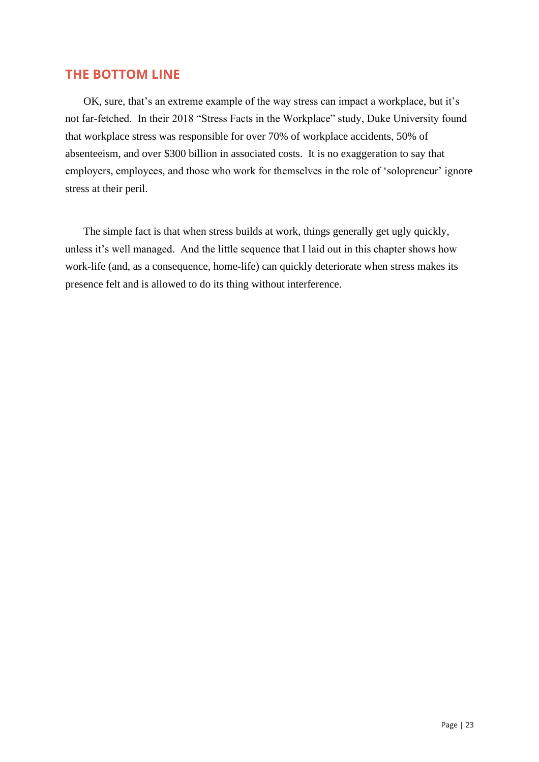## THE BOTTOM LINE

OK, sure, that's an extreme example of the way stress can impact a workplace, but it's not far-fetched. In their 2018 "Stress Facts in the Workplace" study, Duke University found that workplace stress was responsible for over 70% of workplace accidents, 50% of absenteeism, and over $300 billion in associated costs. It is no exaggeration to say that employers, employees, and those who work for themselves in the role of 'solopreneur' ignore stress at their peril.

The simple fact is that when stress builds at work, things generally get ugly quickly, unless it's well managed. And the little sequence that I laid out in this chapter shows how work-life (and, as a consequence, home-life) can quickly deteriorate when stress makes its presence felt and is allowed to do its thing without interference.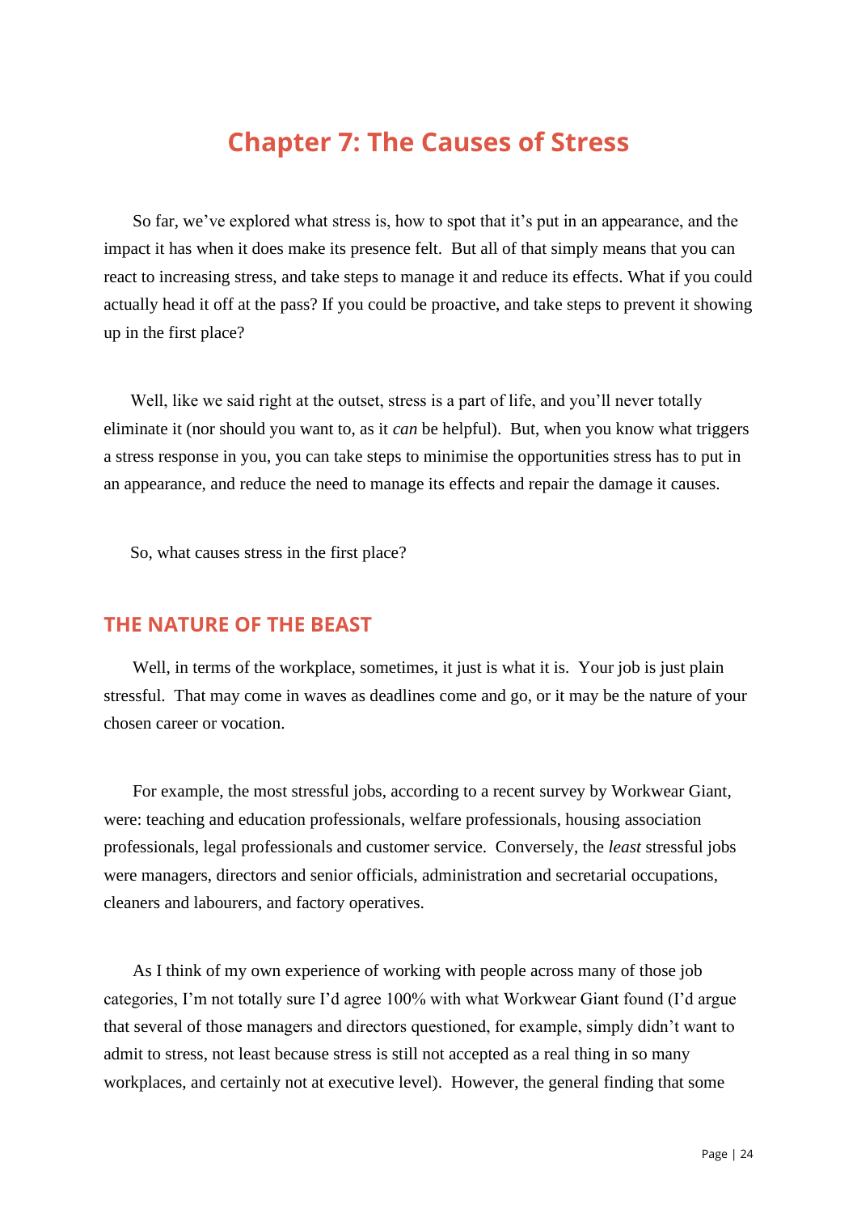# Chapter 7: The Causes of Stress

So far, we've explored what stress is, how to spot that it's put in an appearance, and the impact it has when it does make its presence felt. But all of that simply means that you can react to increasing stress, and take steps to manage it and reduce its effects. What if you could actually head it off at the pass? If you could be proactive, and take steps to prevent it showing up in the first place?

Well, like we said right at the outset, stress is a part of life, and you'll never totally eliminate it (nor should you want to, as it *can* be helpful). But, when you know what triggers a stress response in you, you can take steps to minimise the opportunities stress has to put in an appearance, and reduce the need to manage its effects and repair the damage it causes.

So, what causes stress in the first place?

## THE NATURE OF THE BEAST

Well, in terms of the workplace, sometimes, it just is what it is. Your job is just plain stressful. That may come in waves as deadlines come and go, or it may be the nature of your chosen career or vocation.

For example, the most stressful jobs, according to a recent survey by Workwear Giant, were: teaching and education professionals, welfare professionals, housing association professionals, legal professionals and customer service. Conversely, the *least* stressful jobs were managers, directors and senior officials, administration and secretarial occupations, cleaners and labourers, and factory operatives.

As I think of my own experience of working with people across many of those job categories, I'm not totally sure I'd agree 100% with what Workwear Giant found (I'd argue that several of those managers and directors questioned, for example, simply didn't want to admit to stress, not least because stress is still not accepted as a real thing in so many workplaces, and certainly not at executive level). However, the general finding that some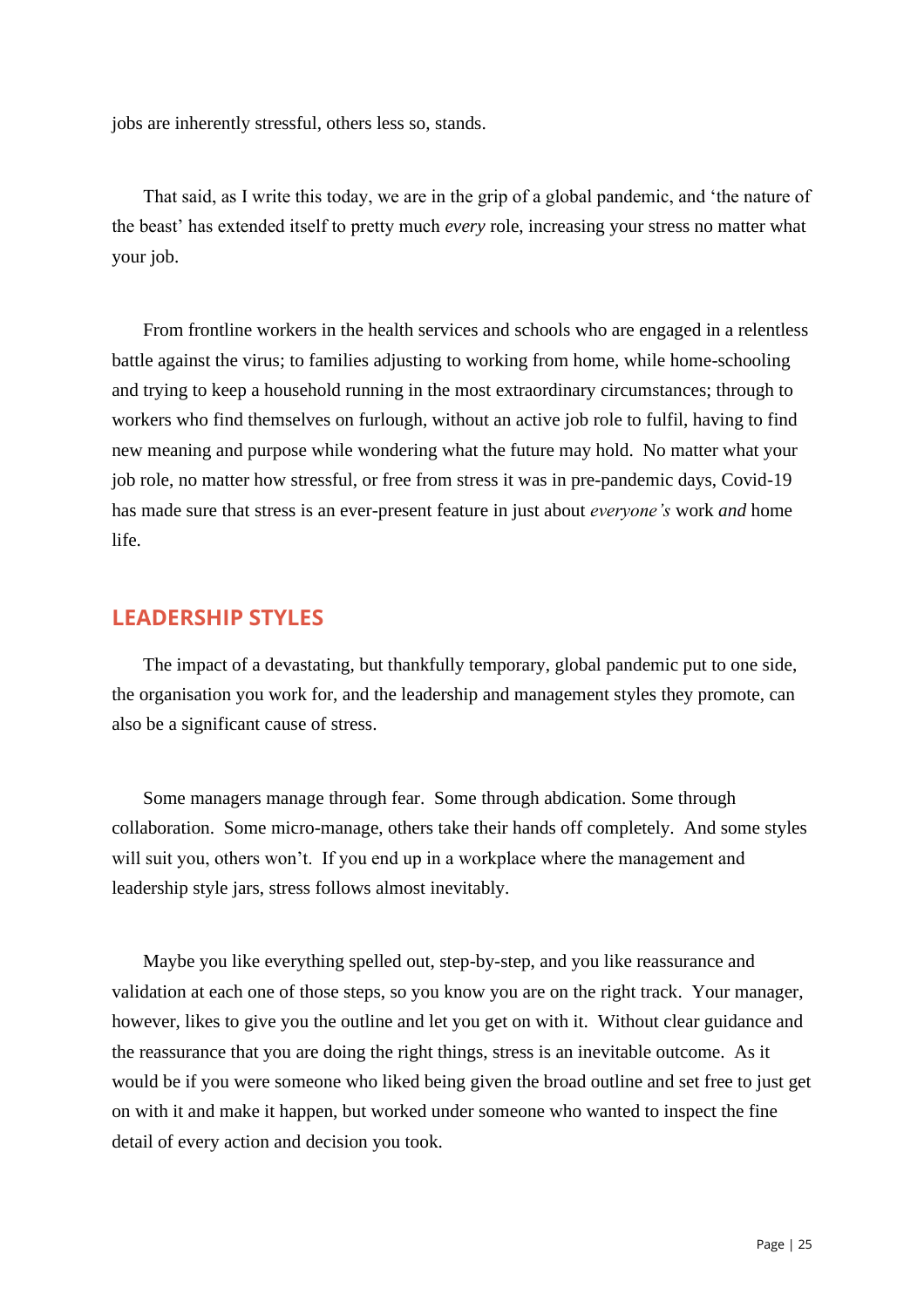jobs are inherently stressful, others less so, stands.

That said, as I write this today, we are in the grip of a global pandemic, and 'the nature of the beast' has extended itself to pretty much *every* role, increasing your stress no matter what your job.

From frontline workers in the health services and schools who are engaged in a relentless battle against the virus; to families adjusting to working from home, while home-schooling and trying to keep a household running in the most extraordinary circumstances; through to workers who find themselves on furlough, without an active job role to fulfil, having to find new meaning and purpose while wondering what the future may hold. No matter what your job role, no matter how stressful, or free from stress it was in pre-pandemic days, Covid-19 has made sure that stress is an ever-present feature in just about *everyone's* work *and* home life.

## LEADERSHIP STYLES

The impact of a devastating, but thankfully temporary, global pandemic put to one side, the organisation you work for, and the leadership and management styles they promote, can also be a significant cause of stress.

Some managers manage through fear. Some through abdication. Some through collaboration. Some micro-manage, others take their hands off completely. And some styles will suit you, others won't. If you end up in a workplace where the management and leadership style jars, stress follows almost inevitably.

Maybe you like everything spelled out, step-by-step, and you like reassurance and validation at each one of those steps, so you know you are on the right track. Your manager, however, likes to give you the outline and let you get on with it. Without clear guidance and the reassurance that you are doing the right things, stress is an inevitable outcome. As it would be if you were someone who liked being given the broad outline and set free to just get on with it and make it happen, but worked under someone who wanted to inspect the fine detail of every action and decision you took.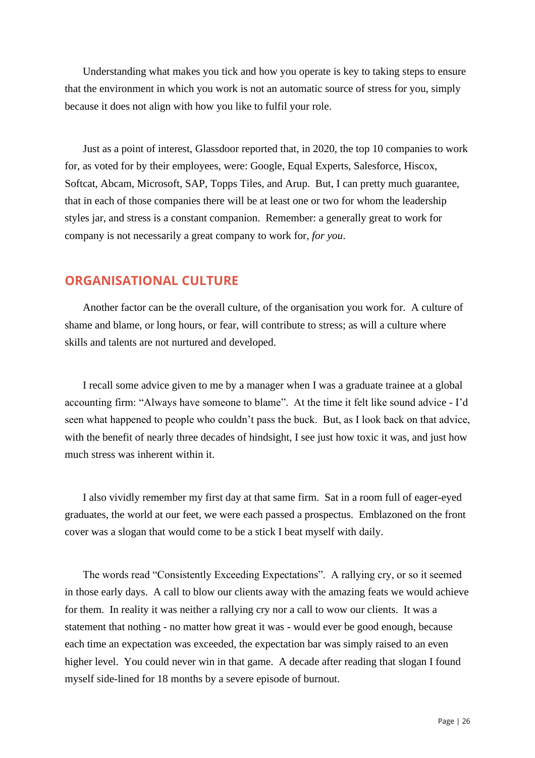Understanding what makes you tick and how you operate is key to taking steps to ensure that the environment in which you work is not an automatic source of stress for you, simply because it does not align with how you like to fulfil your role.

Just as a point of interest, Glassdoor reported that, in 2020, the top 10 companies to work for, as voted for by their employees, were: Google, Equal Experts, Salesforce, Hiscox, Softcat, Abcam, Microsoft, SAP, Topps Tiles, and Arup. But, I can pretty much guarantee, that in each of those companies there will be at least one or two for whom the leadership styles jar, and stress is a constant companion. Remember: a generally great to work for company is not necessarily a great company to work for, *for you*.

## ORGANISATIONAL CULTURE

Another factor can be the overall culture, of the organisation you work for. A culture of shame and blame, or long hours, or fear, will contribute to stress; as will a culture where skills and talents are not nurtured and developed.

I recall some advice given to me by a manager when I was a graduate trainee at a global accounting firm: "Always have someone to blame". At the time it felt like sound advice - I'd seen what happened to people who couldn't pass the buck. But, as I look back on that advice, with the benefit of nearly three decades of hindsight, I see just how toxic it was, and just how much stress was inherent within it.

I also vividly remember my first day at that same firm. Sat in a room full of eager-eyed graduates, the world at our feet, we were each passed a prospectus. Emblazoned on the front cover was a slogan that would come to be a stick I beat myself with daily.

The words read "Consistently Exceeding Expectations". A rallying cry, or so it seemed in those early days. A call to blow our clients away with the amazing feats we would achieve for them. In reality it was neither a rallying cry nor a call to wow our clients. It was a statement that nothing - no matter how great it was - would ever be good enough, because each time an expectation was exceeded, the expectation bar was simply raised to an even higher level. You could never win in that game. A decade after reading that slogan I found myself side-lined for 18 months by a severe episode of burnout.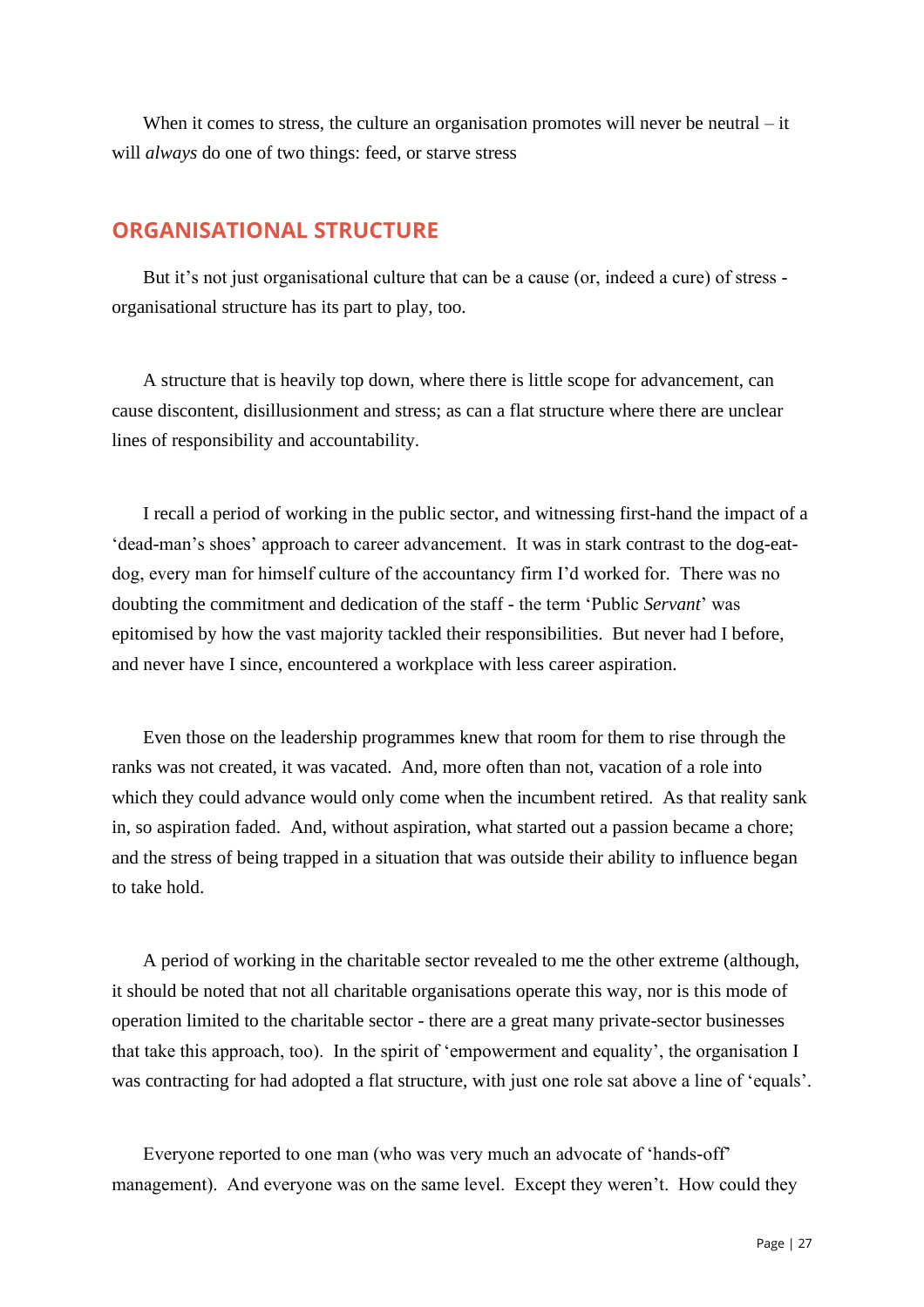When it comes to stress, the culture an organisation promotes will never be neutral – it will *always* do one of two things: feed, or starve stress

## ORGANISATIONAL STRUCTURE

But it's not just organisational culture that can be a cause (or, indeed a cure) of stress - organisational structure has its part to play, too.

A structure that is heavily top down, where there is little scope for advancement, can cause discontent, disillusionment and stress; as can a flat structure where there are unclear lines of responsibility and accountability.

I recall a period of working in the public sector, and witnessing first-hand the impact of a 'dead-man's shoes' approach to career advancement. It was in stark contrast to the dog-eat-dog, every man for himself culture of the accountancy firm I'd worked for. There was no doubting the commitment and dedication of the staff - the term 'Public *Servant*' was epitomised by how the vast majority tackled their responsibilities. But never had I before, and never have I since, encountered a workplace with less career aspiration.

Even those on the leadership programmes knew that room for them to rise through the ranks was not created, it was vacated. And, more often than not, vacation of a role into which they could advance would only come when the incumbent retired. As that reality sank in, so aspiration faded. And, without aspiration, what started out a passion became a chore; and the stress of being trapped in a situation that was outside their ability to influence began to take hold.

A period of working in the charitable sector revealed to me the other extreme (although, it should be noted that not all charitable organisations operate this way, nor is this mode of operation limited to the charitable sector - there are a great many private-sector businesses that take this approach, too). In the spirit of 'empowerment and equality', the organisation I was contracting for had adopted a flat structure, with just one role sat above a line of 'equals'.

Everyone reported to one man (who was very much an advocate of 'hands-off' management). And everyone was on the same level. Except they weren't. How could they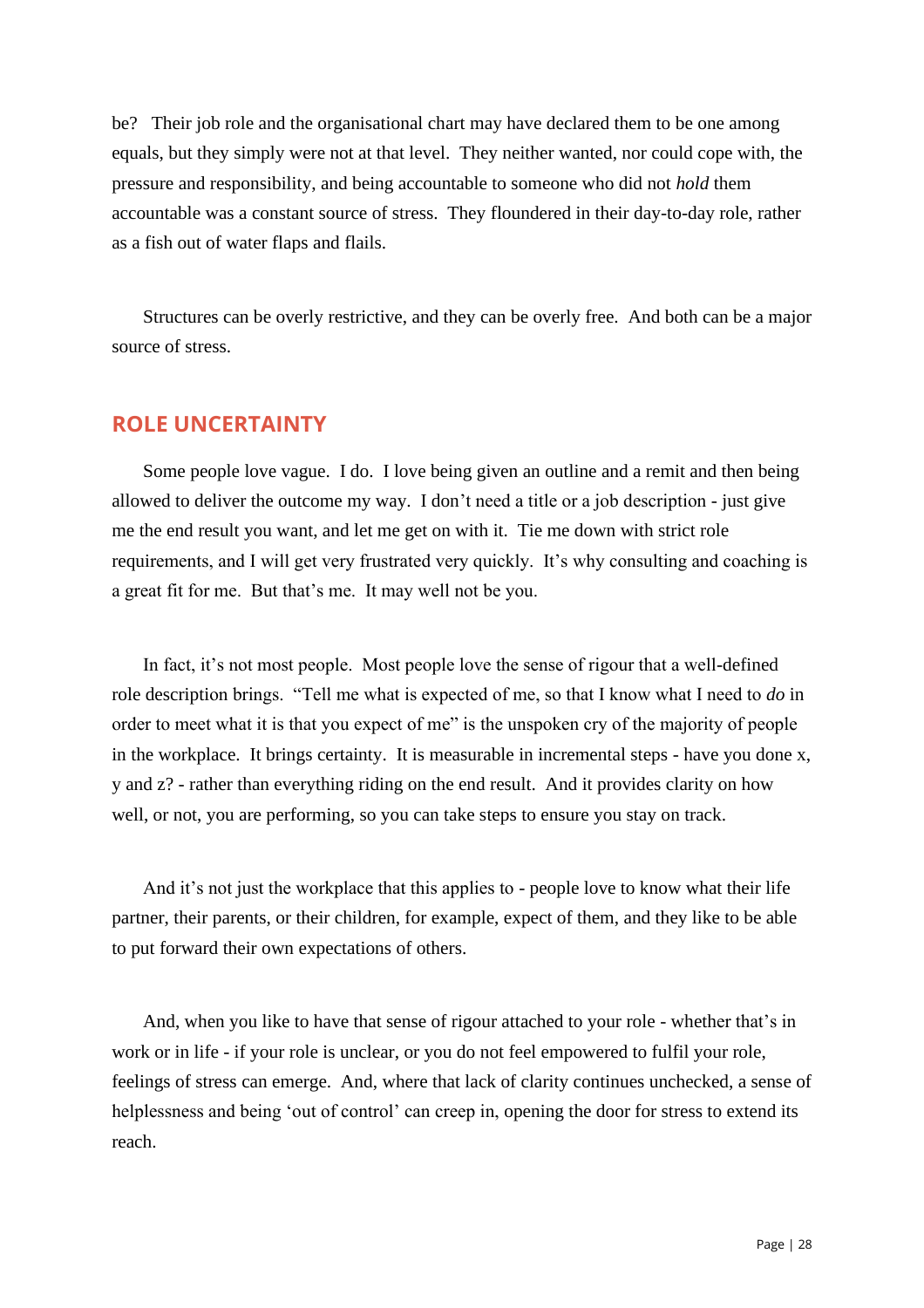be? Their job role and the organisational chart may have declared them to be one among equals, but they simply were not at that level. They neither wanted, nor could cope with, the pressure and responsibility, and being accountable to someone who did not *hold* them accountable was a constant source of stress. They floundered in their day-to-day role, rather as a fish out of water flaps and flails.

Structures can be overly restrictive, and they can be overly free. And both can be a major source of stress.

## ROLE UNCERTAINTY

Some people love vague. I do. I love being given an outline and a remit and then being allowed to deliver the outcome my way. I don't need a title or a job description - just give me the end result you want, and let me get on with it. Tie me down with strict role requirements, and I will get very frustrated very quickly. It's why consulting and coaching is a great fit for me. But that's me. It may well not be you.

In fact, it's not most people. Most people love the sense of rigour that a well-defined role description brings. "Tell me what is expected of me, so that I know what I need to *do* in order to meet what it is that you expect of me" is the unspoken cry of the majority of people in the workplace. It brings certainty. It is measurable in incremental steps - have you done x, y and z? - rather than everything riding on the end result. And it provides clarity on how well, or not, you are performing, so you can take steps to ensure you stay on track.

And it's not just the workplace that this applies to - people love to know what their life partner, their parents, or their children, for example, expect of them, and they like to be able to put forward their own expectations of others.

And, when you like to have that sense of rigour attached to your role - whether that's in work or in life - if your role is unclear, or you do not feel empowered to fulfil your role, feelings of stress can emerge. And, where that lack of clarity continues unchecked, a sense of helplessness and being 'out of control' can creep in, opening the door for stress to extend its reach.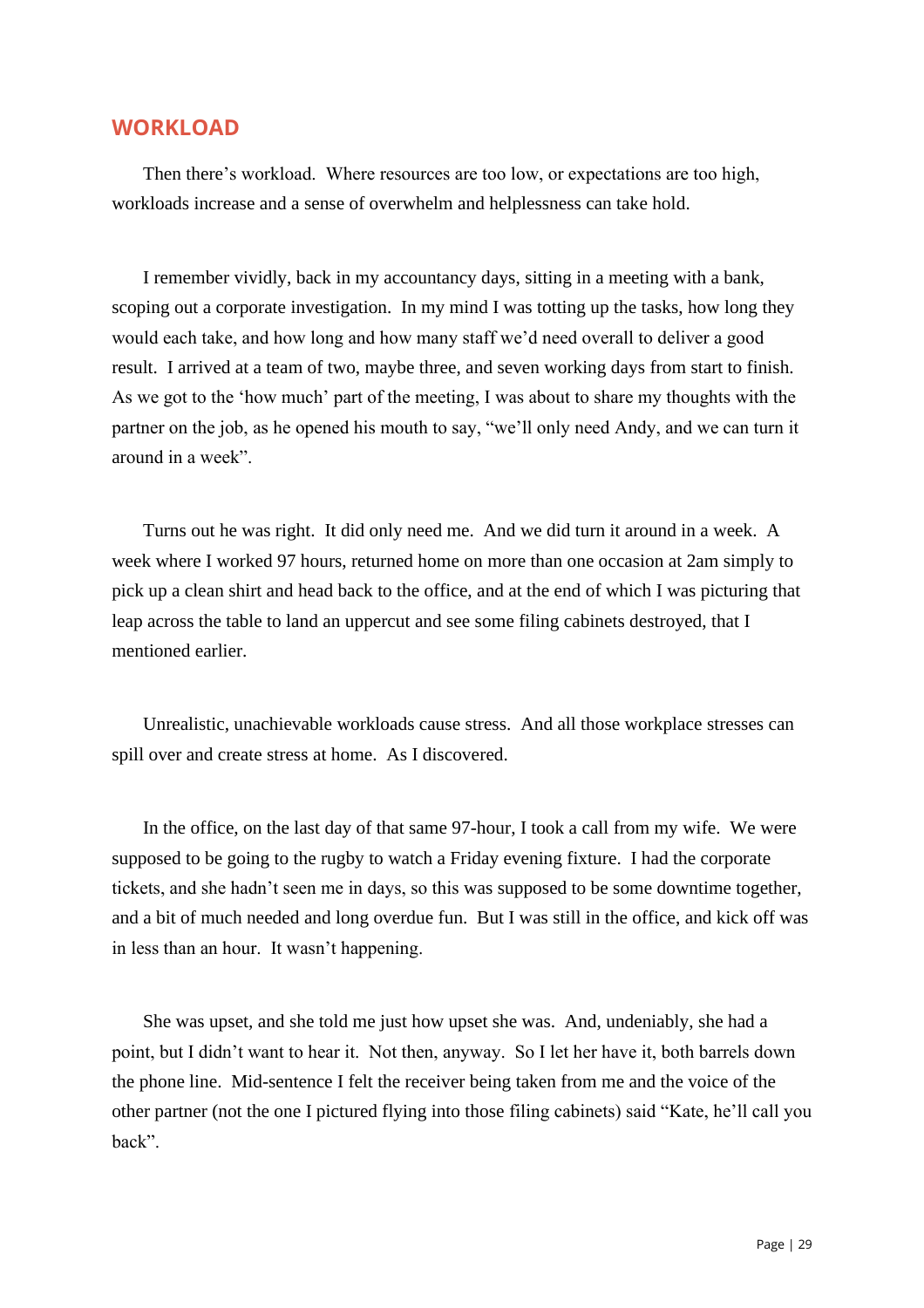## WORKLOAD

Then there's workload. Where resources are too low, or expectations are too high, workloads increase and a sense of overwhelm and helplessness can take hold.

I remember vividly, back in my accountancy days, sitting in a meeting with a bank, scoping out a corporate investigation. In my mind I was totting up the tasks, how long they would each take, and how long and how many staff we'd need overall to deliver a good result. I arrived at a team of two, maybe three, and seven working days from start to finish. As we got to the 'how much' part of the meeting, I was about to share my thoughts with the partner on the job, as he opened his mouth to say, "we'll only need Andy, and we can turn it around in a week".

Turns out he was right. It did only need me. And we did turn it around in a week. A week where I worked 97 hours, returned home on more than one occasion at 2am simply to pick up a clean shirt and head back to the office, and at the end of which I was picturing that leap across the table to land an uppercut and see some filing cabinets destroyed, that I mentioned earlier.

Unrealistic, unachievable workloads cause stress. And all those workplace stresses can spill over and create stress at home. As I discovered.

In the office, on the last day of that same 97-hour, I took a call from my wife. We were supposed to be going to the rugby to watch a Friday evening fixture. I had the corporate tickets, and she hadn't seen me in days, so this was supposed to be some downtime together, and a bit of much needed and long overdue fun. But I was still in the office, and kick off was in less than an hour. It wasn't happening.

She was upset, and she told me just how upset she was. And, undeniably, she had a point, but I didn't want to hear it. Not then, anyway. So I let her have it, both barrels down the phone line. Mid-sentence I felt the receiver being taken from me and the voice of the other partner (not the one I pictured flying into those filing cabinets) said "Kate, he'll call you back".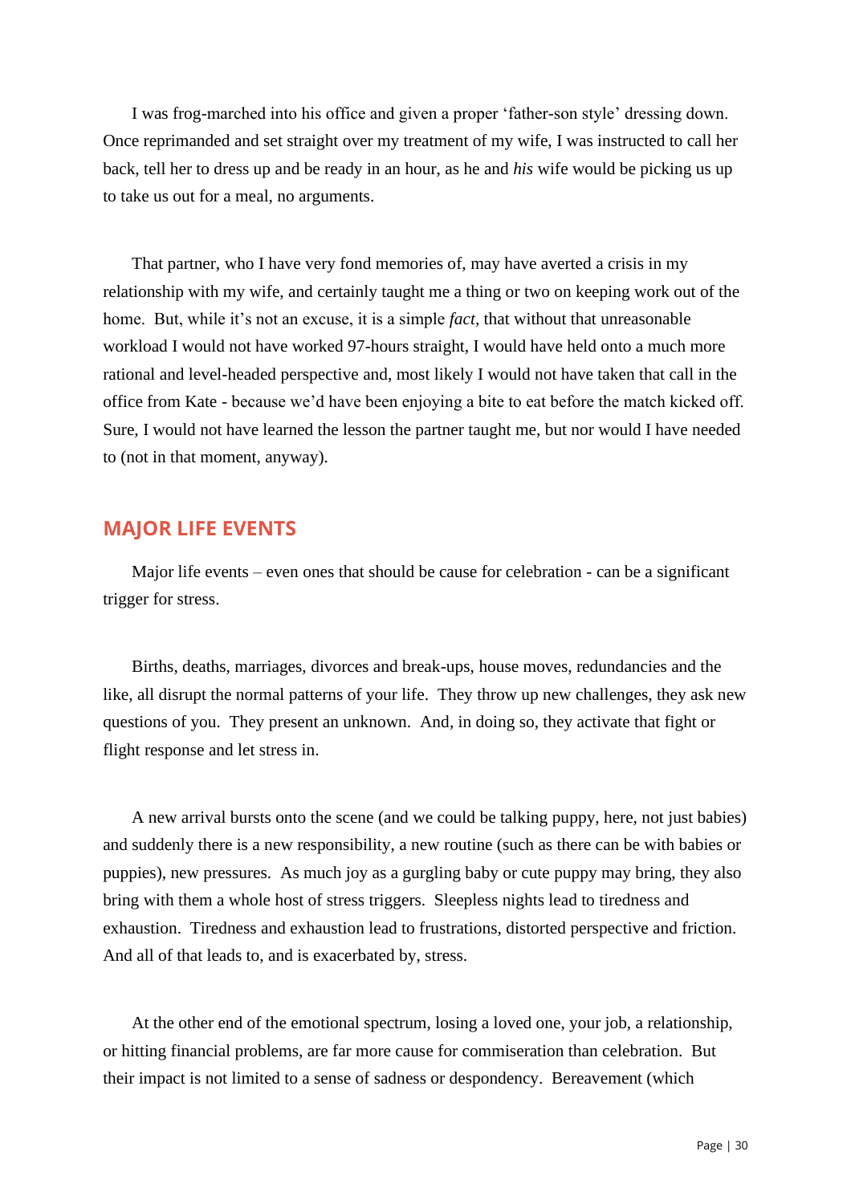I was frog-marched into his office and given a proper 'father-son style' dressing down. Once reprimanded and set straight over my treatment of my wife, I was instructed to call her back, tell her to dress up and be ready in an hour, as he and *his* wife would be picking us up to take us out for a meal, no arguments.

That partner, who I have very fond memories of, may have averted a crisis in my relationship with my wife, and certainly taught me a thing or two on keeping work out of the home. But, while it's not an excuse, it is a simple *fact*, that without that unreasonable workload I would not have worked 97-hours straight, I would have held onto a much more rational and level-headed perspective and, most likely I would not have taken that call in the office from Kate - because we'd have been enjoying a bite to eat before the match kicked off. Sure, I would not have learned the lesson the partner taught me, but nor would I have needed to (not in that moment, anyway).

## MAJOR LIFE EVENTS

Major life events – even ones that should be cause for celebration - can be a significant trigger for stress.

Births, deaths, marriages, divorces and break-ups, house moves, redundancies and the like, all disrupt the normal patterns of your life. They throw up new challenges, they ask new questions of you. They present an unknown. And, in doing so, they activate that fight or flight response and let stress in.

A new arrival bursts onto the scene (and we could be talking puppy, here, not just babies) and suddenly there is a new responsibility, a new routine (such as there can be with babies or puppies), new pressures. As much joy as a gurgling baby or cute puppy may bring, they also bring with them a whole host of stress triggers. Sleepless nights lead to tiredness and exhaustion. Tiredness and exhaustion lead to frustrations, distorted perspective and friction. And all of that leads to, and is exacerbated by, stress.

At the other end of the emotional spectrum, losing a loved one, your job, a relationship, or hitting financial problems, are far more cause for commiseration than celebration. But their impact is not limited to a sense of sadness or despondency. Bereavement (which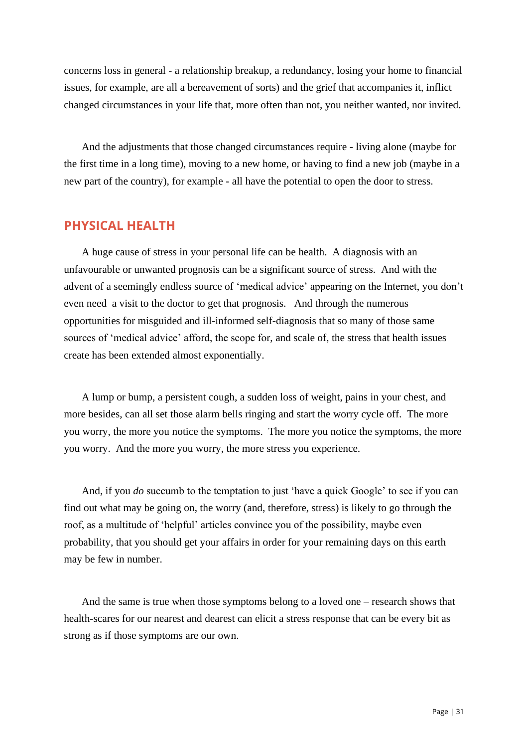concerns loss in general - a relationship breakup, a redundancy, losing your home to financial issues, for example, are all a bereavement of sorts) and the grief that accompanies it, inflict changed circumstances in your life that, more often than not, you neither wanted, nor invited.

And the adjustments that those changed circumstances require - living alone (maybe for the first time in a long time), moving to a new home, or having to find a new job (maybe in a new part of the country), for example - all have the potential to open the door to stress.

## PHYSICAL HEALTH

A huge cause of stress in your personal life can be health. A diagnosis with an unfavourable or unwanted prognosis can be a significant source of stress. And with the advent of a seemingly endless source of 'medical advice' appearing on the Internet, you don't even need a visit to the doctor to get that prognosis. And through the numerous opportunities for misguided and ill-informed self-diagnosis that so many of those same sources of 'medical advice' afford, the scope for, and scale of, the stress that health issues create has been extended almost exponentially.

A lump or bump, a persistent cough, a sudden loss of weight, pains in your chest, and more besides, can all set those alarm bells ringing and start the worry cycle off. The more you worry, the more you notice the symptoms. The more you notice the symptoms, the more you worry. And the more you worry, the more stress you experience.

And, if you *do* succumb to the temptation to just 'have a quick Google' to see if you can find out what may be going on, the worry (and, therefore, stress) is likely to go through the roof, as a multitude of 'helpful' articles convince you of the possibility, maybe even probability, that you should get your affairs in order for your remaining days on this earth may be few in number.

And the same is true when those symptoms belong to a loved one – research shows that health-scares for our nearest and dearest can elicit a stress response that can be every bit as strong as if those symptoms are our own.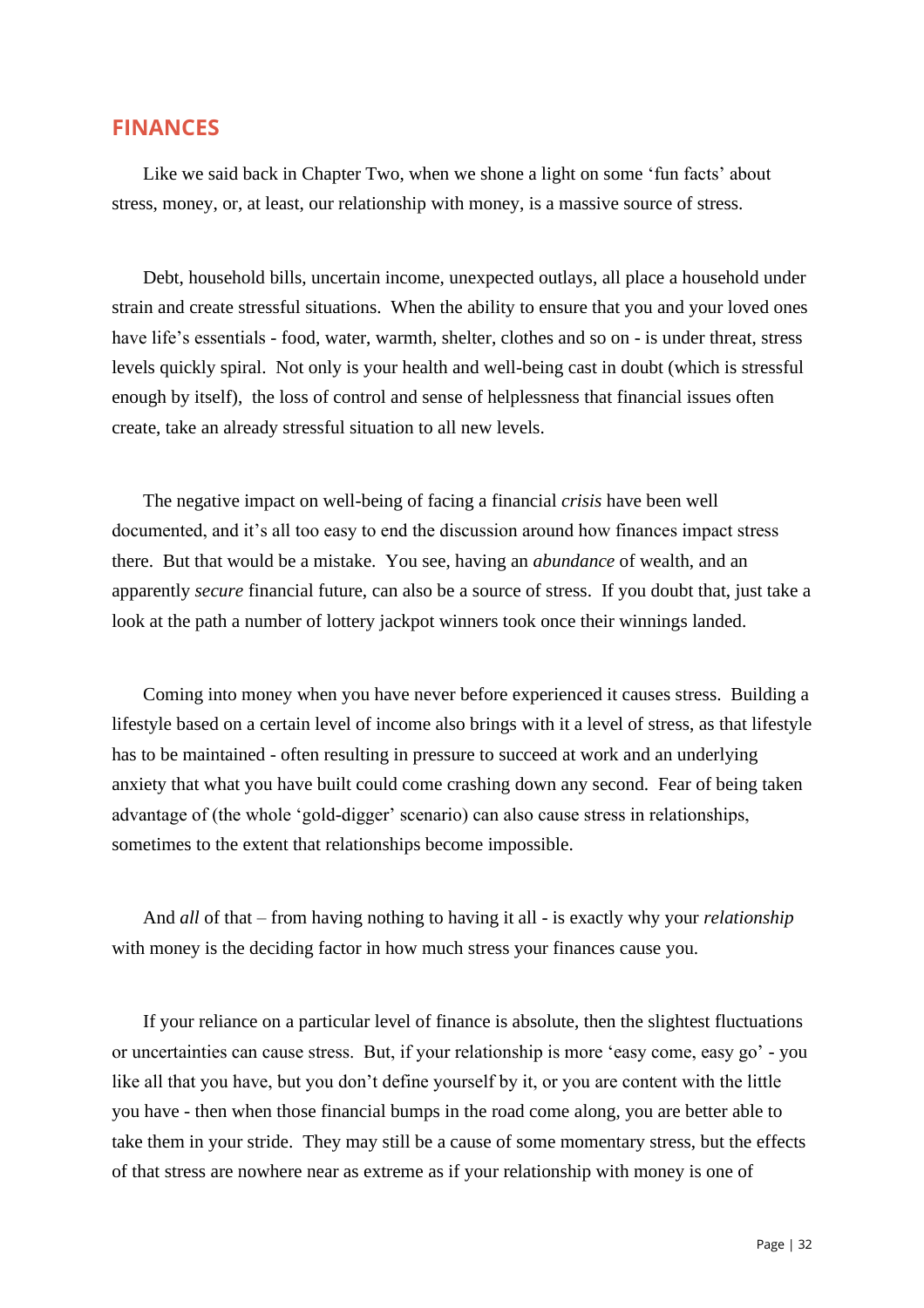## FINANCES

Like we said back in Chapter Two, when we shone a light on some 'fun facts' about stress, money, or, at least, our relationship with money, is a massive source of stress.

Debt, household bills, uncertain income, unexpected outlays, all place a household under strain and create stressful situations. When the ability to ensure that you and your loved ones have life's essentials - food, water, warmth, shelter, clothes and so on - is under threat, stress levels quickly spiral. Not only is your health and well-being cast in doubt (which is stressful enough by itself), the loss of control and sense of helplessness that financial issues often create, take an already stressful situation to all new levels.

The negative impact on well-being of facing a financial *crisis* have been well documented, and it's all too easy to end the discussion around how finances impact stress there. But that would be a mistake. You see, having an *abundance* of wealth, and an apparently *secure* financial future, can also be a source of stress. If you doubt that, just take a look at the path a number of lottery jackpot winners took once their winnings landed.

Coming into money when you have never before experienced it causes stress. Building a lifestyle based on a certain level of income also brings with it a level of stress, as that lifestyle has to be maintained - often resulting in pressure to succeed at work and an underlying anxiety that what you have built could come crashing down any second. Fear of being taken advantage of (the whole 'gold-digger' scenario) can also cause stress in relationships, sometimes to the extent that relationships become impossible.

And *all* of that – from having nothing to having it all - is exactly why your *relationship* with money is the deciding factor in how much stress your finances cause you.

If your reliance on a particular level of finance is absolute, then the slightest fluctuations or uncertainties can cause stress. But, if your relationship is more 'easy come, easy go' - you like all that you have, but you don't define yourself by it, or you are content with the little you have - then when those financial bumps in the road come along, you are better able to take them in your stride. They may still be a cause of some momentary stress, but the effects of that stress are nowhere near as extreme as if your relationship with money is one of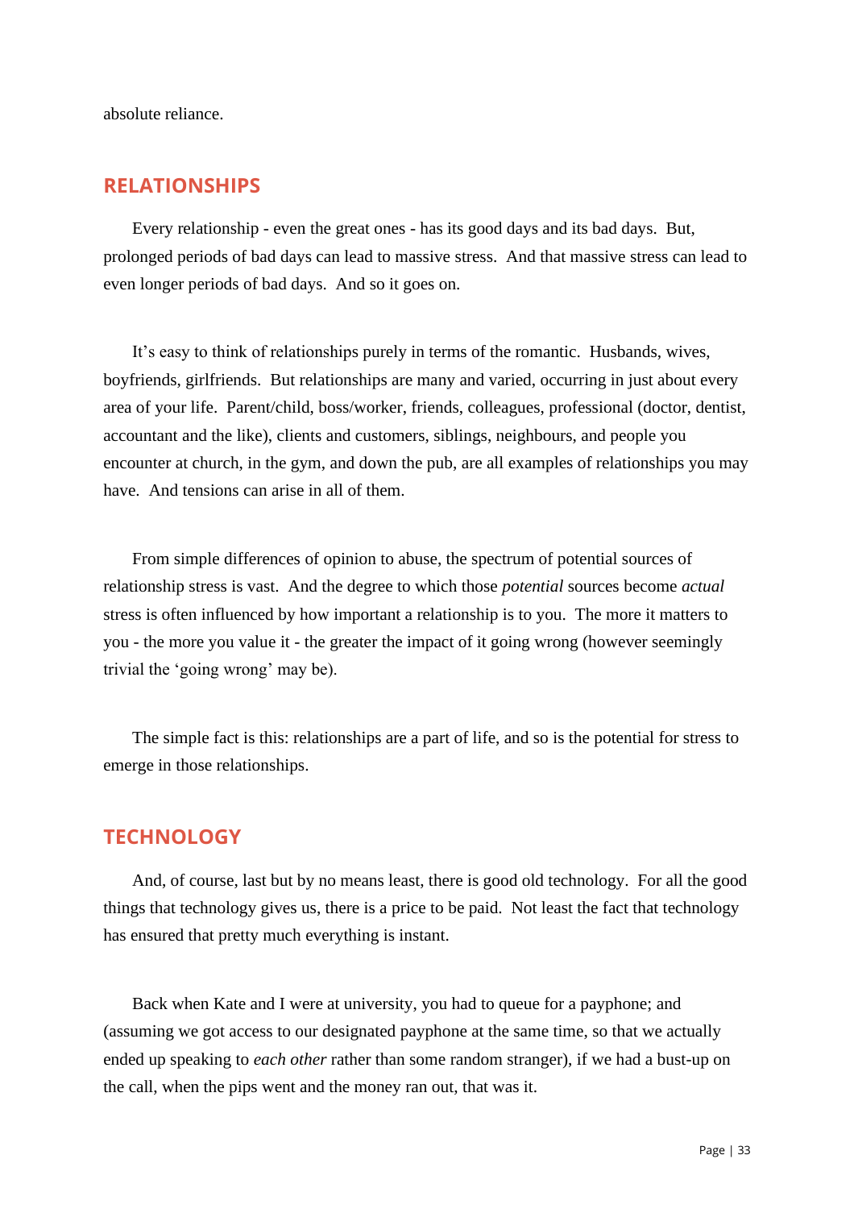absolute reliance.

## RELATIONSHIPS

Every relationship - even the great ones - has its good days and its bad days.  But, prolonged periods of bad days can lead to massive stress.  And that massive stress can lead to even longer periods of bad days.  And so it goes on.

It's easy to think of relationships purely in terms of the romantic.  Husbands, wives, boyfriends, girlfriends.  But relationships are many and varied, occurring in just about every area of your life.  Parent/child, boss/worker, friends, colleagues, professional (doctor, dentist, accountant and the like), clients and customers, siblings, neighbours, and people you encounter at church, in the gym, and down the pub, are all examples of relationships you may have.  And tensions can arise in all of them.

From simple differences of opinion to abuse, the spectrum of potential sources of relationship stress is vast.  And the degree to which those *potential* sources become *actual* stress is often influenced by how important a relationship is to you.  The more it matters to you - the more you value it - the greater the impact of it going wrong (however seemingly trivial the 'going wrong' may be).

The simple fact is this: relationships are a part of life, and so is the potential for stress to emerge in those relationships.

## TECHNOLOGY

And, of course, last but by no means least, there is good old technology.  For all the good things that technology gives us, there is a price to be paid.  Not least the fact that technology has ensured that pretty much everything is instant.

Back when Kate and I were at university, you had to queue for a payphone; and (assuming we got access to our designated payphone at the same time, so that we actually ended up speaking to *each other* rather than some random stranger), if we had a bust-up on the call, when the pips went and the money ran out, that was it.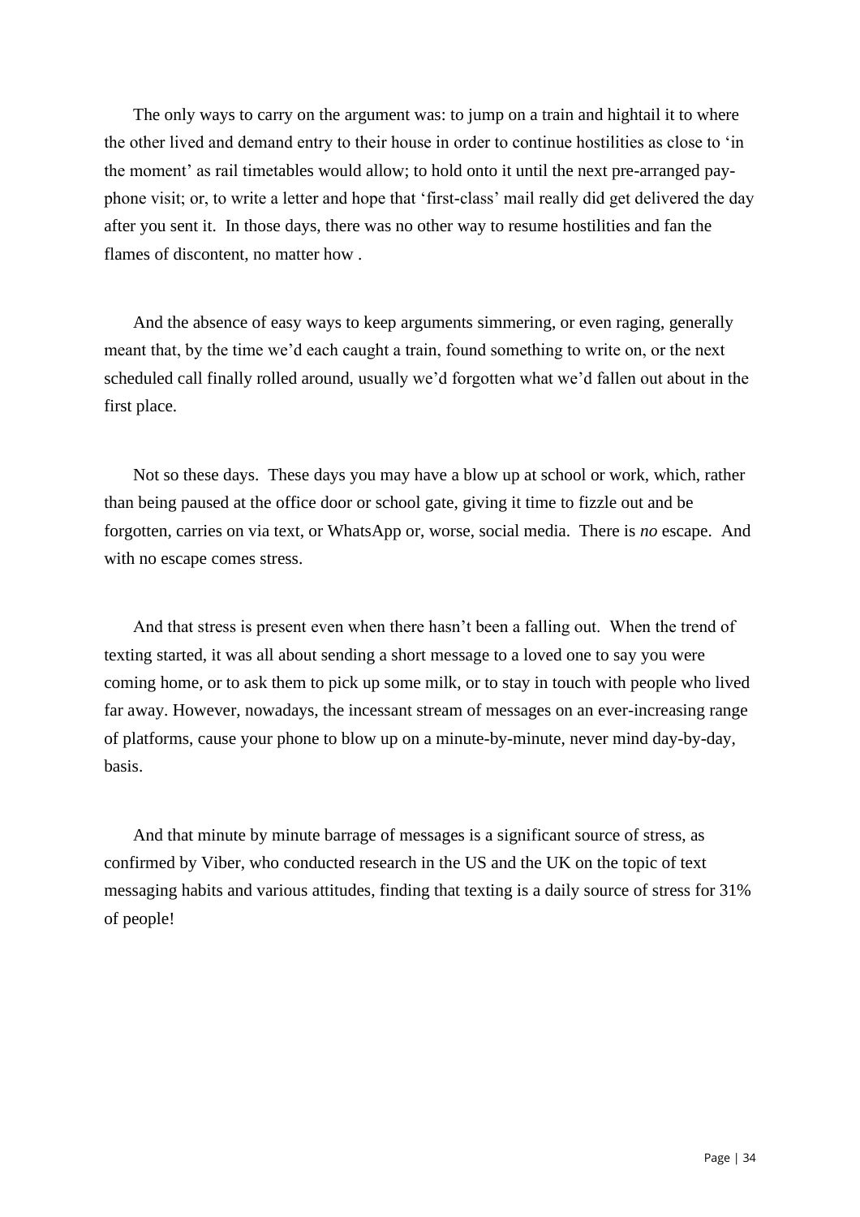The only ways to carry on the argument was: to jump on a train and hightail it to where the other lived and demand entry to their house in order to continue hostilities as close to 'in the moment' as rail timetables would allow; to hold onto it until the next pre-arranged pay-phone visit; or, to write a letter and hope that 'first-class' mail really did get delivered the day after you sent it. In those days, there was no other way to resume hostilities and fan the flames of discontent, no matter how .

And the absence of easy ways to keep arguments simmering, or even raging, generally meant that, by the time we'd each caught a train, found something to write on, or the next scheduled call finally rolled around, usually we'd forgotten what we'd fallen out about in the first place.

Not so these days. These days you may have a blow up at school or work, which, rather than being paused at the office door or school gate, giving it time to fizzle out and be forgotten, carries on via text, or WhatsApp or, worse, social media. There is *no* escape. And with no escape comes stress.

And that stress is present even when there hasn't been a falling out. When the trend of texting started, it was all about sending a short message to a loved one to say you were coming home, or to ask them to pick up some milk, or to stay in touch with people who lived far away. However, nowadays, the incessant stream of messages on an ever-increasing range of platforms, cause your phone to blow up on a minute-by-minute, never mind day-by-day, basis.

And that minute by minute barrage of messages is a significant source of stress, as confirmed by Viber, who conducted research in the US and the UK on the topic of text messaging habits and various attitudes, finding that texting is a daily source of stress for 31% of people!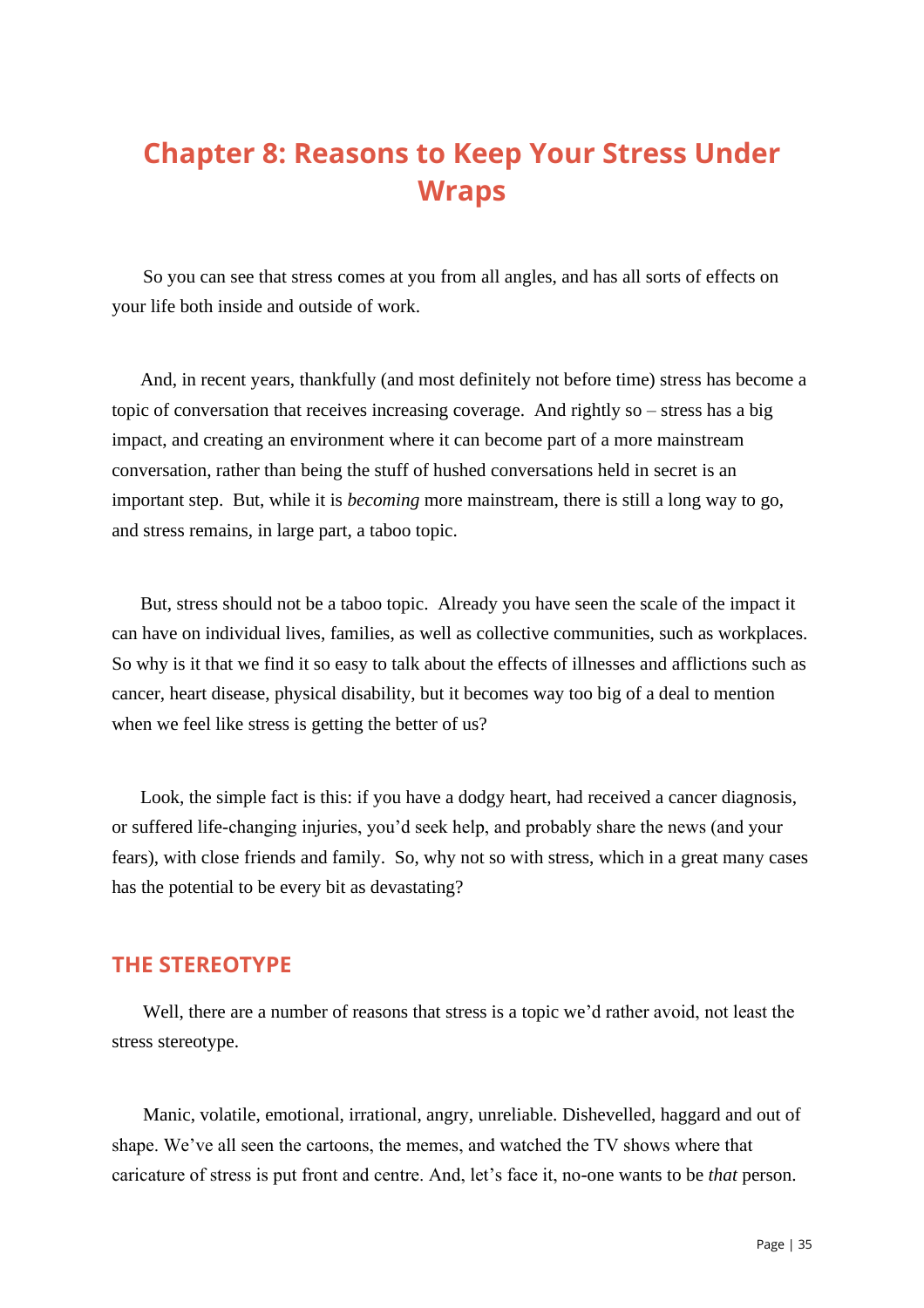# Chapter 8: Reasons to Keep Your Stress Under Wraps

So you can see that stress comes at you from all angles, and has all sorts of effects on your life both inside and outside of work.

And, in recent years, thankfully (and most definitely not before time) stress has become a topic of conversation that receives increasing coverage. And rightly so – stress has a big impact, and creating an environment where it can become part of a more mainstream conversation, rather than being the stuff of hushed conversations held in secret is an important step. But, while it is *becoming* more mainstream, there is still a long way to go, and stress remains, in large part, a taboo topic.

But, stress should not be a taboo topic. Already you have seen the scale of the impact it can have on individual lives, families, as well as collective communities, such as workplaces. So why is it that we find it so easy to talk about the effects of illnesses and afflictions such as cancer, heart disease, physical disability, but it becomes way too big of a deal to mention when we feel like stress is getting the better of us?

Look, the simple fact is this: if you have a dodgy heart, had received a cancer diagnosis, or suffered life-changing injuries, you'd seek help, and probably share the news (and your fears), with close friends and family. So, why not so with stress, which in a great many cases has the potential to be every bit as devastating?

## THE STEREOTYPE

Well, there are a number of reasons that stress is a topic we'd rather avoid, not least the stress stereotype.

Manic, volatile, emotional, irrational, angry, unreliable. Dishevelled, haggard and out of shape. We've all seen the cartoons, the memes, and watched the TV shows where that caricature of stress is put front and centre. And, let's face it, no-one wants to be *that* person.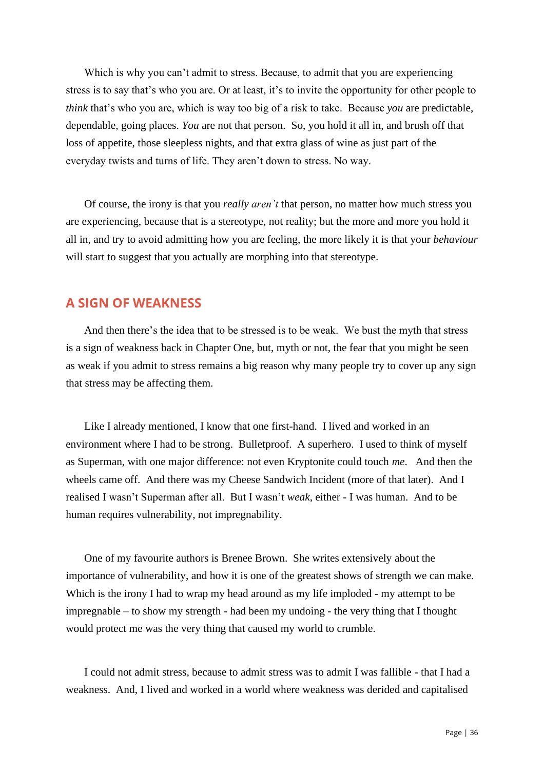Which is why you can't admit to stress. Because, to admit that you are experiencing stress is to say that's who you are. Or at least, it's to invite the opportunity for other people to *think* that's who you are, which is way too big of a risk to take. Because *you* are predictable, dependable, going places. *You* are not that person. So, you hold it all in, and brush off that loss of appetite, those sleepless nights, and that extra glass of wine as just part of the everyday twists and turns of life. They aren't down to stress. No way.

Of course, the irony is that you *really aren't* that person, no matter how much stress you are experiencing, because that is a stereotype, not reality; but the more and more you hold it all in, and try to avoid admitting how you are feeling, the more likely it is that your *behaviour* will start to suggest that you actually are morphing into that stereotype.

## A SIGN OF WEAKNESS

And then there's the idea that to be stressed is to be weak. We bust the myth that stress is a sign of weakness back in Chapter One, but, myth or not, the fear that you might be seen as weak if you admit to stress remains a big reason why many people try to cover up any sign that stress may be affecting them.

Like I already mentioned, I know that one first-hand. I lived and worked in an environment where I had to be strong. Bulletproof. A superhero. I used to think of myself as Superman, with one major difference: not even Kryptonite could touch *me*. And then the wheels came off. And there was my Cheese Sandwich Incident (more of that later). And I realised I wasn't Superman after all. But I wasn't *weak*, either - I was human. And to be human requires vulnerability, not impregnability.

One of my favourite authors is Brenee Brown. She writes extensively about the importance of vulnerability, and how it is one of the greatest shows of strength we can make. Which is the irony I had to wrap my head around as my life imploded - my attempt to be impregnable – to show my strength - had been my undoing - the very thing that I thought would protect me was the very thing that caused my world to crumble.

I could not admit stress, because to admit stress was to admit I was fallible - that I had a weakness. And, I lived and worked in a world where weakness was derided and capitalised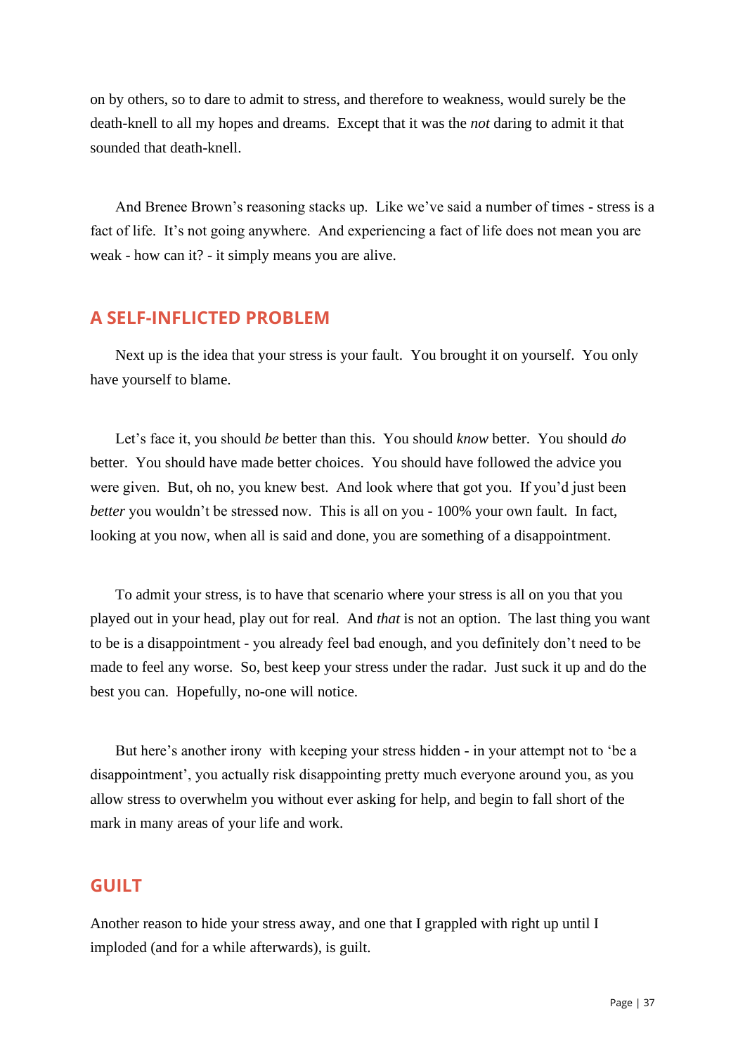on by others, so to dare to admit to stress, and therefore to weakness, would surely be the death-knell to all my hopes and dreams. Except that it was the *not* daring to admit it that sounded that death-knell.

And Brenee Brown's reasoning stacks up. Like we've said a number of times - stress is a fact of life. It's not going anywhere. And experiencing a fact of life does not mean you are weak - how can it? - it simply means you are alive.

## A SELF-INFLICTED PROBLEM

Next up is the idea that your stress is your fault. You brought it on yourself. You only have yourself to blame.

Let's face it, you should *be* better than this. You should *know* better. You should *do* better. You should have made better choices. You should have followed the advice you were given. But, oh no, you knew best. And look where that got you. If you'd just been *better* you wouldn't be stressed now. This is all on you - 100% your own fault. In fact, looking at you now, when all is said and done, you are something of a disappointment.

To admit your stress, is to have that scenario where your stress is all on you that you played out in your head, play out for real. And *that* is not an option. The last thing you want to be is a disappointment - you already feel bad enough, and you definitely don't need to be made to feel any worse. So, best keep your stress under the radar. Just suck it up and do the best you can. Hopefully, no-one will notice.

But here's another irony with keeping your stress hidden - in your attempt not to 'be a disappointment', you actually risk disappointing pretty much everyone around you, as you allow stress to overwhelm you without ever asking for help, and begin to fall short of the mark in many areas of your life and work.

## GUILT

Another reason to hide your stress away, and one that I grappled with right up until I imploded (and for a while afterwards), is guilt.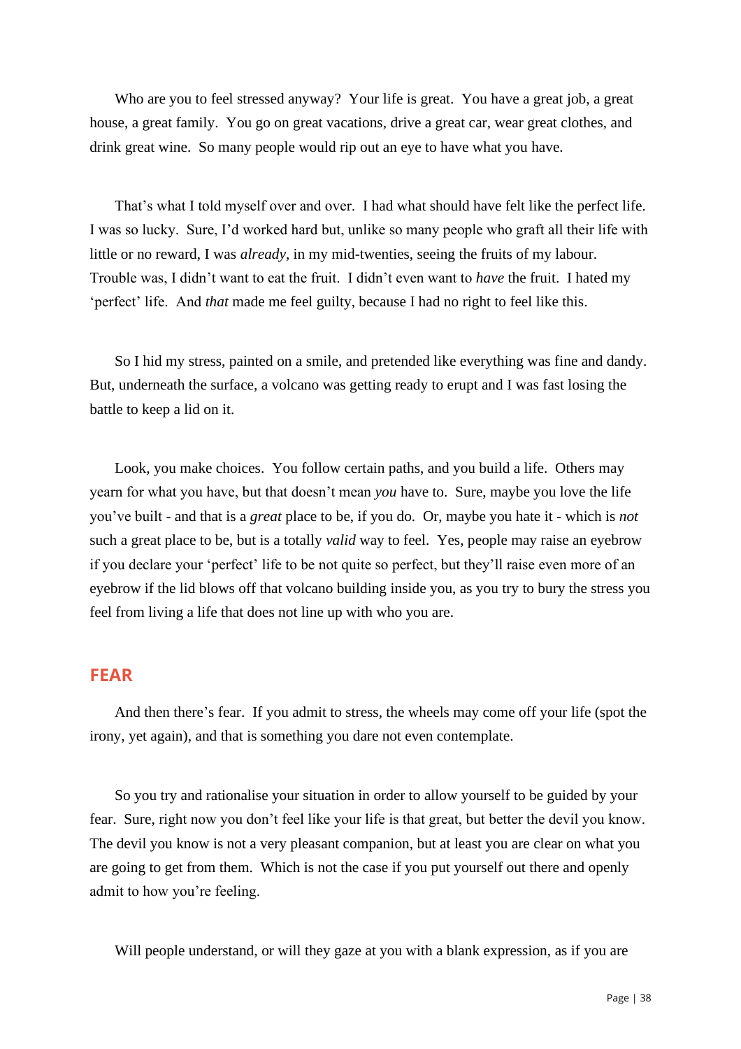Who are you to feel stressed anyway? Your life is great. You have a great job, a great house, a great family. You go on great vacations, drive a great car, wear great clothes, and drink great wine. So many people would rip out an eye to have what you have.

That's what I told myself over and over. I had what should have felt like the perfect life. I was so lucky. Sure, I'd worked hard but, unlike so many people who graft all their life with little or no reward, I was *already*, in my mid-twenties, seeing the fruits of my labour. Trouble was, I didn't want to eat the fruit. I didn't even want to *have* the fruit. I hated my 'perfect' life. And *that* made me feel guilty, because I had no right to feel like this.

So I hid my stress, painted on a smile, and pretended like everything was fine and dandy. But, underneath the surface, a volcano was getting ready to erupt and I was fast losing the battle to keep a lid on it.

Look, you make choices. You follow certain paths, and you build a life. Others may yearn for what you have, but that doesn't mean *you* have to. Sure, maybe you love the life you've built - and that is a *great* place to be, if you do. Or, maybe you hate it - which is *not* such a great place to be, but is a totally *valid* way to feel. Yes, people may raise an eyebrow if you declare your 'perfect' life to be not quite so perfect, but they'll raise even more of an eyebrow if the lid blows off that volcano building inside you, as you try to bury the stress you feel from living a life that does not line up with who you are.

## FEAR

And then there's fear. If you admit to stress, the wheels may come off your life (spot the irony, yet again), and that is something you dare not even contemplate.

So you try and rationalise your situation in order to allow yourself to be guided by your fear. Sure, right now you don't feel like your life is that great, but better the devil you know. The devil you know is not a very pleasant companion, but at least you are clear on what you are going to get from them. Which is not the case if you put yourself out there and openly admit to how you're feeling.

Will people understand, or will they gaze at you with a blank expression, as if you are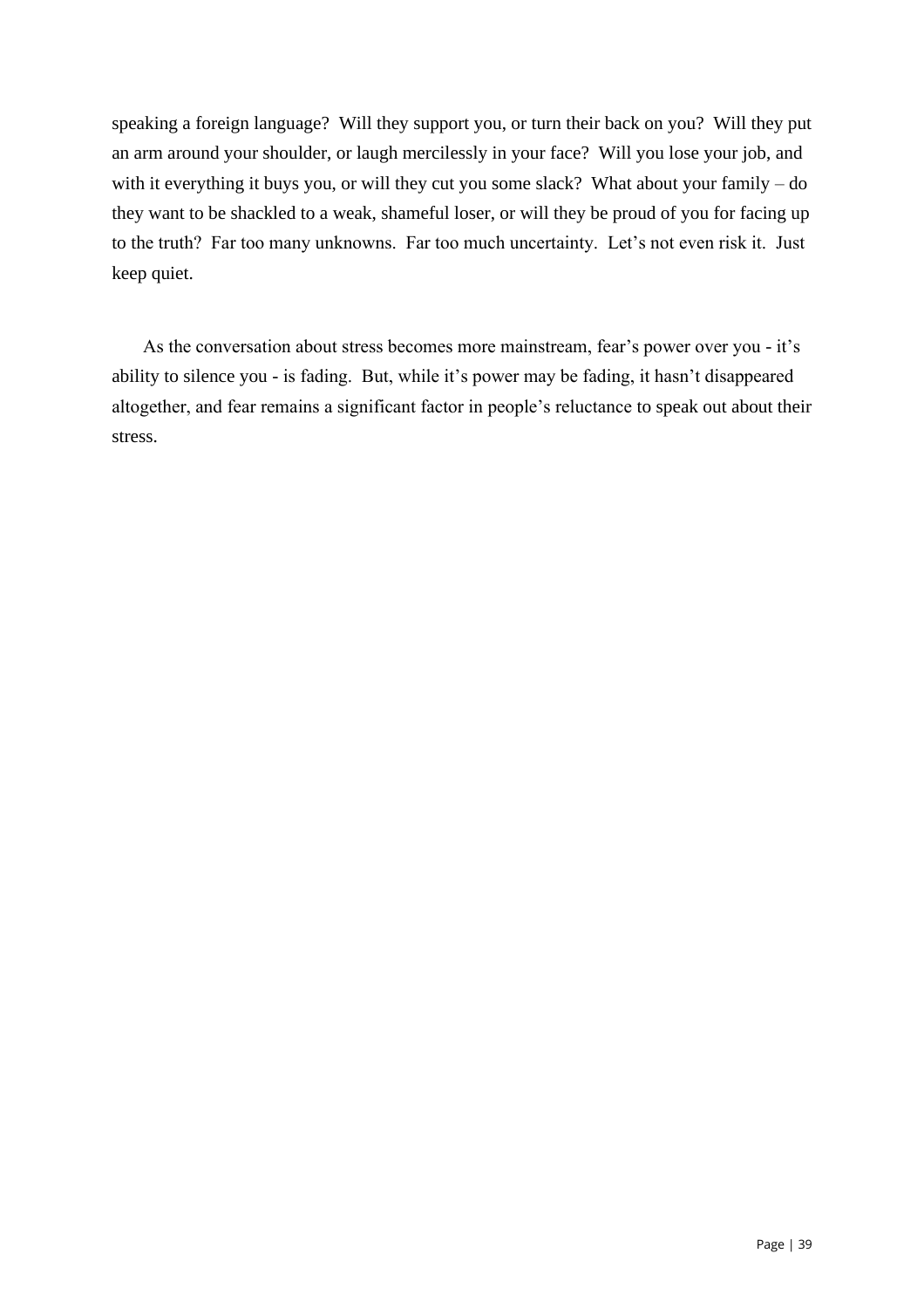speaking a foreign language? Will they support you, or turn their back on you? Will they put an arm around your shoulder, or laugh mercilessly in your face? Will you lose your job, and with it everything it buys you, or will they cut you some slack? What about your family – do they want to be shackled to a weak, shameful loser, or will they be proud of you for facing up to the truth? Far too many unknowns. Far too much uncertainty. Let's not even risk it. Just keep quiet.

As the conversation about stress becomes more mainstream, fear's power over you - it's ability to silence you - is fading. But, while it's power may be fading, it hasn't disappeared altogether, and fear remains a significant factor in people's reluctance to speak out about their stress.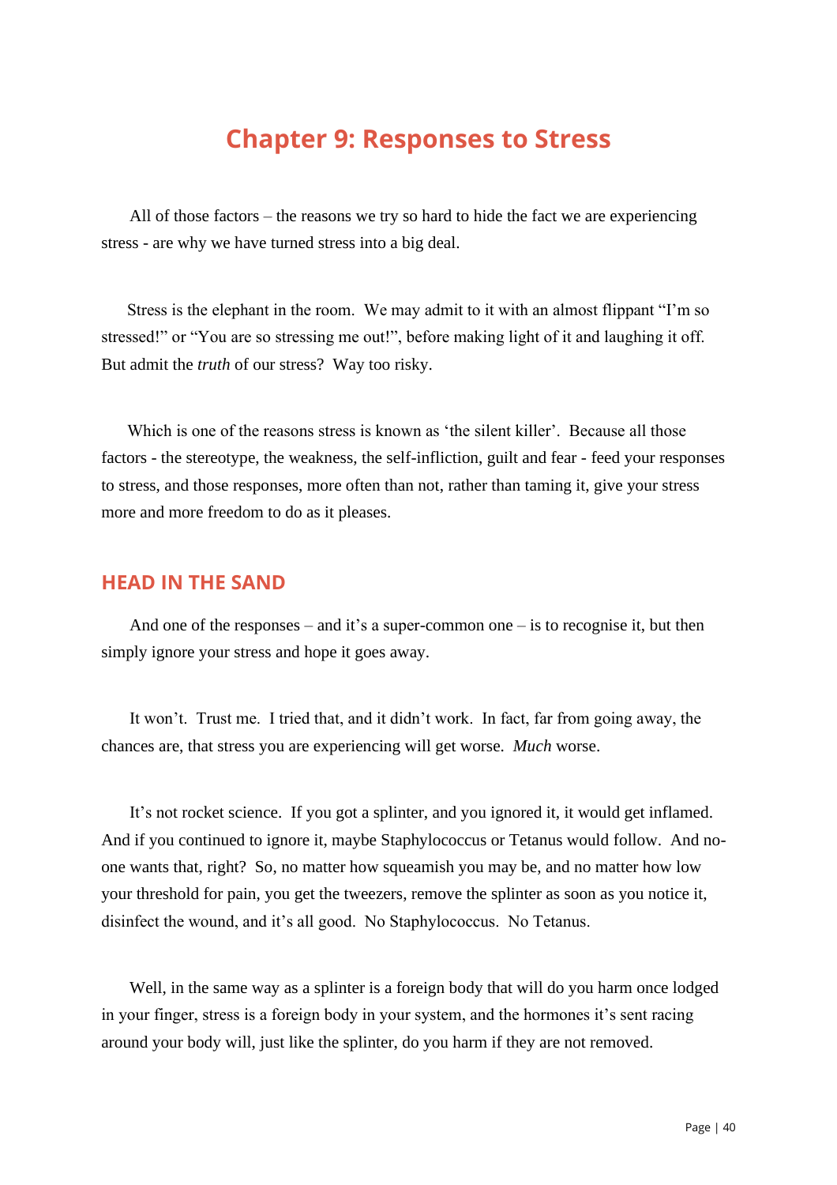# Chapter 9: Responses to Stress

All of those factors – the reasons we try so hard to hide the fact we are experiencing stress - are why we have turned stress into a big deal.

Stress is the elephant in the room. We may admit to it with an almost flippant "I'm so stressed!" or "You are so stressing me out!", before making light of it and laughing it off. But admit the *truth* of our stress? Way too risky.

Which is one of the reasons stress is known as 'the silent killer'. Because all those factors - the stereotype, the weakness, the self-infliction, guilt and fear - feed your responses to stress, and those responses, more often than not, rather than taming it, give your stress more and more freedom to do as it pleases.

## HEAD IN THE SAND

And one of the responses – and it's a super-common one – is to recognise it, but then simply ignore your stress and hope it goes away.

It won't. Trust me. I tried that, and it didn't work. In fact, far from going away, the chances are, that stress you are experiencing will get worse. *Much* worse.

It's not rocket science. If you got a splinter, and you ignored it, it would get inflamed. And if you continued to ignore it, maybe Staphylococcus or Tetanus would follow. And no-one wants that, right? So, no matter how squeamish you may be, and no matter how low your threshold for pain, you get the tweezers, remove the splinter as soon as you notice it, disinfect the wound, and it's all good. No Staphylococcus. No Tetanus.

Well, in the same way as a splinter is a foreign body that will do you harm once lodged in your finger, stress is a foreign body in your system, and the hormones it's sent racing around your body will, just like the splinter, do you harm if they are not removed.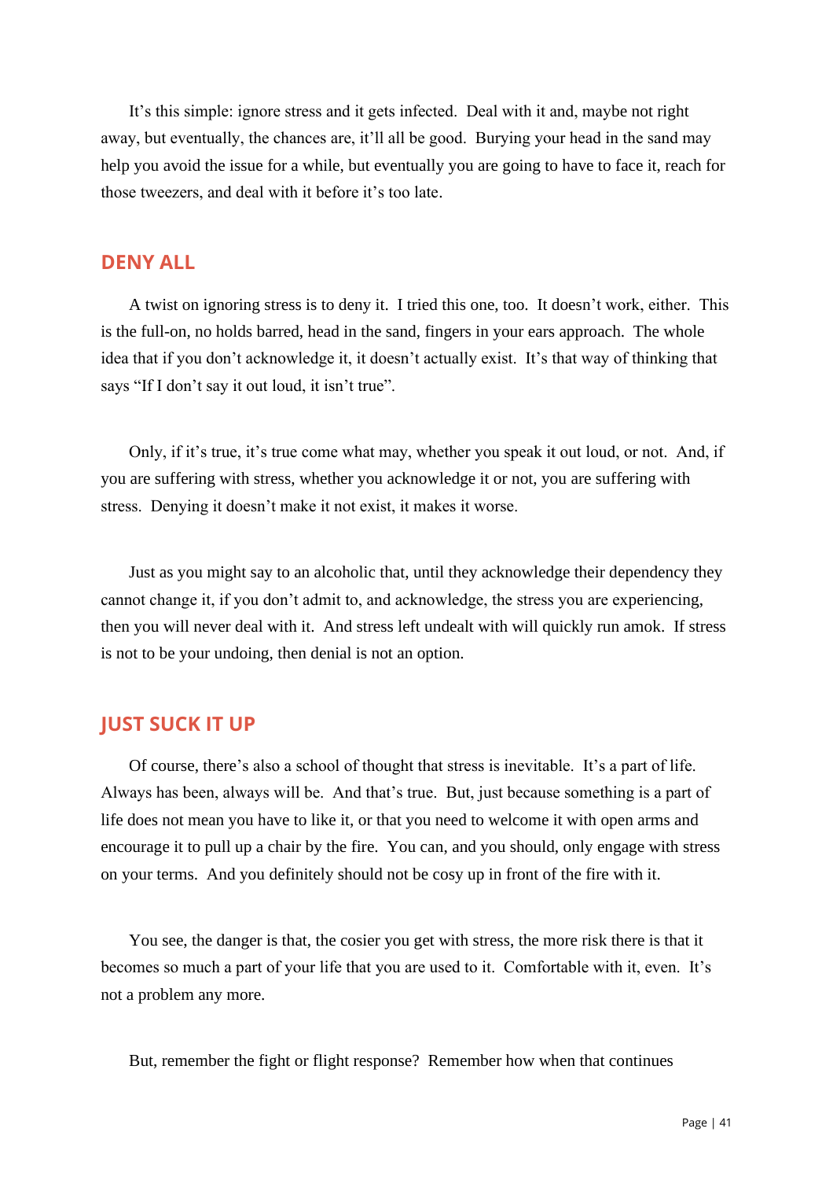It's this simple: ignore stress and it gets infected. Deal with it and, maybe not right away, but eventually, the chances are, it'll all be good. Burying your head in the sand may help you avoid the issue for a while, but eventually you are going to have to face it, reach for those tweezers, and deal with it before it's too late.

## DENY ALL

A twist on ignoring stress is to deny it. I tried this one, too. It doesn't work, either. This is the full-on, no holds barred, head in the sand, fingers in your ears approach. The whole idea that if you don't acknowledge it, it doesn't actually exist. It's that way of thinking that says "If I don't say it out loud, it isn't true".

Only, if it's true, it's true come what may, whether you speak it out loud, or not. And, if you are suffering with stress, whether you acknowledge it or not, you are suffering with stress. Denying it doesn't make it not exist, it makes it worse.

Just as you might say to an alcoholic that, until they acknowledge their dependency they cannot change it, if you don't admit to, and acknowledge, the stress you are experiencing, then you will never deal with it. And stress left undealt with will quickly run amok. If stress is not to be your undoing, then denial is not an option.

## JUST SUCK IT UP

Of course, there's also a school of thought that stress is inevitable. It's a part of life. Always has been, always will be. And that's true. But, just because something is a part of life does not mean you have to like it, or that you need to welcome it with open arms and encourage it to pull up a chair by the fire. You can, and you should, only engage with stress on your terms. And you definitely should not be cosy up in front of the fire with it.

You see, the danger is that, the cosier you get with stress, the more risk there is that it becomes so much a part of your life that you are used to it. Comfortable with it, even. It's not a problem any more.

But, remember the fight or flight response? Remember how when that continues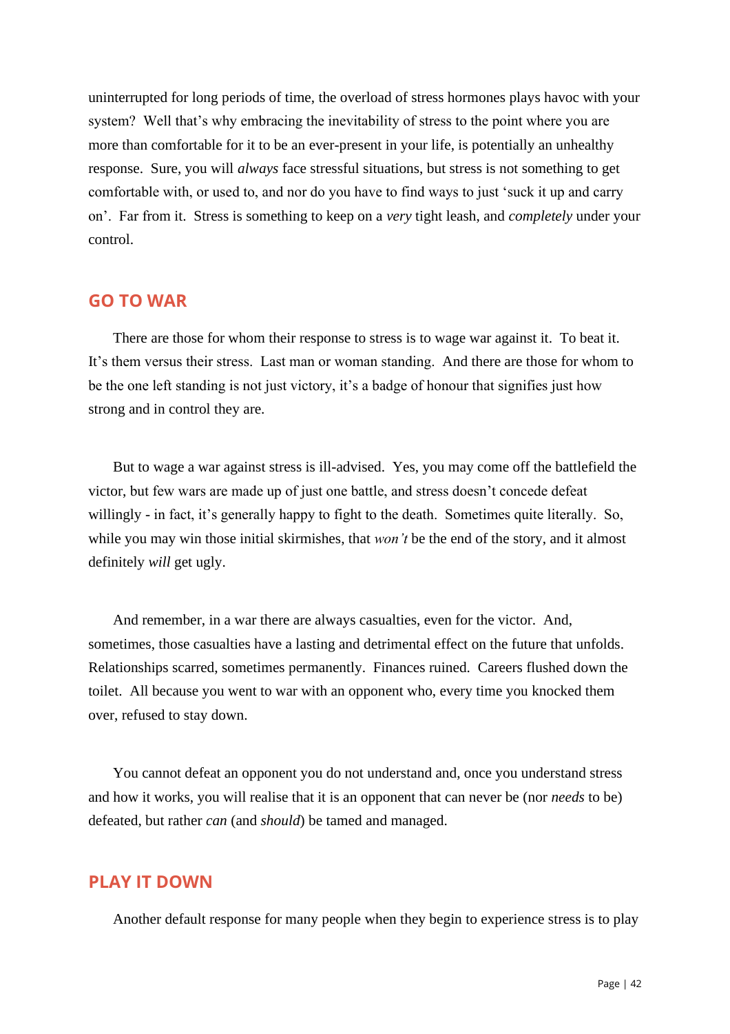uninterrupted for long periods of time, the overload of stress hormones plays havoc with your system? Well that's why embracing the inevitability of stress to the point where you are more than comfortable for it to be an ever-present in your life, is potentially an unhealthy response. Sure, you will *always* face stressful situations, but stress is not something to get comfortable with, or used to, and nor do you have to find ways to just 'suck it up and carry on'. Far from it. Stress is something to keep on a *very* tight leash, and *completely* under your control.

## GO TO WAR

There are those for whom their response to stress is to wage war against it. To beat it. It's them versus their stress. Last man or woman standing. And there are those for whom to be the one left standing is not just victory, it's a badge of honour that signifies just how strong and in control they are.

But to wage a war against stress is ill-advised. Yes, you may come off the battlefield the victor, but few wars are made up of just one battle, and stress doesn't concede defeat willingly - in fact, it's generally happy to fight to the death. Sometimes quite literally. So, while you may win those initial skirmishes, that *won't* be the end of the story, and it almost definitely *will* get ugly.

And remember, in a war there are always casualties, even for the victor. And, sometimes, those casualties have a lasting and detrimental effect on the future that unfolds. Relationships scarred, sometimes permanently. Finances ruined. Careers flushed down the toilet. All because you went to war with an opponent who, every time you knocked them over, refused to stay down.

You cannot defeat an opponent you do not understand and, once you understand stress and how it works, you will realise that it is an opponent that can never be (nor *needs* to be) defeated, but rather *can* (and *should*) be tamed and managed.

## PLAY IT DOWN

Another default response for many people when they begin to experience stress is to play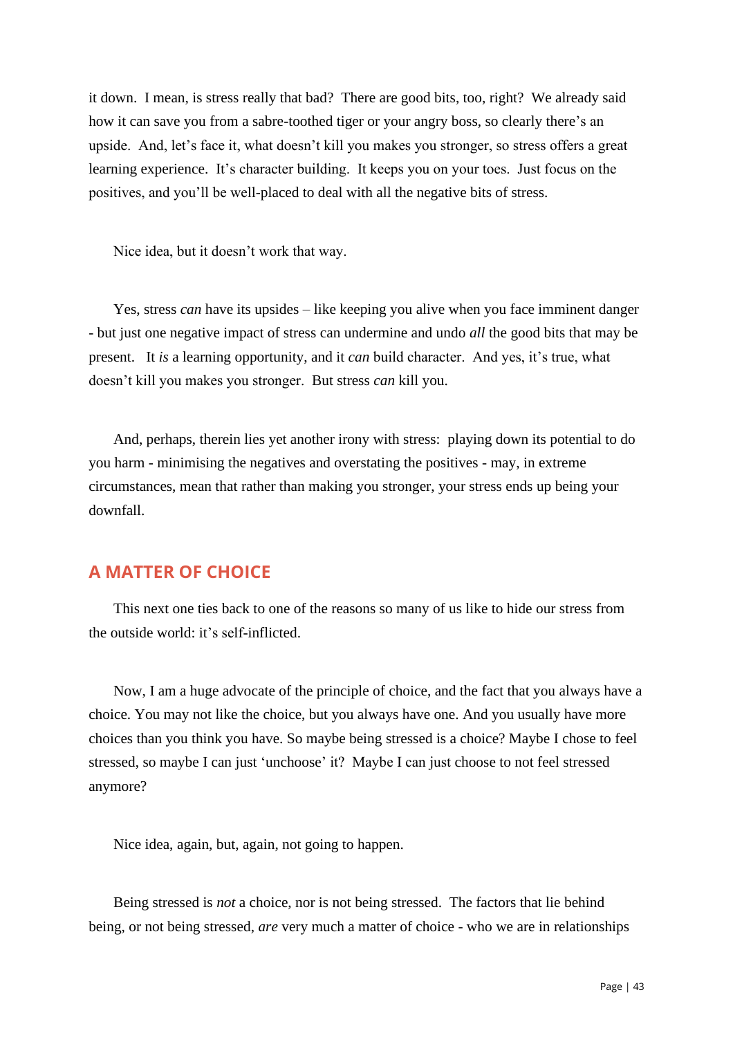it down. I mean, is stress really that bad? There are good bits, too, right? We already said how it can save you from a sabre-toothed tiger or your angry boss, so clearly there's an upside. And, let's face it, what doesn't kill you makes you stronger, so stress offers a great learning experience. It's character building. It keeps you on your toes. Just focus on the positives, and you'll be well-placed to deal with all the negative bits of stress.

Nice idea, but it doesn't work that way.

Yes, stress *can* have its upsides – like keeping you alive when you face imminent danger - but just one negative impact of stress can undermine and undo *all* the good bits that may be present. It *is* a learning opportunity, and it *can* build character. And yes, it's true, what doesn't kill you makes you stronger. But stress *can* kill you.

And, perhaps, therein lies yet another irony with stress: playing down its potential to do you harm - minimising the negatives and overstating the positives - may, in extreme circumstances, mean that rather than making you stronger, your stress ends up being your downfall.

## A MATTER OF CHOICE

This next one ties back to one of the reasons so many of us like to hide our stress from the outside world: it's self-inflicted.

Now, I am a huge advocate of the principle of choice, and the fact that you always have a choice. You may not like the choice, but you always have one. And you usually have more choices than you think you have. So maybe being stressed is a choice? Maybe I chose to feel stressed, so maybe I can just 'unchoose' it? Maybe I can just choose to not feel stressed anymore?

Nice idea, again, but, again, not going to happen.

Being stressed is *not* a choice, nor is not being stressed. The factors that lie behind being, or not being stressed, *are* very much a matter of choice - who we are in relationships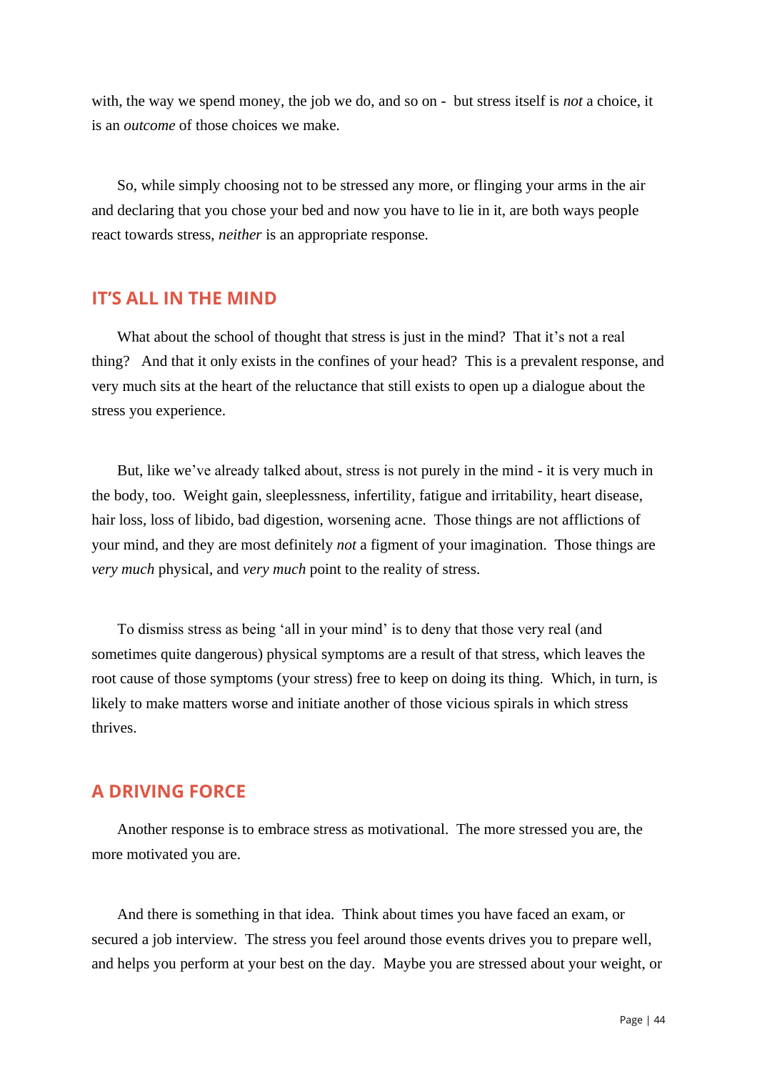with, the way we spend money, the job we do, and so on - but stress itself is *not* a choice, it is an *outcome* of those choices we make.

So, while simply choosing not to be stressed any more, or flinging your arms in the air and declaring that you chose your bed and now you have to lie in it, are both ways people react towards stress, *neither* is an appropriate response.

## IT'S ALL IN THE MIND

What about the school of thought that stress is just in the mind? That it's not a real thing? And that it only exists in the confines of your head? This is a prevalent response, and very much sits at the heart of the reluctance that still exists to open up a dialogue about the stress you experience.

But, like we've already talked about, stress is not purely in the mind - it is very much in the body, too. Weight gain, sleeplessness, infertility, fatigue and irritability, heart disease, hair loss, loss of libido, bad digestion, worsening acne. Those things are not afflictions of your mind, and they are most definitely *not* a figment of your imagination. Those things are *very much* physical, and *very much* point to the reality of stress.

To dismiss stress as being 'all in your mind' is to deny that those very real (and sometimes quite dangerous) physical symptoms are a result of that stress, which leaves the root cause of those symptoms (your stress) free to keep on doing its thing. Which, in turn, is likely to make matters worse and initiate another of those vicious spirals in which stress thrives.

## A DRIVING FORCE

Another response is to embrace stress as motivational. The more stressed you are, the more motivated you are.

And there is something in that idea. Think about times you have faced an exam, or secured a job interview. The stress you feel around those events drives you to prepare well, and helps you perform at your best on the day. Maybe you are stressed about your weight, or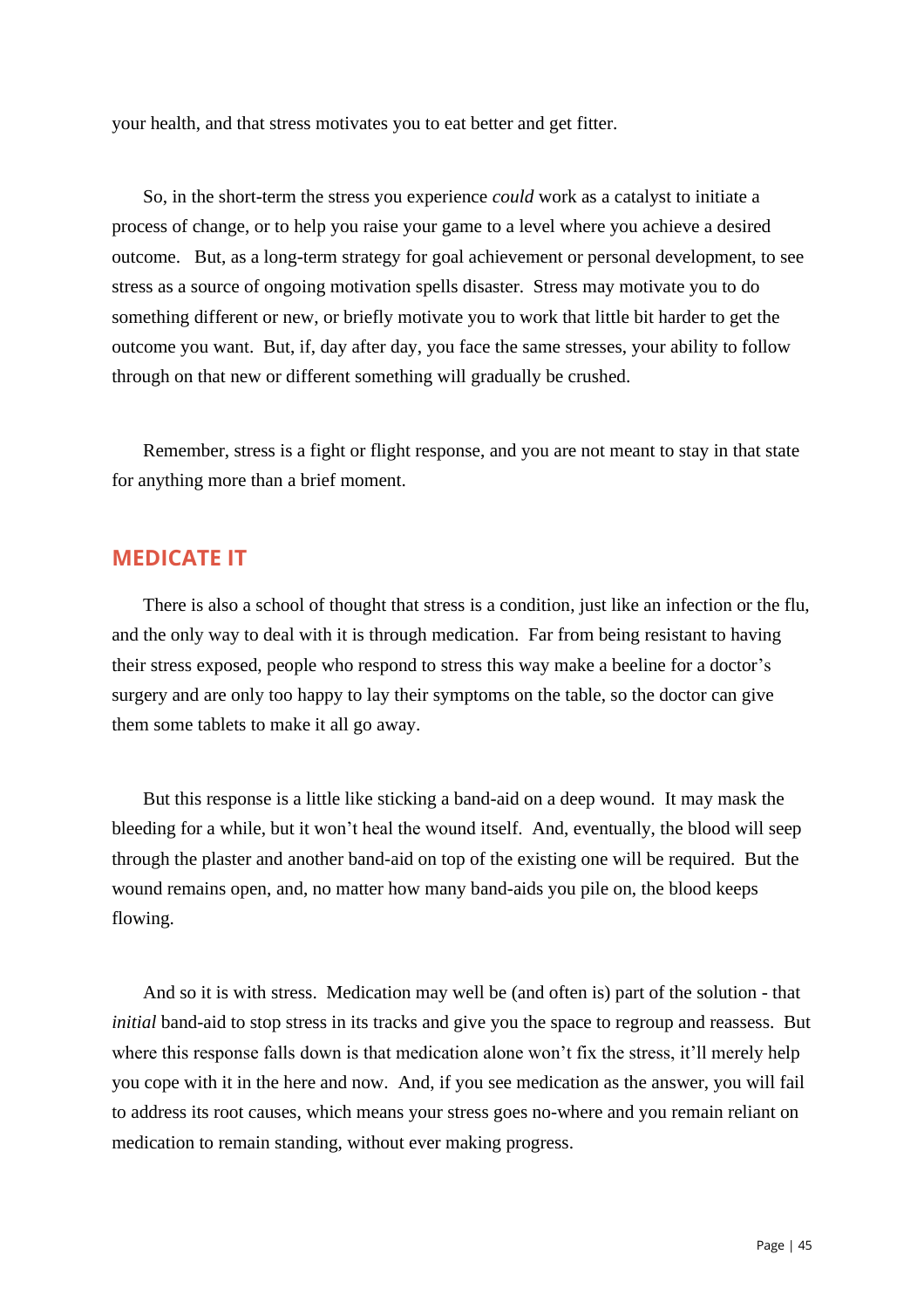your health, and that stress motivates you to eat better and get fitter.

So, in the short-term the stress you experience *could* work as a catalyst to initiate a process of change, or to help you raise your game to a level where you achieve a desired outcome. But, as a long-term strategy for goal achievement or personal development, to see stress as a source of ongoing motivation spells disaster. Stress may motivate you to do something different or new, or briefly motivate you to work that little bit harder to get the outcome you want. But, if, day after day, you face the same stresses, your ability to follow through on that new or different something will gradually be crushed.

Remember, stress is a fight or flight response, and you are not meant to stay in that state for anything more than a brief moment.

## MEDICATE IT

There is also a school of thought that stress is a condition, just like an infection or the flu, and the only way to deal with it is through medication. Far from being resistant to having their stress exposed, people who respond to stress this way make a beeline for a doctor's surgery and are only too happy to lay their symptoms on the table, so the doctor can give them some tablets to make it all go away.

But this response is a little like sticking a band-aid on a deep wound. It may mask the bleeding for a while, but it won't heal the wound itself. And, eventually, the blood will seep through the plaster and another band-aid on top of the existing one will be required. But the wound remains open, and, no matter how many band-aids you pile on, the blood keeps flowing.

And so it is with stress. Medication may well be (and often is) part of the solution - that *initial* band-aid to stop stress in its tracks and give you the space to regroup and reassess. But where this response falls down is that medication alone won't fix the stress, it'll merely help you cope with it in the here and now. And, if you see medication as the answer, you will fail to address its root causes, which means your stress goes no-where and you remain reliant on medication to remain standing, without ever making progress.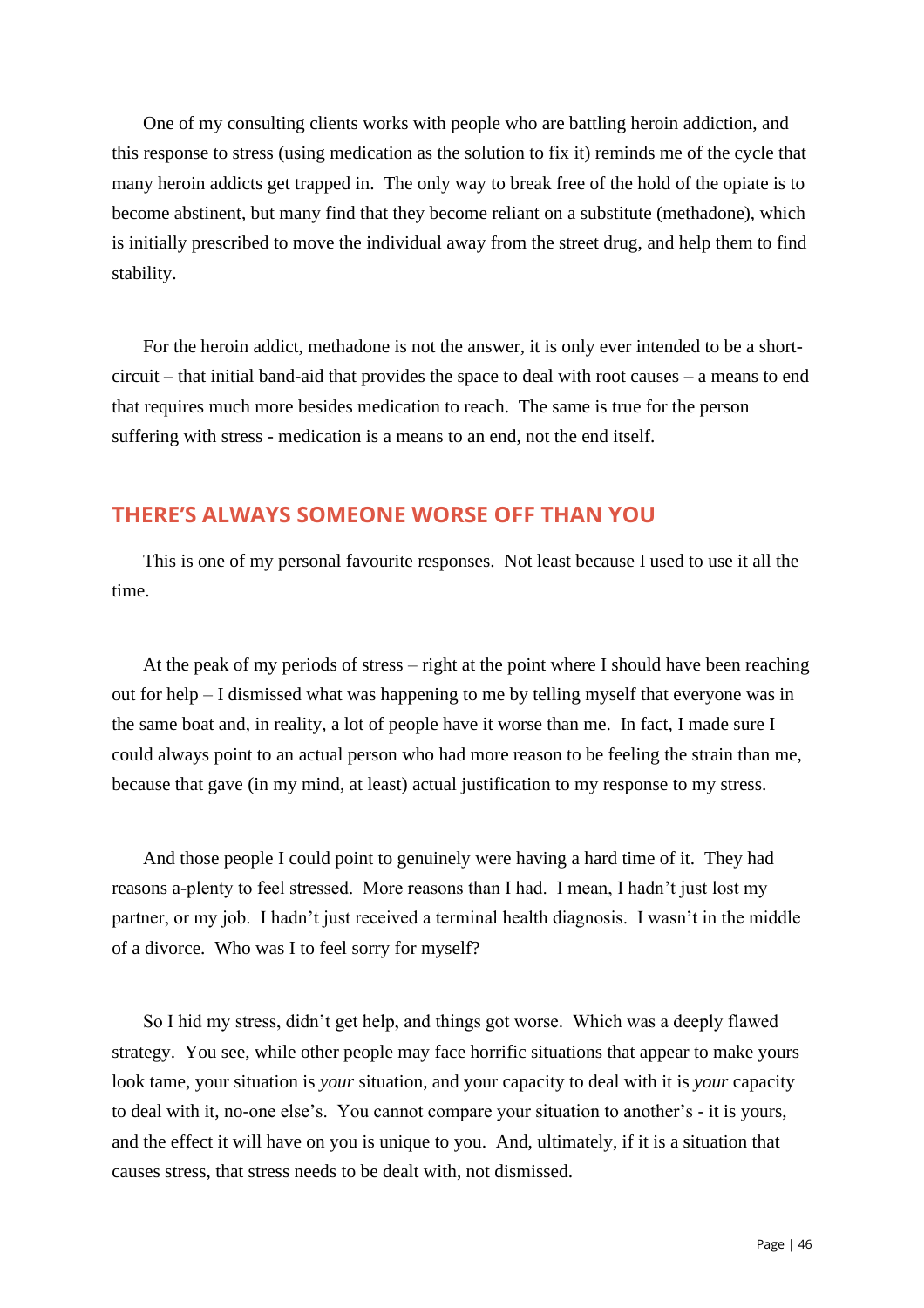One of my consulting clients works with people who are battling heroin addiction, and this response to stress (using medication as the solution to fix it) reminds me of the cycle that many heroin addicts get trapped in. The only way to break free of the hold of the opiate is to become abstinent, but many find that they become reliant on a substitute (methadone), which is initially prescribed to move the individual away from the street drug, and help them to find stability.

For the heroin addict, methadone is not the answer, it is only ever intended to be a short-circuit – that initial band-aid that provides the space to deal with root causes – a means to end that requires much more besides medication to reach. The same is true for the person suffering with stress - medication is a means to an end, not the end itself.

## THERE'S ALWAYS SOMEONE WORSE OFF THAN YOU

This is one of my personal favourite responses. Not least because I used to use it all the time.

At the peak of my periods of stress – right at the point where I should have been reaching out for help – I dismissed what was happening to me by telling myself that everyone was in the same boat and, in reality, a lot of people have it worse than me. In fact, I made sure I could always point to an actual person who had more reason to be feeling the strain than me, because that gave (in my mind, at least) actual justification to my response to my stress.

And those people I could point to genuinely were having a hard time of it. They had reasons a-plenty to feel stressed. More reasons than I had. I mean, I hadn't just lost my partner, or my job. I hadn't just received a terminal health diagnosis. I wasn't in the middle of a divorce. Who was I to feel sorry for myself?

So I hid my stress, didn't get help, and things got worse. Which was a deeply flawed strategy. You see, while other people may face horrific situations that appear to make yours look tame, your situation is *your* situation, and your capacity to deal with it is *your* capacity to deal with it, no-one else's. You cannot compare your situation to another's - it is yours, and the effect it will have on you is unique to you. And, ultimately, if it is a situation that causes stress, that stress needs to be dealt with, not dismissed.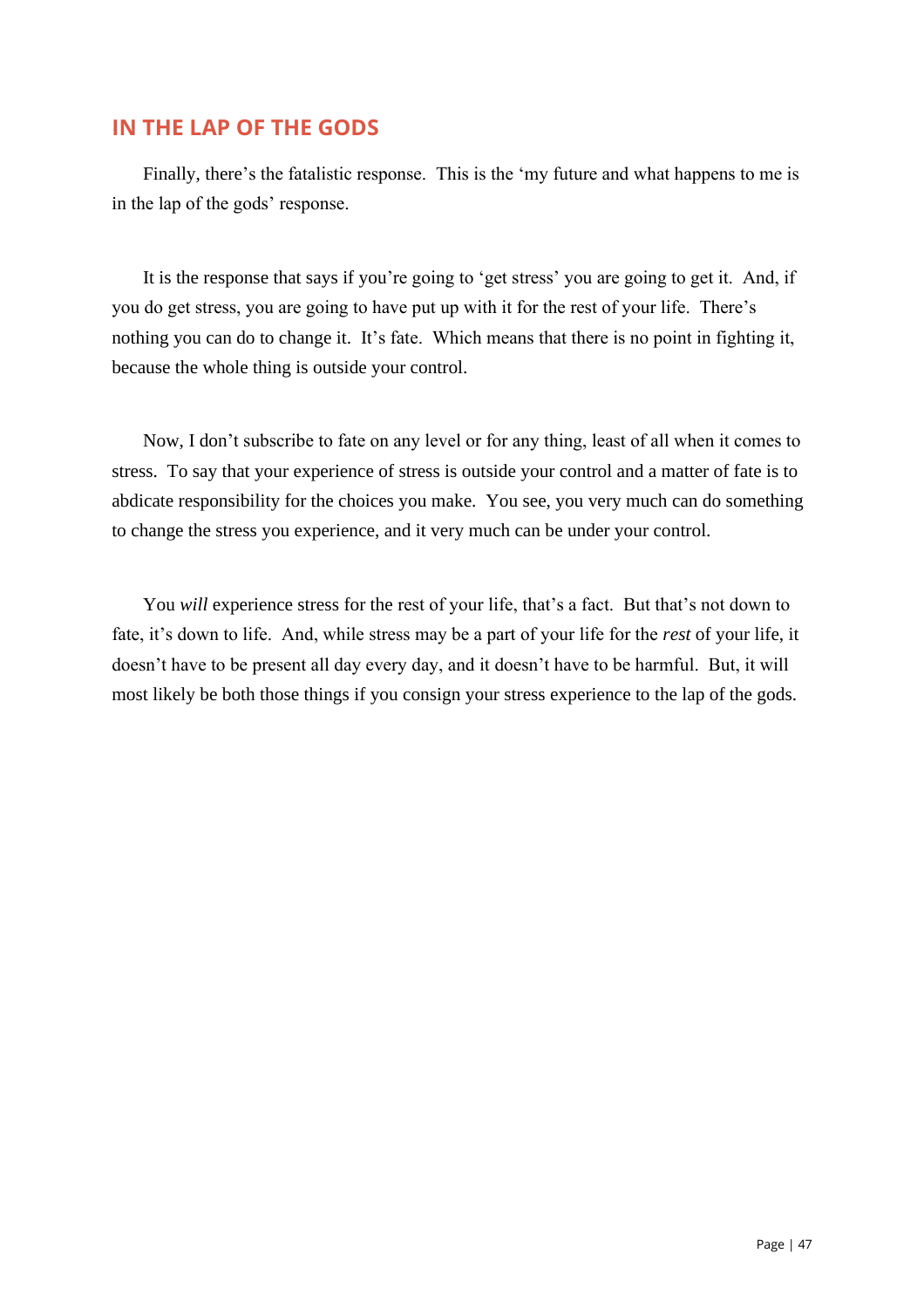## IN THE LAP OF THE GODS

Finally, there's the fatalistic response. This is the 'my future and what happens to me is in the lap of the gods' response.

It is the response that says if you're going to 'get stress' you are going to get it. And, if you do get stress, you are going to have put up with it for the rest of your life. There's nothing you can do to change it. It's fate. Which means that there is no point in fighting it, because the whole thing is outside your control.

Now, I don't subscribe to fate on any level or for any thing, least of all when it comes to stress. To say that your experience of stress is outside your control and a matter of fate is to abdicate responsibility for the choices you make. You see, you very much can do something to change the stress you experience, and it very much can be under your control.

You *will* experience stress for the rest of your life, that's a fact. But that's not down to fate, it's down to life. And, while stress may be a part of your life for the *rest* of your life, it doesn't have to be present all day every day, and it doesn't have to be harmful. But, it will most likely be both those things if you consign your stress experience to the lap of the gods.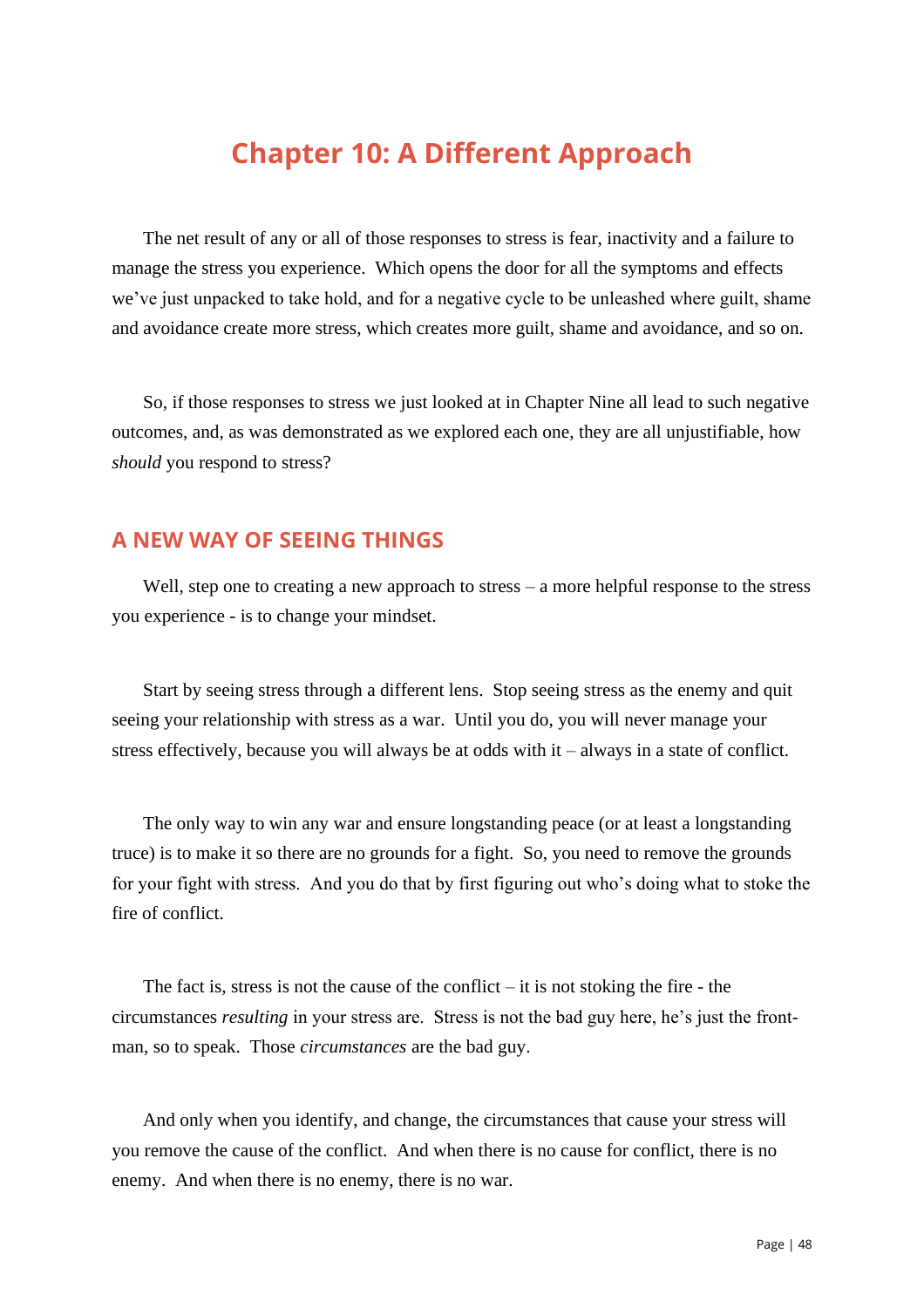# Chapter 10: A Different Approach

The net result of any or all of those responses to stress is fear, inactivity and a failure to manage the stress you experience. Which opens the door for all the symptoms and effects we've just unpacked to take hold, and for a negative cycle to be unleashed where guilt, shame and avoidance create more stress, which creates more guilt, shame and avoidance, and so on.

So, if those responses to stress we just looked at in Chapter Nine all lead to such negative outcomes, and, as was demonstrated as we explored each one, they are all unjustifiable, how *should* you respond to stress?

## A NEW WAY OF SEEING THINGS

Well, step one to creating a new approach to stress – a more helpful response to the stress you experience - is to change your mindset.

Start by seeing stress through a different lens. Stop seeing stress as the enemy and quit seeing your relationship with stress as a war. Until you do, you will never manage your stress effectively, because you will always be at odds with it – always in a state of conflict.

The only way to win any war and ensure longstanding peace (or at least a longstanding truce) is to make it so there are no grounds for a fight. So, you need to remove the grounds for your fight with stress. And you do that by first figuring out who's doing what to stoke the fire of conflict.

The fact is, stress is not the cause of the conflict – it is not stoking the fire - the circumstances *resulting* in your stress are. Stress is not the bad guy here, he's just the front-man, so to speak. Those *circumstances* are the bad guy.

And only when you identify, and change, the circumstances that cause your stress will you remove the cause of the conflict. And when there is no cause for conflict, there is no enemy. And when there is no enemy, there is no war.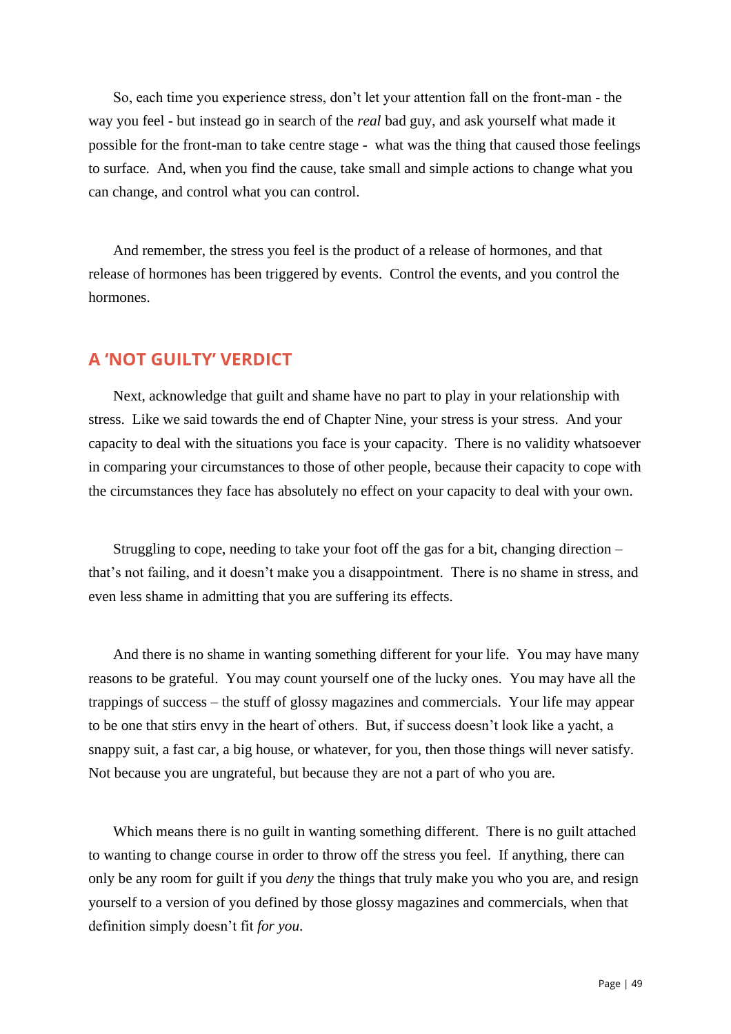So, each time you experience stress, don't let your attention fall on the front-man - the way you feel - but instead go in search of the *real* bad guy, and ask yourself what made it possible for the front-man to take centre stage - what was the thing that caused those feelings to surface. And, when you find the cause, take small and simple actions to change what you can change, and control what you can control.

And remember, the stress you feel is the product of a release of hormones, and that release of hormones has been triggered by events. Control the events, and you control the hormones.

## A 'NOT GUILTY' VERDICT

Next, acknowledge that guilt and shame have no part to play in your relationship with stress. Like we said towards the end of Chapter Nine, your stress is your stress. And your capacity to deal with the situations you face is your capacity. There is no validity whatsoever in comparing your circumstances to those of other people, because their capacity to cope with the circumstances they face has absolutely no effect on your capacity to deal with your own.

Struggling to cope, needing to take your foot off the gas for a bit, changing direction – that's not failing, and it doesn't make you a disappointment. There is no shame in stress, and even less shame in admitting that you are suffering its effects.

And there is no shame in wanting something different for your life. You may have many reasons to be grateful. You may count yourself one of the lucky ones. You may have all the trappings of success – the stuff of glossy magazines and commercials. Your life may appear to be one that stirs envy in the heart of others. But, if success doesn't look like a yacht, a snappy suit, a fast car, a big house, or whatever, for you, then those things will never satisfy. Not because you are ungrateful, but because they are not a part of who you are.

Which means there is no guilt in wanting something different. There is no guilt attached to wanting to change course in order to throw off the stress you feel. If anything, there can only be any room for guilt if you *deny* the things that truly make you who you are, and resign yourself to a version of you defined by those glossy magazines and commercials, when that definition simply doesn't fit *for you*.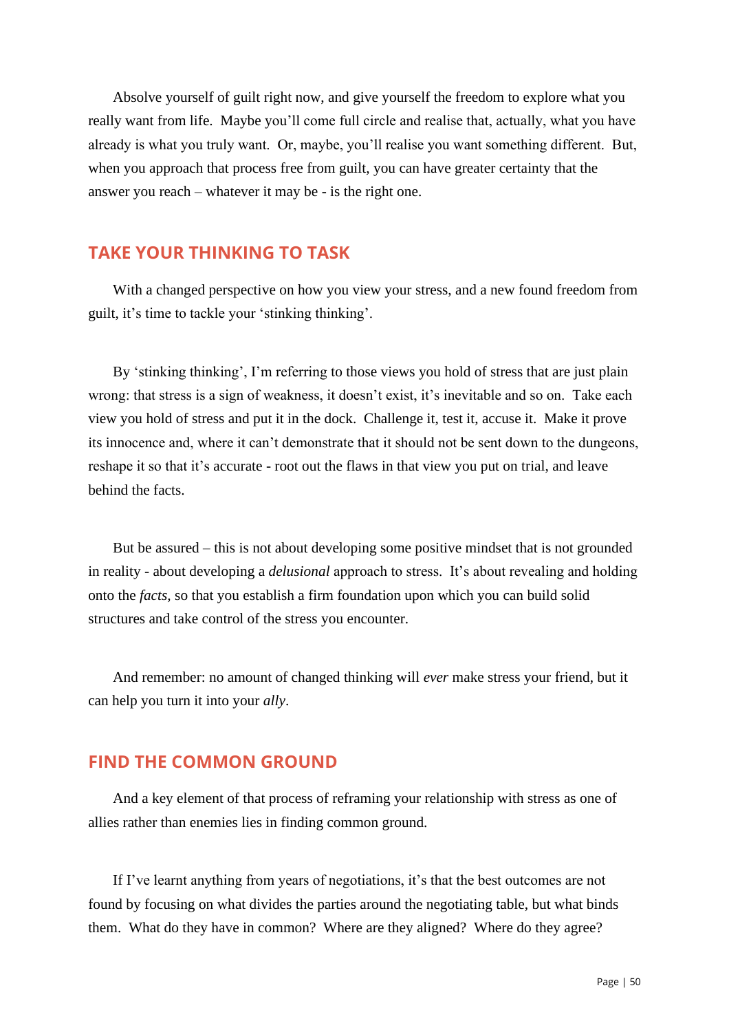Absolve yourself of guilt right now, and give yourself the freedom to explore what you really want from life. Maybe you'll come full circle and realise that, actually, what you have already is what you truly want. Or, maybe, you'll realise you want something different. But, when you approach that process free from guilt, you can have greater certainty that the answer you reach – whatever it may be - is the right one.

## TAKE YOUR THINKING TO TASK

With a changed perspective on how you view your stress, and a new found freedom from guilt, it's time to tackle your 'stinking thinking'.

By 'stinking thinking', I'm referring to those views you hold of stress that are just plain wrong: that stress is a sign of weakness, it doesn't exist, it's inevitable and so on. Take each view you hold of stress and put it in the dock. Challenge it, test it, accuse it. Make it prove its innocence and, where it can't demonstrate that it should not be sent down to the dungeons, reshape it so that it's accurate - root out the flaws in that view you put on trial, and leave behind the facts.

But be assured – this is not about developing some positive mindset that is not grounded in reality - about developing a *delusional* approach to stress. It's about revealing and holding onto the *facts,* so that you establish a firm foundation upon which you can build solid structures and take control of the stress you encounter.

And remember: no amount of changed thinking will *ever* make stress your friend, but it can help you turn it into your *ally*.

## FIND THE COMMON GROUND

And a key element of that process of reframing your relationship with stress as one of allies rather than enemies lies in finding common ground.

If I've learnt anything from years of negotiations, it's that the best outcomes are not found by focusing on what divides the parties around the negotiating table, but what binds them. What do they have in common? Where are they aligned? Where do they agree?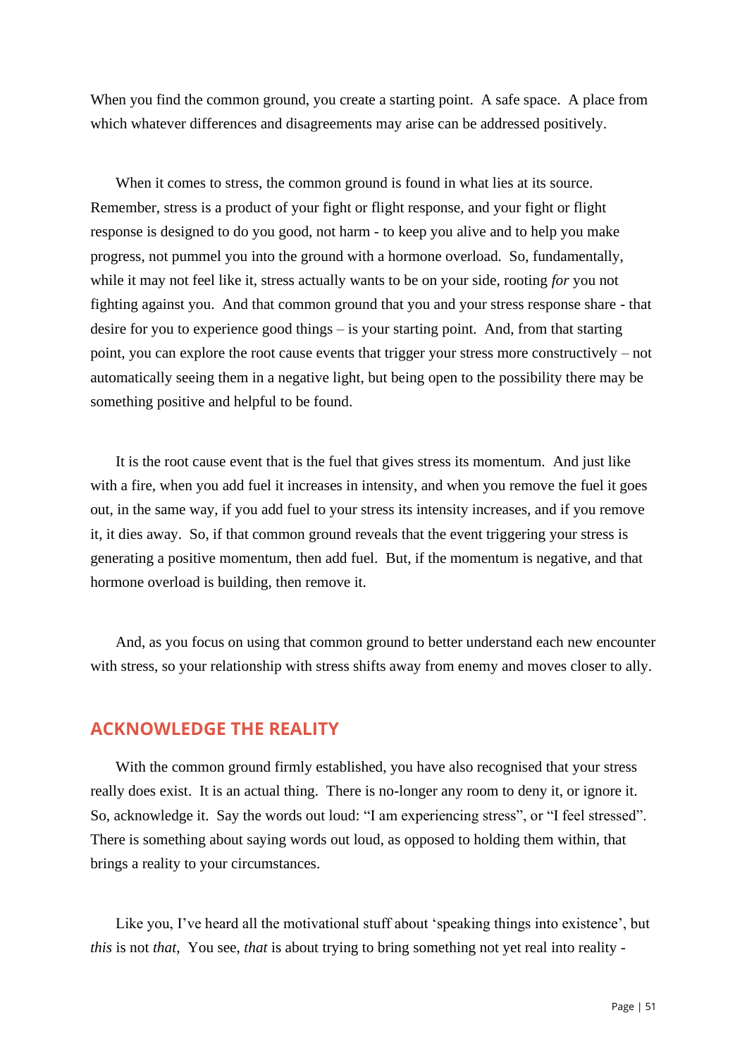When you find the common ground, you create a starting point. A safe space. A place from which whatever differences and disagreements may arise can be addressed positively.

When it comes to stress, the common ground is found in what lies at its source. Remember, stress is a product of your fight or flight response, and your fight or flight response is designed to do you good, not harm - to keep you alive and to help you make progress, not pummel you into the ground with a hormone overload. So, fundamentally, while it may not feel like it, stress actually wants to be on your side, rooting *for* you not fighting against you. And that common ground that you and your stress response share - that desire for you to experience good things – is your starting point. And, from that starting point, you can explore the root cause events that trigger your stress more constructively – not automatically seeing them in a negative light, but being open to the possibility there may be something positive and helpful to be found.

It is the root cause event that is the fuel that gives stress its momentum. And just like with a fire, when you add fuel it increases in intensity, and when you remove the fuel it goes out, in the same way, if you add fuel to your stress its intensity increases, and if you remove it, it dies away. So, if that common ground reveals that the event triggering your stress is generating a positive momentum, then add fuel. But, if the momentum is negative, and that hormone overload is building, then remove it.

And, as you focus on using that common ground to better understand each new encounter with stress, so your relationship with stress shifts away from enemy and moves closer to ally.

## ACKNOWLEDGE THE REALITY

With the common ground firmly established, you have also recognised that your stress really does exist. It is an actual thing. There is no-longer any room to deny it, or ignore it. So, acknowledge it. Say the words out loud: "I am experiencing stress", or "I feel stressed". There is something about saying words out loud, as opposed to holding them within, that brings a reality to your circumstances.

Like you, I've heard all the motivational stuff about 'speaking things into existence', but *this* is not *that*, You see, *that* is about trying to bring something not yet real into reality -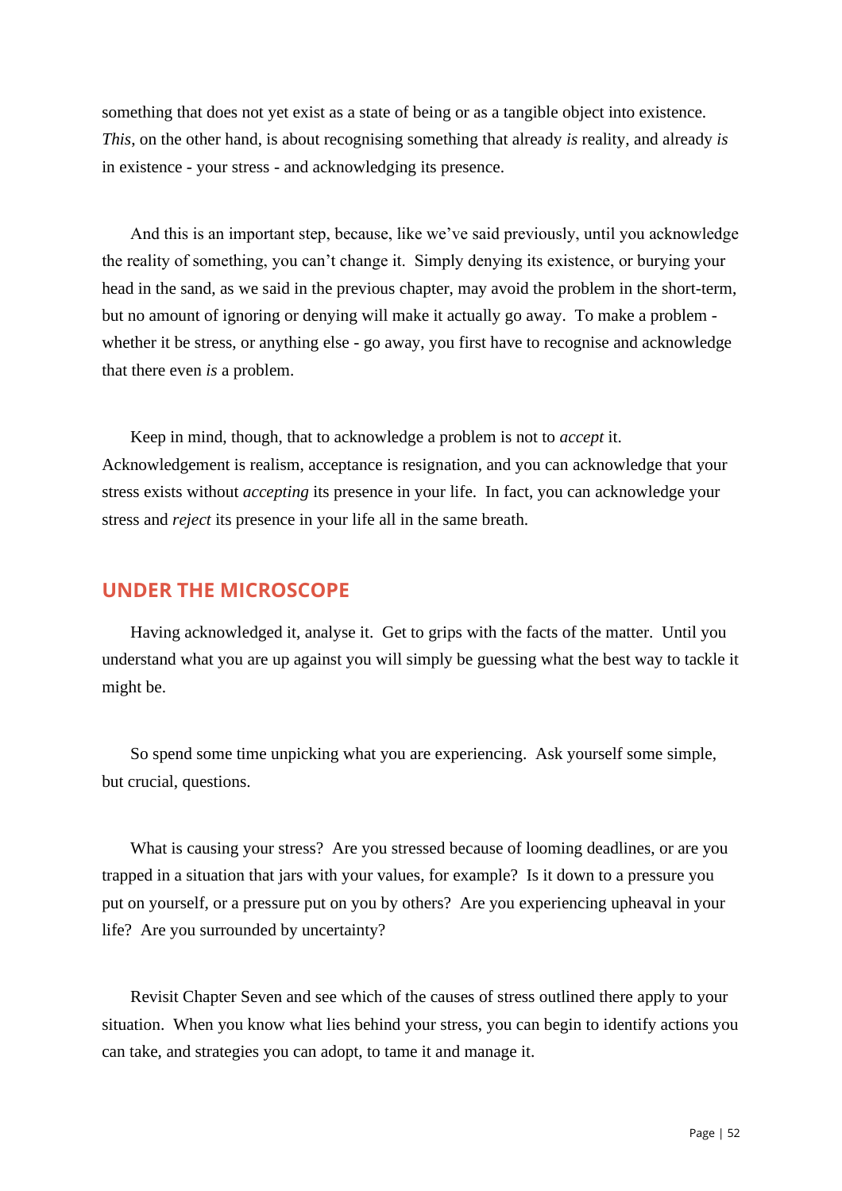something that does not yet exist as a state of being or as a tangible object into existence. *This*, on the other hand, is about recognising something that already *is* reality, and already *is* in existence - your stress - and acknowledging its presence.

And this is an important step, because, like we've said previously, until you acknowledge the reality of something, you can't change it. Simply denying its existence, or burying your head in the sand, as we said in the previous chapter, may avoid the problem in the short-term, but no amount of ignoring or denying will make it actually go away. To make a problem - whether it be stress, or anything else - go away, you first have to recognise and acknowledge that there even *is* a problem.

Keep in mind, though, that to acknowledge a problem is not to *accept* it. Acknowledgement is realism, acceptance is resignation, and you can acknowledge that your stress exists without *accepting* its presence in your life. In fact, you can acknowledge your stress and *reject* its presence in your life all in the same breath.

## UNDER THE MICROSCOPE

Having acknowledged it, analyse it. Get to grips with the facts of the matter. Until you understand what you are up against you will simply be guessing what the best way to tackle it might be.

So spend some time unpicking what you are experiencing. Ask yourself some simple, but crucial, questions.

What is causing your stress? Are you stressed because of looming deadlines, or are you trapped in a situation that jars with your values, for example? Is it down to a pressure you put on yourself, or a pressure put on you by others? Are you experiencing upheaval in your life? Are you surrounded by uncertainty?

Revisit Chapter Seven and see which of the causes of stress outlined there apply to your situation. When you know what lies behind your stress, you can begin to identify actions you can take, and strategies you can adopt, to tame it and manage it.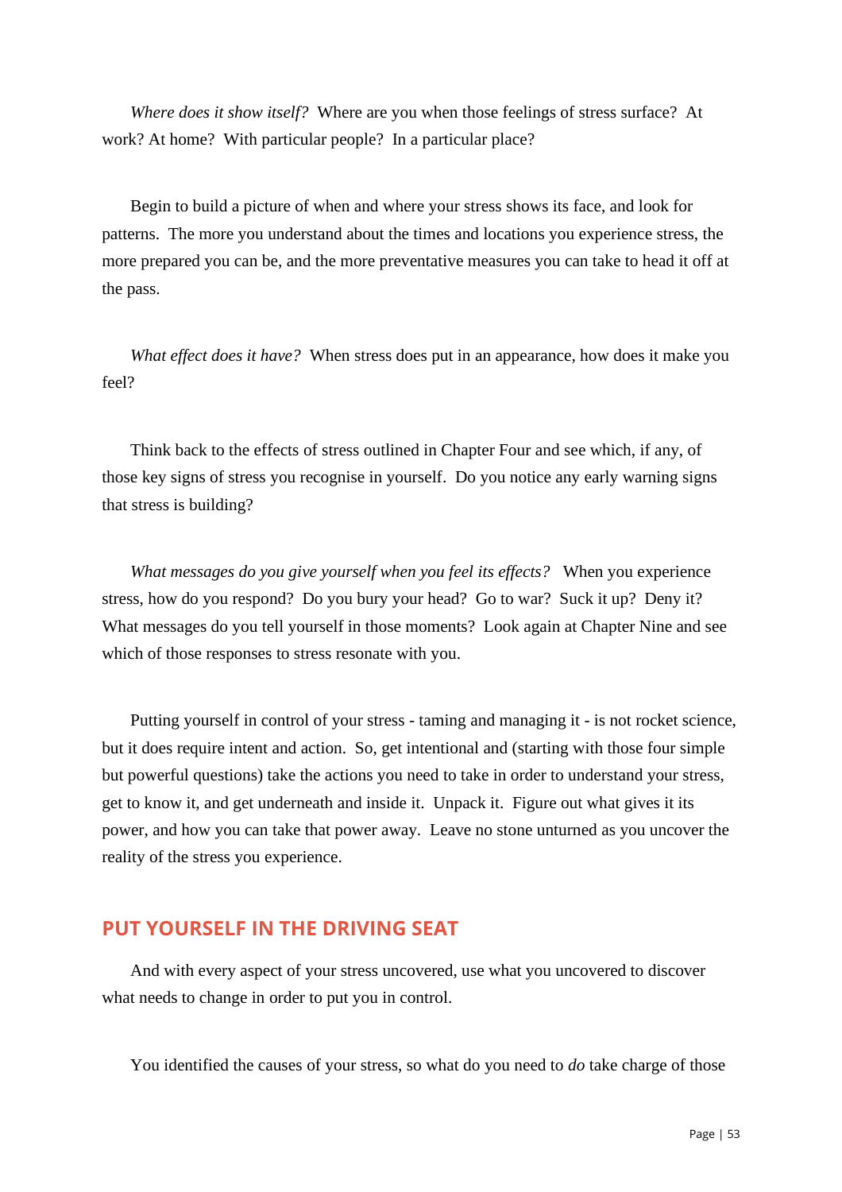*Where does it show itself?* Where are you when those feelings of stress surface? At work? At home? With particular people? In a particular place?

Begin to build a picture of when and where your stress shows its face, and look for patterns. The more you understand about the times and locations you experience stress, the more prepared you can be, and the more preventative measures you can take to head it off at the pass.

*What effect does it have?* When stress does put in an appearance, how does it make you feel?

Think back to the effects of stress outlined in Chapter Four and see which, if any, of those key signs of stress you recognise in yourself. Do you notice any early warning signs that stress is building?

*What messages do you give yourself when you feel its effects?* When you experience stress, how do you respond? Do you bury your head? Go to war? Suck it up? Deny it? What messages do you tell yourself in those moments? Look again at Chapter Nine and see which of those responses to stress resonate with you.

Putting yourself in control of your stress - taming and managing it - is not rocket science, but it does require intent and action. So, get intentional and (starting with those four simple but powerful questions) take the actions you need to take in order to understand your stress, get to know it, and get underneath and inside it. Unpack it. Figure out what gives it its power, and how you can take that power away. Leave no stone unturned as you uncover the reality of the stress you experience.

## PUT YOURSELF IN THE DRIVING SEAT

And with every aspect of your stress uncovered, use what you uncovered to discover what needs to change in order to put you in control.

You identified the causes of your stress, so what do you need to *do* take charge of those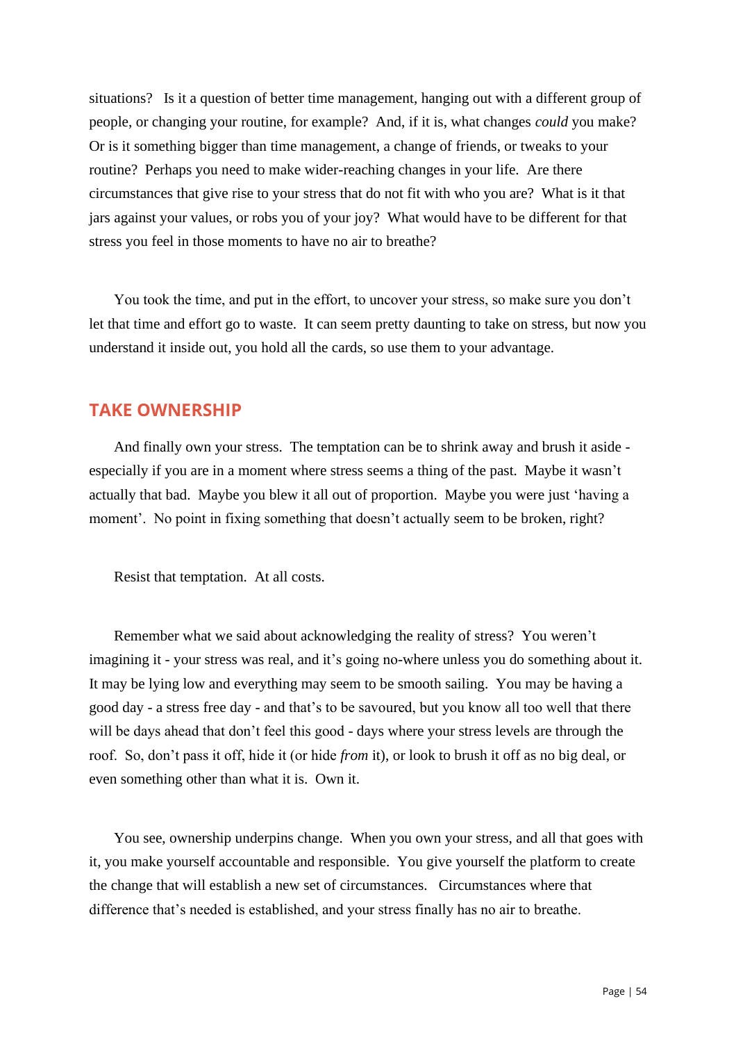situations? Is it a question of better time management, hanging out with a different group of people, or changing your routine, for example? And, if it is, what changes *could* you make? Or is it something bigger than time management, a change of friends, or tweaks to your routine? Perhaps you need to make wider-reaching changes in your life. Are there circumstances that give rise to your stress that do not fit with who you are? What is it that jars against your values, or robs you of your joy? What would have to be different for that stress you feel in those moments to have no air to breathe?

You took the time, and put in the effort, to uncover your stress, so make sure you don't let that time and effort go to waste. It can seem pretty daunting to take on stress, but now you understand it inside out, you hold all the cards, so use them to your advantage.

## TAKE OWNERSHIP

And finally own your stress. The temptation can be to shrink away and brush it aside - especially if you are in a moment where stress seems a thing of the past. Maybe it wasn't actually that bad. Maybe you blew it all out of proportion. Maybe you were just 'having a moment'. No point in fixing something that doesn't actually seem to be broken, right?

Resist that temptation. At all costs.

Remember what we said about acknowledging the reality of stress? You weren't imagining it - your stress was real, and it's going no-where unless you do something about it. It may be lying low and everything may seem to be smooth sailing. You may be having a good day - a stress free day - and that's to be savoured, but you know all too well that there will be days ahead that don't feel this good - days where your stress levels are through the roof. So, don't pass it off, hide it (or hide *from* it), or look to brush it off as no big deal, or even something other than what it is. Own it.

You see, ownership underpins change. When you own your stress, and all that goes with it, you make yourself accountable and responsible. You give yourself the platform to create the change that will establish a new set of circumstances. Circumstances where that difference that's needed is established, and your stress finally has no air to breathe.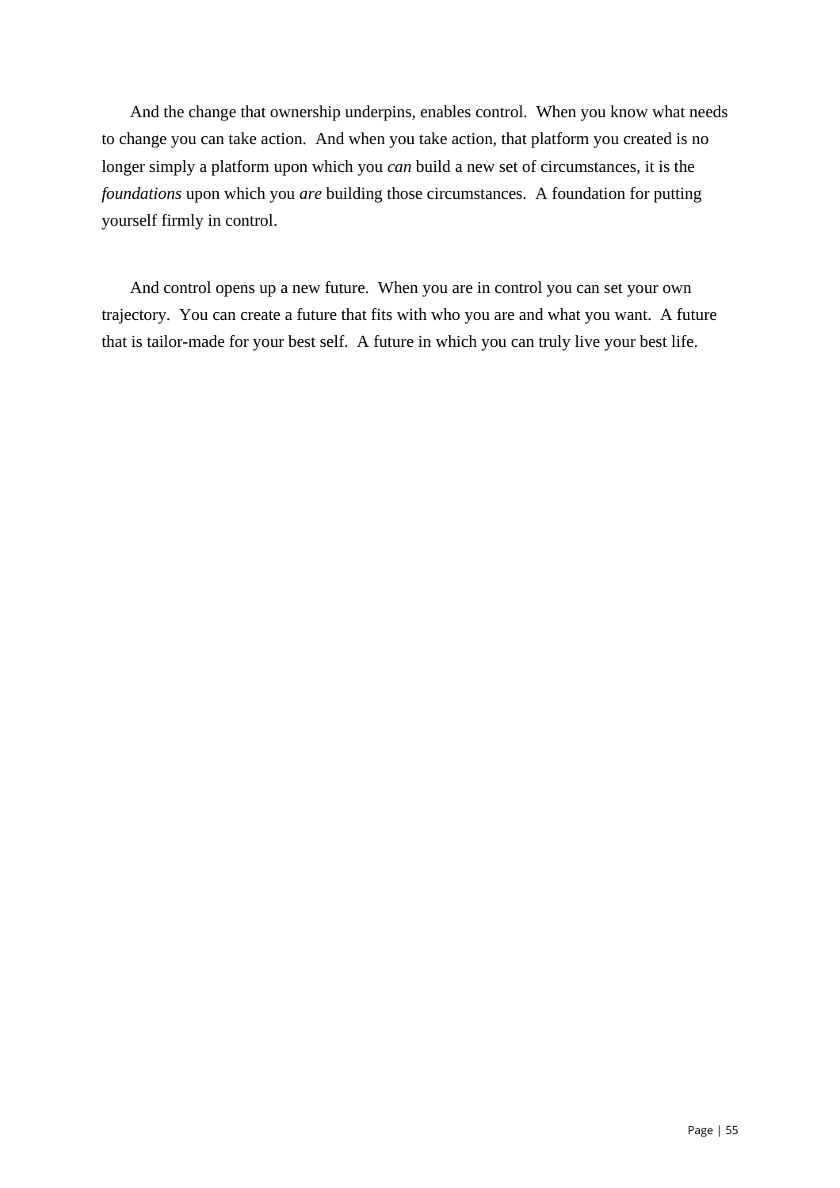And the change that ownership underpins, enables control. When you know what needs to change you can take action. And when you take action, that platform you created is no longer simply a platform upon which you *can* build a new set of circumstances, it is the *foundations* upon which you *are* building those circumstances. A foundation for putting yourself firmly in control.

And control opens up a new future. When you are in control you can set your own trajectory. You can create a future that fits with who you are and what you want. A future that is tailor-made for your best self. A future in which you can truly live your best life.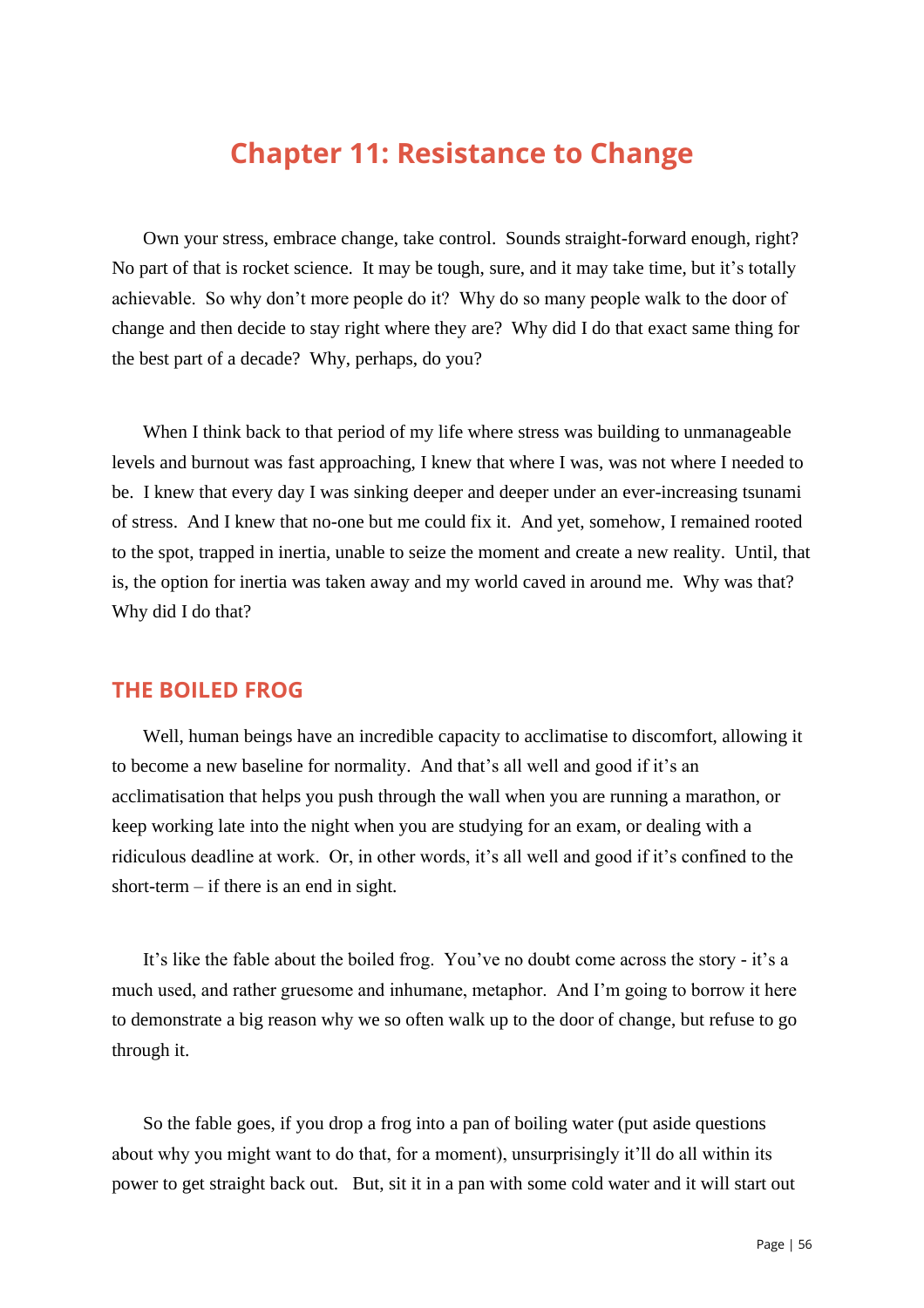# Chapter 11: Resistance to Change

Own your stress, embrace change, take control. Sounds straight-forward enough, right? No part of that is rocket science. It may be tough, sure, and it may take time, but it's totally achievable. So why don't more people do it? Why do so many people walk to the door of change and then decide to stay right where they are? Why did I do that exact same thing for the best part of a decade? Why, perhaps, do you?

When I think back to that period of my life where stress was building to unmanageable levels and burnout was fast approaching, I knew that where I was, was not where I needed to be. I knew that every day I was sinking deeper and deeper under an ever-increasing tsunami of stress. And I knew that no-one but me could fix it. And yet, somehow, I remained rooted to the spot, trapped in inertia, unable to seize the moment and create a new reality. Until, that is, the option for inertia was taken away and my world caved in around me. Why was that? Why did I do that?

## THE BOILED FROG

Well, human beings have an incredible capacity to acclimatise to discomfort, allowing it to become a new baseline for normality. And that's all well and good if it's an acclimatisation that helps you push through the wall when you are running a marathon, or keep working late into the night when you are studying for an exam, or dealing with a ridiculous deadline at work. Or, in other words, it's all well and good if it's confined to the short-term – if there is an end in sight.

It's like the fable about the boiled frog. You've no doubt come across the story - it's a much used, and rather gruesome and inhumane, metaphor. And I'm going to borrow it here to demonstrate a big reason why we so often walk up to the door of change, but refuse to go through it.

So the fable goes, if you drop a frog into a pan of boiling water (put aside questions about why you might want to do that, for a moment), unsurprisingly it'll do all within its power to get straight back out. But, sit it in a pan with some cold water and it will start out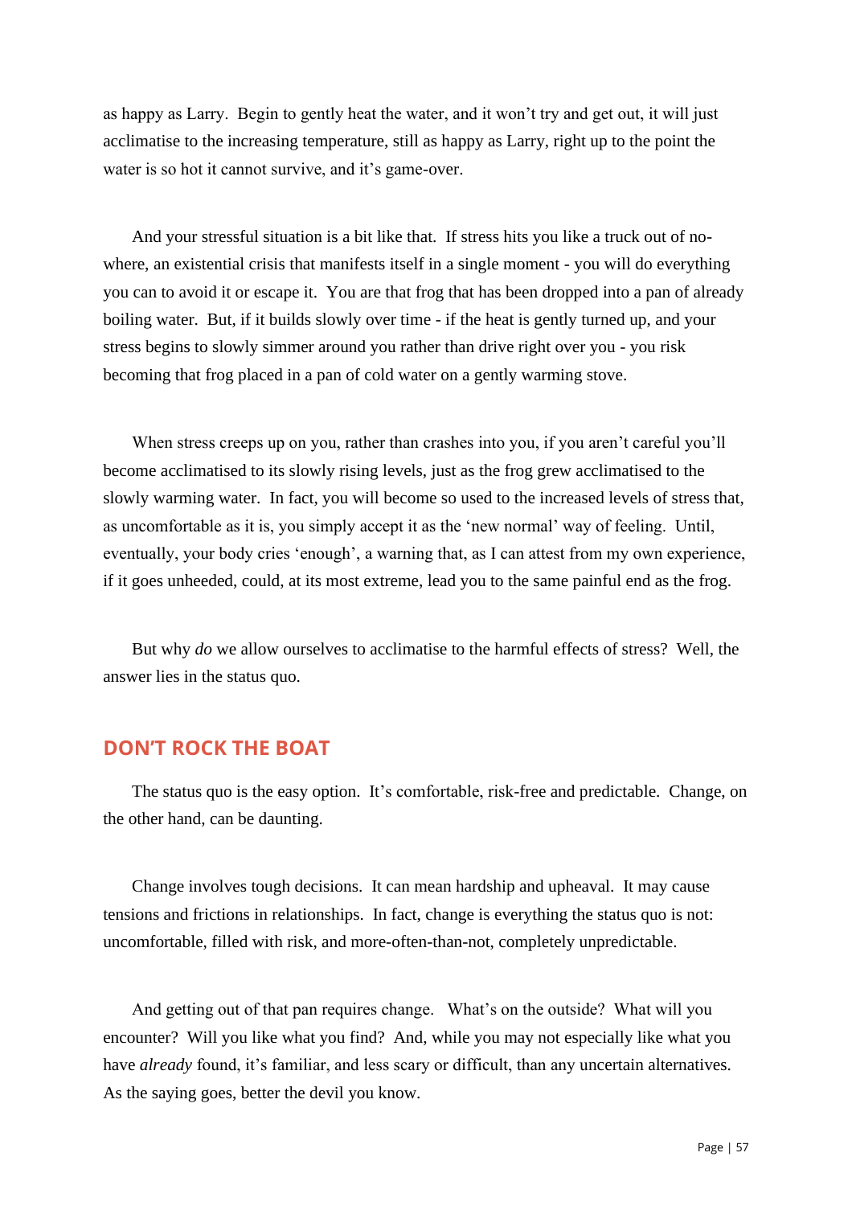as happy as Larry. Begin to gently heat the water, and it won't try and get out, it will just acclimatise to the increasing temperature, still as happy as Larry, right up to the point the water is so hot it cannot survive, and it's game-over.

And your stressful situation is a bit like that. If stress hits you like a truck out of no-where, an existential crisis that manifests itself in a single moment - you will do everything you can to avoid it or escape it. You are that frog that has been dropped into a pan of already boiling water. But, if it builds slowly over time - if the heat is gently turned up, and your stress begins to slowly simmer around you rather than drive right over you - you risk becoming that frog placed in a pan of cold water on a gently warming stove.

When stress creeps up on you, rather than crashes into you, if you aren't careful you'll become acclimatised to its slowly rising levels, just as the frog grew acclimatised to the slowly warming water. In fact, you will become so used to the increased levels of stress that, as uncomfortable as it is, you simply accept it as the 'new normal' way of feeling. Until, eventually, your body cries 'enough', a warning that, as I can attest from my own experience, if it goes unheeded, could, at its most extreme, lead you to the same painful end as the frog.

But why *do* we allow ourselves to acclimatise to the harmful effects of stress? Well, the answer lies in the status quo.

## DON'T ROCK THE BOAT

The status quo is the easy option. It's comfortable, risk-free and predictable. Change, on the other hand, can be daunting.

Change involves tough decisions. It can mean hardship and upheaval. It may cause tensions and frictions in relationships. In fact, change is everything the status quo is not: uncomfortable, filled with risk, and more-often-than-not, completely unpredictable.

And getting out of that pan requires change. What's on the outside? What will you encounter? Will you like what you find? And, while you may not especially like what you have *already* found, it's familiar, and less scary or difficult, than any uncertain alternatives. As the saying goes, better the devil you know.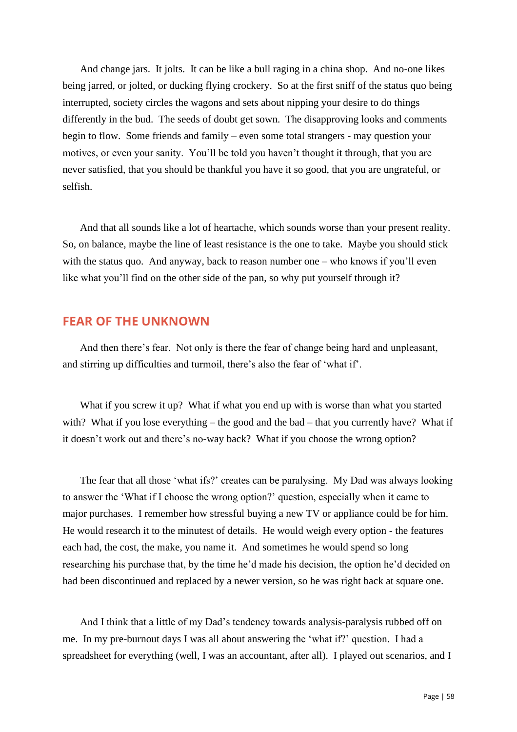And change jars. It jolts. It can be like a bull raging in a china shop. And no-one likes being jarred, or jolted, or ducking flying crockery. So at the first sniff of the status quo being interrupted, society circles the wagons and sets about nipping your desire to do things differently in the bud. The seeds of doubt get sown. The disapproving looks and comments begin to flow. Some friends and family – even some total strangers - may question your motives, or even your sanity. You'll be told you haven't thought it through, that you are never satisfied, that you should be thankful you have it so good, that you are ungrateful, or selfish.

And that all sounds like a lot of heartache, which sounds worse than your present reality. So, on balance, maybe the line of least resistance is the one to take. Maybe you should stick with the status quo. And anyway, back to reason number one – who knows if you'll even like what you'll find on the other side of the pan, so why put yourself through it?

## FEAR OF THE UNKNOWN

And then there's fear. Not only is there the fear of change being hard and unpleasant, and stirring up difficulties and turmoil, there's also the fear of 'what if'.

What if you screw it up? What if what you end up with is worse than what you started with? What if you lose everything – the good and the bad – that you currently have? What if it doesn't work out and there's no-way back? What if you choose the wrong option?

The fear that all those 'what ifs?' creates can be paralysing. My Dad was always looking to answer the 'What if I choose the wrong option?' question, especially when it came to major purchases. I remember how stressful buying a new TV or appliance could be for him. He would research it to the minutest of details. He would weigh every option - the features each had, the cost, the make, you name it. And sometimes he would spend so long researching his purchase that, by the time he'd made his decision, the option he'd decided on had been discontinued and replaced by a newer version, so he was right back at square one.

And I think that a little of my Dad's tendency towards analysis-paralysis rubbed off on me. In my pre-burnout days I was all about answering the 'what if?' question. I had a spreadsheet for everything (well, I was an accountant, after all). I played out scenarios, and I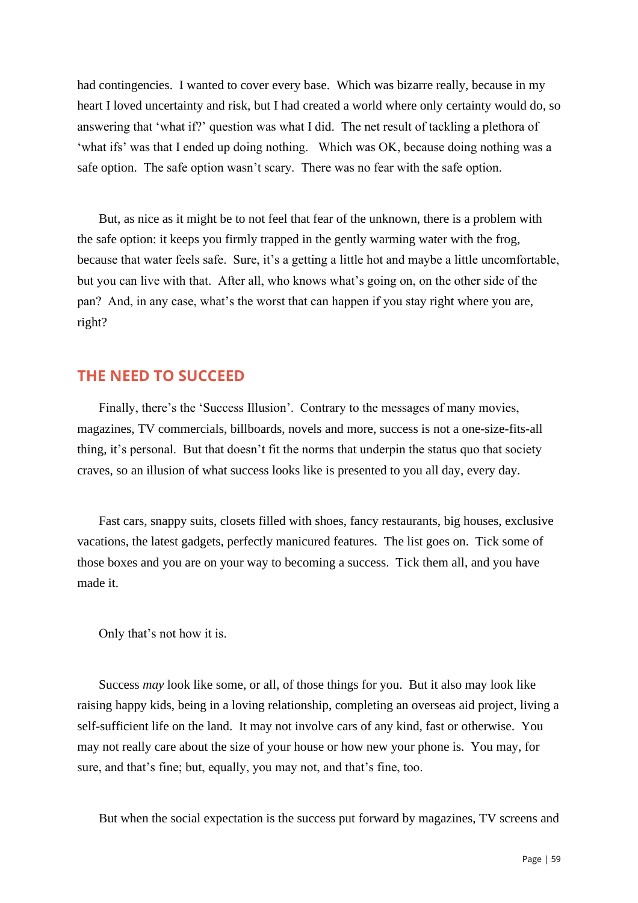had contingencies. I wanted to cover every base. Which was bizarre really, because in my heart I loved uncertainty and risk, but I had created a world where only certainty would do, so answering that 'what if?' question was what I did. The net result of tackling a plethora of 'what ifs' was that I ended up doing nothing. Which was OK, because doing nothing was a safe option. The safe option wasn't scary. There was no fear with the safe option.

But, as nice as it might be to not feel that fear of the unknown, there is a problem with the safe option: it keeps you firmly trapped in the gently warming water with the frog, because that water feels safe. Sure, it's a getting a little hot and maybe a little uncomfortable, but you can live with that. After all, who knows what's going on, on the other side of the pan? And, in any case, what's the worst that can happen if you stay right where you are, right?

## THE NEED TO SUCCEED

Finally, there's the 'Success Illusion'. Contrary to the messages of many movies, magazines, TV commercials, billboards, novels and more, success is not a one-size-fits-all thing, it's personal. But that doesn't fit the norms that underpin the status quo that society craves, so an illusion of what success looks like is presented to you all day, every day.

Fast cars, snappy suits, closets filled with shoes, fancy restaurants, big houses, exclusive vacations, the latest gadgets, perfectly manicured features. The list goes on. Tick some of those boxes and you are on your way to becoming a success. Tick them all, and you have made it.

Only that's not how it is.

Success *may* look like some, or all, of those things for you. But it also may look like raising happy kids, being in a loving relationship, completing an overseas aid project, living a self-sufficient life on the land. It may not involve cars of any kind, fast or otherwise. You may not really care about the size of your house or how new your phone is. You may, for sure, and that's fine; but, equally, you may not, and that's fine, too.

But when the social expectation is the success put forward by magazines, TV screens and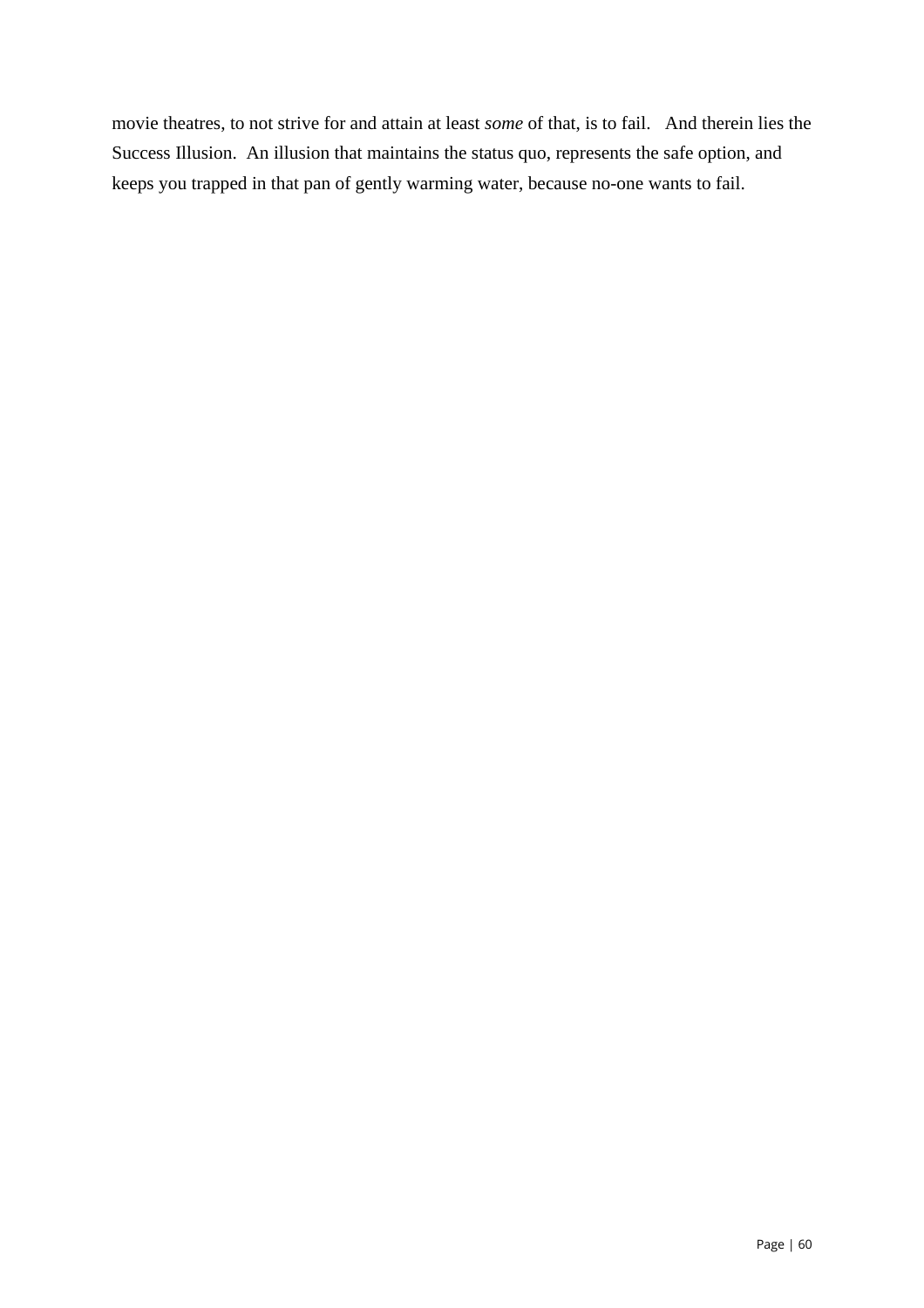movie theatres, to not strive for and attain at least *some* of that, is to fail. And therein lies the Success Illusion. An illusion that maintains the status quo, represents the safe option, and keeps you trapped in that pan of gently warming water, because no-one wants to fail.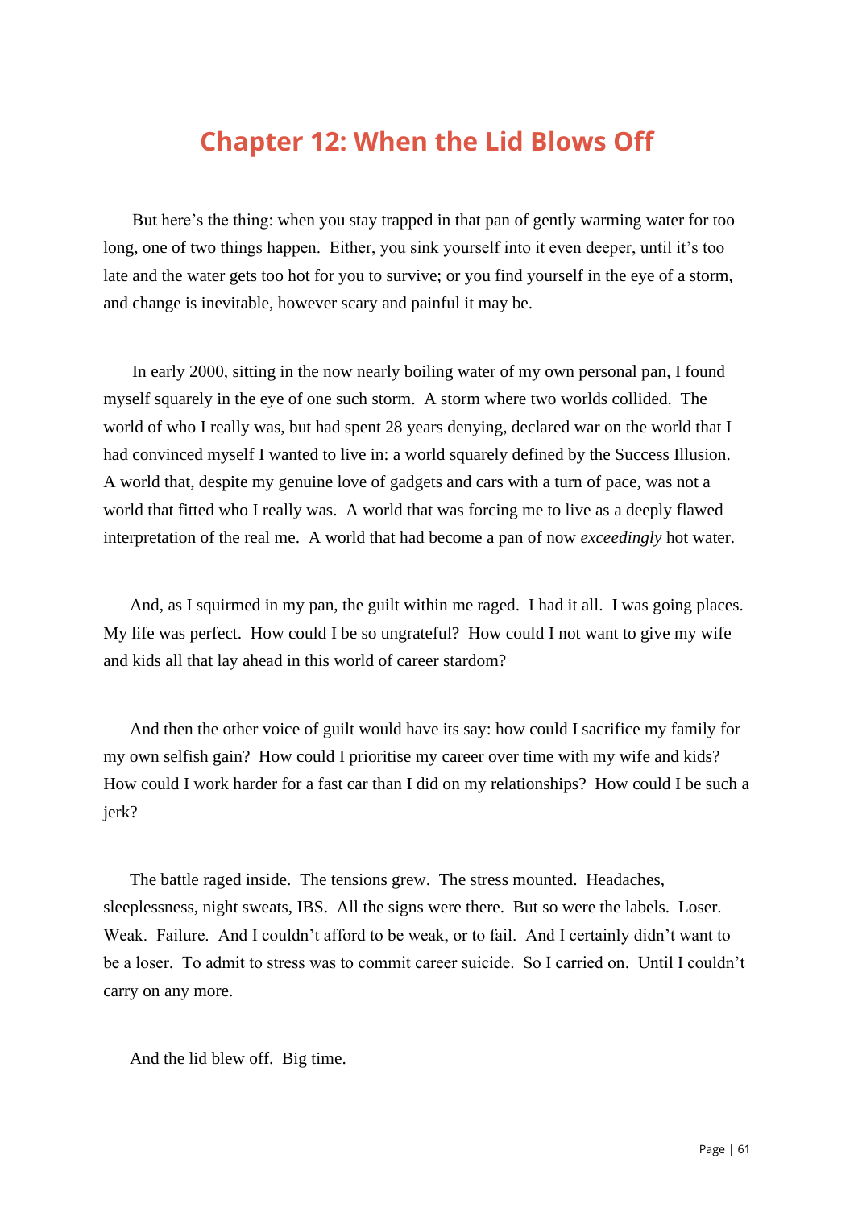# Chapter 12: When the Lid Blows Off

But here's the thing: when you stay trapped in that pan of gently warming water for too long, one of two things happen. Either, you sink yourself into it even deeper, until it's too late and the water gets too hot for you to survive; or you find yourself in the eye of a storm, and change is inevitable, however scary and painful it may be.

In early 2000, sitting in the now nearly boiling water of my own personal pan, I found myself squarely in the eye of one such storm. A storm where two worlds collided. The world of who I really was, but had spent 28 years denying, declared war on the world that I had convinced myself I wanted to live in: a world squarely defined by the Success Illusion. A world that, despite my genuine love of gadgets and cars with a turn of pace, was not a world that fitted who I really was. A world that was forcing me to live as a deeply flawed interpretation of the real me. A world that had become a pan of now *exceedingly* hot water.

And, as I squirmed in my pan, the guilt within me raged. I had it all. I was going places. My life was perfect. How could I be so ungrateful? How could I not want to give my wife and kids all that lay ahead in this world of career stardom?

And then the other voice of guilt would have its say: how could I sacrifice my family for my own selfish gain? How could I prioritise my career over time with my wife and kids? How could I work harder for a fast car than I did on my relationships? How could I be such a jerk?

The battle raged inside. The tensions grew. The stress mounted. Headaches, sleeplessness, night sweats, IBS. All the signs were there. But so were the labels. Loser. Weak. Failure. And I couldn't afford to be weak, or to fail. And I certainly didn't want to be a loser. To admit to stress was to commit career suicide. So I carried on. Until I couldn't carry on any more.

And the lid blew off. Big time.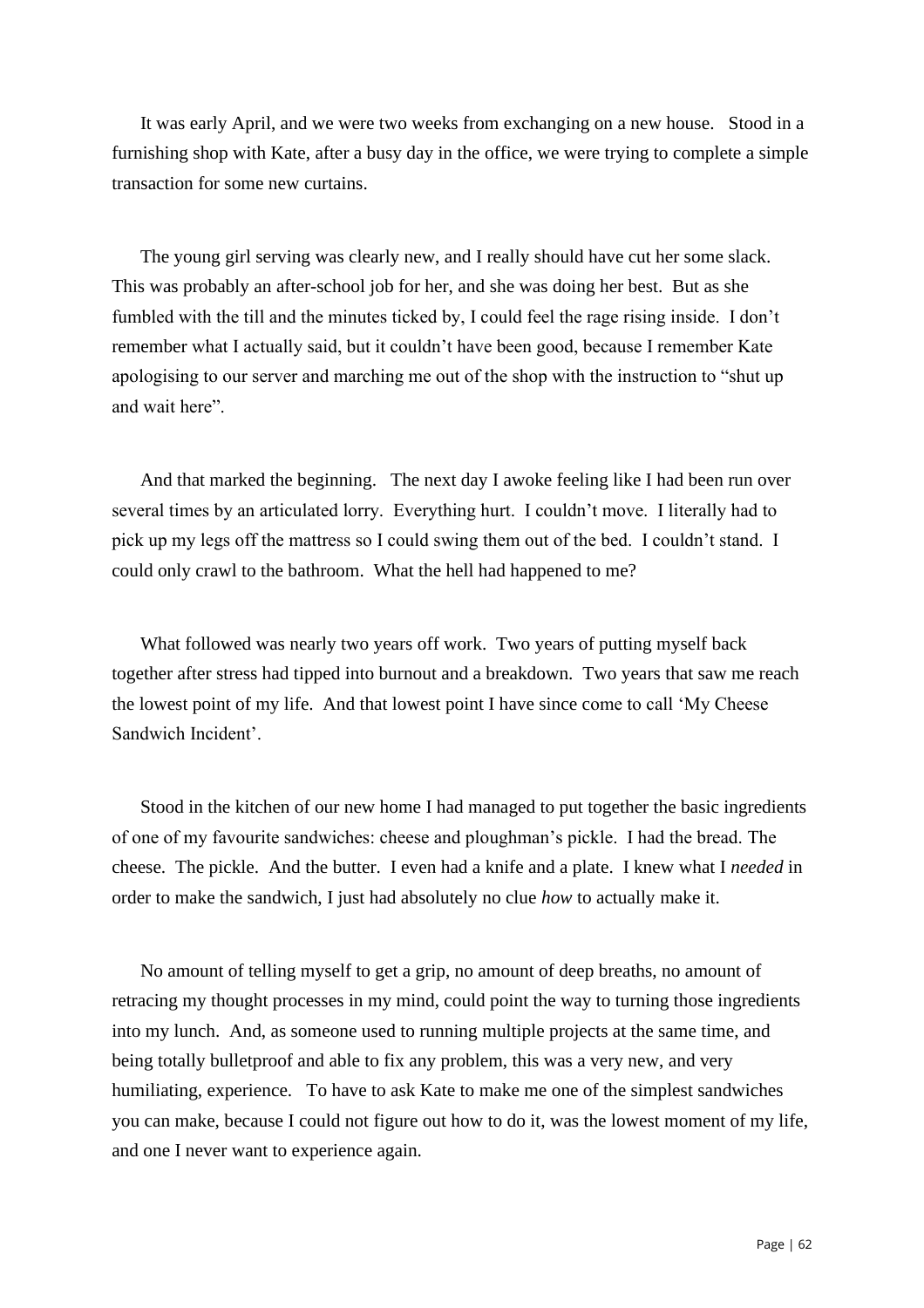It was early April, and we were two weeks from exchanging on a new house. Stood in a furnishing shop with Kate, after a busy day in the office, we were trying to complete a simple transaction for some new curtains.

The young girl serving was clearly new, and I really should have cut her some slack. This was probably an after-school job for her, and she was doing her best. But as she fumbled with the till and the minutes ticked by, I could feel the rage rising inside. I don't remember what I actually said, but it couldn't have been good, because I remember Kate apologising to our server and marching me out of the shop with the instruction to "shut up and wait here".

And that marked the beginning. The next day I awoke feeling like I had been run over several times by an articulated lorry. Everything hurt. I couldn't move. I literally had to pick up my legs off the mattress so I could swing them out of the bed. I couldn't stand. I could only crawl to the bathroom. What the hell had happened to me?

What followed was nearly two years off work. Two years of putting myself back together after stress had tipped into burnout and a breakdown. Two years that saw me reach the lowest point of my life. And that lowest point I have since come to call 'My Cheese Sandwich Incident'.

Stood in the kitchen of our new home I had managed to put together the basic ingredients of one of my favourite sandwiches: cheese and ploughman's pickle. I had the bread. The cheese. The pickle. And the butter. I even had a knife and a plate. I knew what I *needed* in order to make the sandwich, I just had absolutely no clue *how* to actually make it.

No amount of telling myself to get a grip, no amount of deep breaths, no amount of retracing my thought processes in my mind, could point the way to turning those ingredients into my lunch. And, as someone used to running multiple projects at the same time, and being totally bulletproof and able to fix any problem, this was a very new, and very humiliating, experience. To have to ask Kate to make me one of the simplest sandwiches you can make, because I could not figure out how to do it, was the lowest moment of my life, and one I never want to experience again.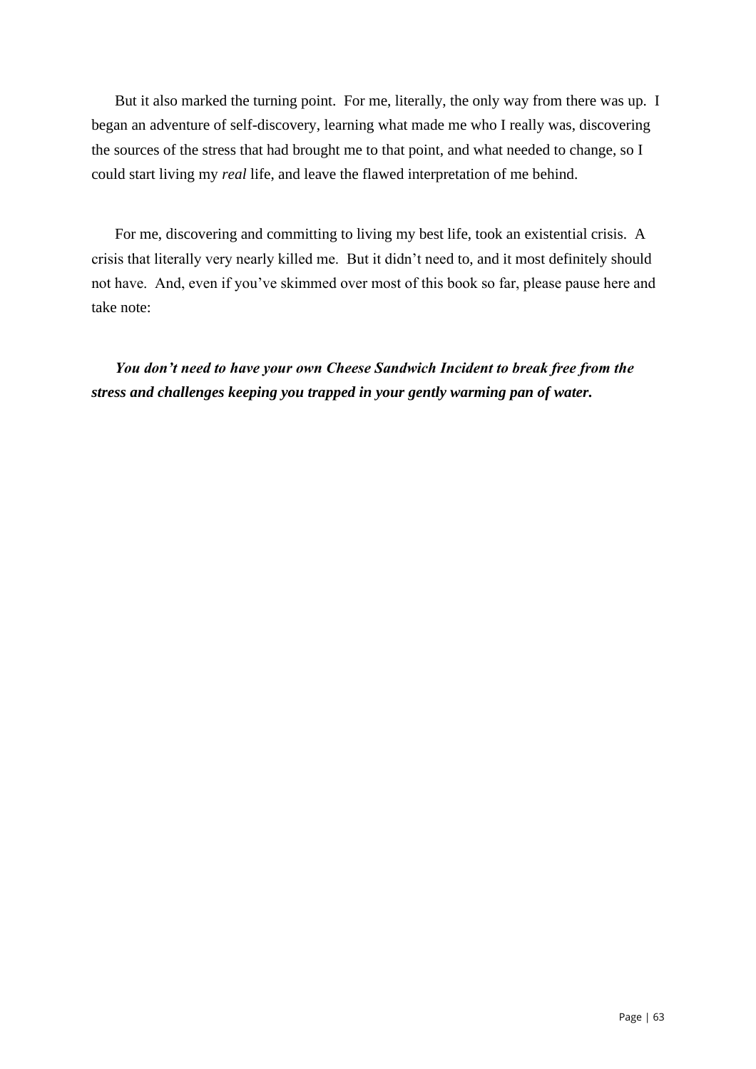But it also marked the turning point. For me, literally, the only way from there was up. I began an adventure of self-discovery, learning what made me who I really was, discovering the sources of the stress that had brought me to that point, and what needed to change, so I could start living my *real* life, and leave the flawed interpretation of me behind.

For me, discovering and committing to living my best life, took an existential crisis. A crisis that literally very nearly killed me. But it didn't need to, and it most definitely should not have. And, even if you've skimmed over most of this book so far, please pause here and take note:

***You don't need to have your own Cheese Sandwich Incident to break free from the stress and challenges keeping you trapped in your gently warming pan of water.***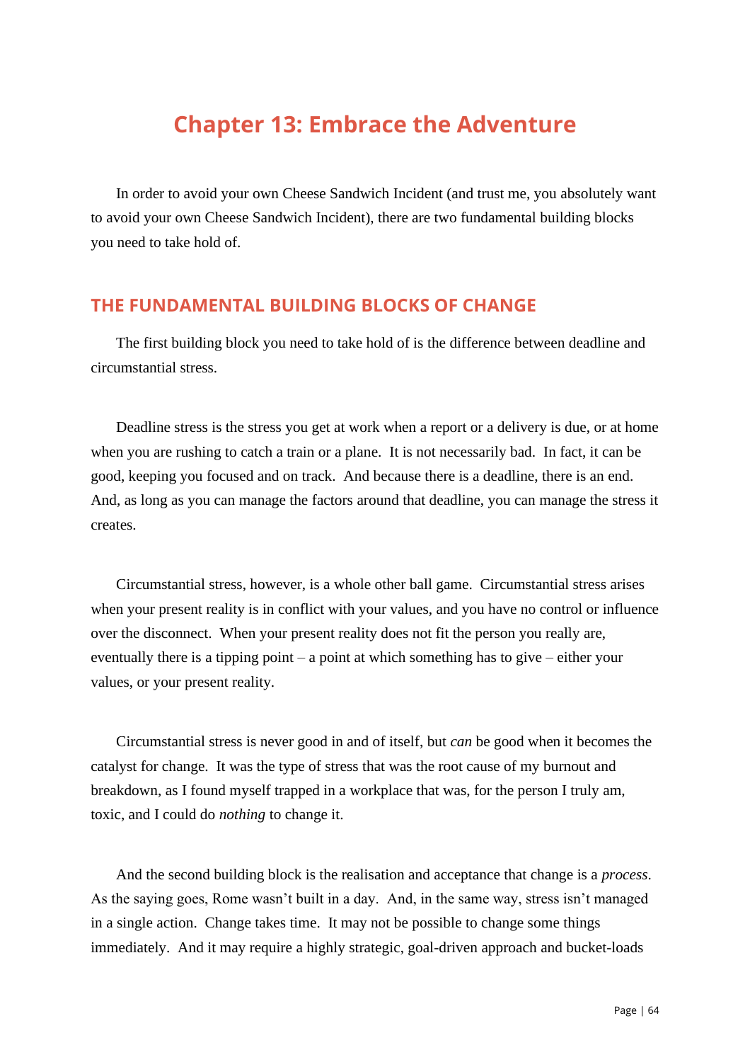# Chapter 13: Embrace the Adventure

In order to avoid your own Cheese Sandwich Incident (and trust me, you absolutely want to avoid your own Cheese Sandwich Incident), there are two fundamental building blocks you need to take hold of.

## THE FUNDAMENTAL BUILDING BLOCKS OF CHANGE

The first building block you need to take hold of is the difference between deadline and circumstantial stress.

Deadline stress is the stress you get at work when a report or a delivery is due, or at home when you are rushing to catch a train or a plane. It is not necessarily bad. In fact, it can be good, keeping you focused and on track. And because there is a deadline, there is an end. And, as long as you can manage the factors around that deadline, you can manage the stress it creates.

Circumstantial stress, however, is a whole other ball game. Circumstantial stress arises when your present reality is in conflict with your values, and you have no control or influence over the disconnect. When your present reality does not fit the person you really are, eventually there is a tipping point – a point at which something has to give – either your values, or your present reality.

Circumstantial stress is never good in and of itself, but *can* be good when it becomes the catalyst for change. It was the type of stress that was the root cause of my burnout and breakdown, as I found myself trapped in a workplace that was, for the person I truly am, toxic, and I could do *nothing* to change it.

And the second building block is the realisation and acceptance that change is a *process*. As the saying goes, Rome wasn't built in a day. And, in the same way, stress isn't managed in a single action. Change takes time. It may not be possible to change some things immediately. And it may require a highly strategic, goal-driven approach and bucket-loads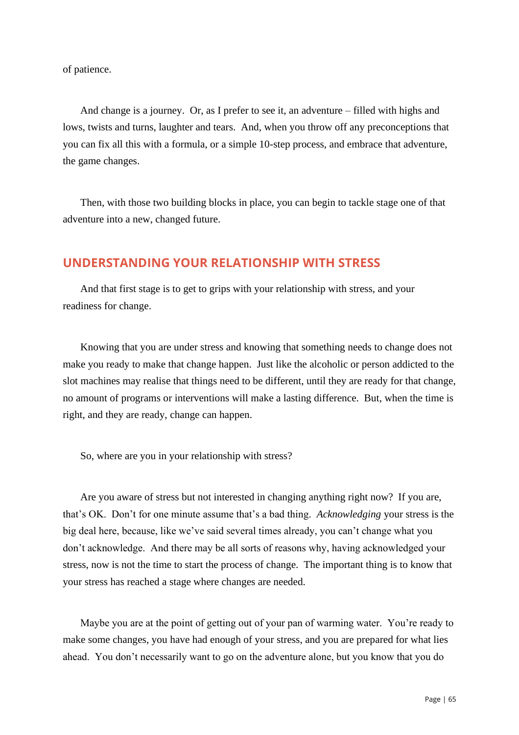of patience.

And change is a journey. Or, as I prefer to see it, an adventure – filled with highs and lows, twists and turns, laughter and tears. And, when you throw off any preconceptions that you can fix all this with a formula, or a simple 10-step process, and embrace that adventure, the game changes.

Then, with those two building blocks in place, you can begin to tackle stage one of that adventure into a new, changed future.

## UNDERSTANDING YOUR RELATIONSHIP WITH STRESS

And that first stage is to get to grips with your relationship with stress, and your readiness for change.

Knowing that you are under stress and knowing that something needs to change does not make you ready to make that change happen. Just like the alcoholic or person addicted to the slot machines may realise that things need to be different, until they are ready for that change, no amount of programs or interventions will make a lasting difference. But, when the time is right, and they are ready, change can happen.

So, where are you in your relationship with stress?

Are you aware of stress but not interested in changing anything right now? If you are, that's OK. Don't for one minute assume that's a bad thing. *Acknowledging* your stress is the big deal here, because, like we've said several times already, you can't change what you don't acknowledge. And there may be all sorts of reasons why, having acknowledged your stress, now is not the time to start the process of change. The important thing is to know that your stress has reached a stage where changes are needed.

Maybe you are at the point of getting out of your pan of warming water. You're ready to make some changes, you have had enough of your stress, and you are prepared for what lies ahead. You don't necessarily want to go on the adventure alone, but you know that you do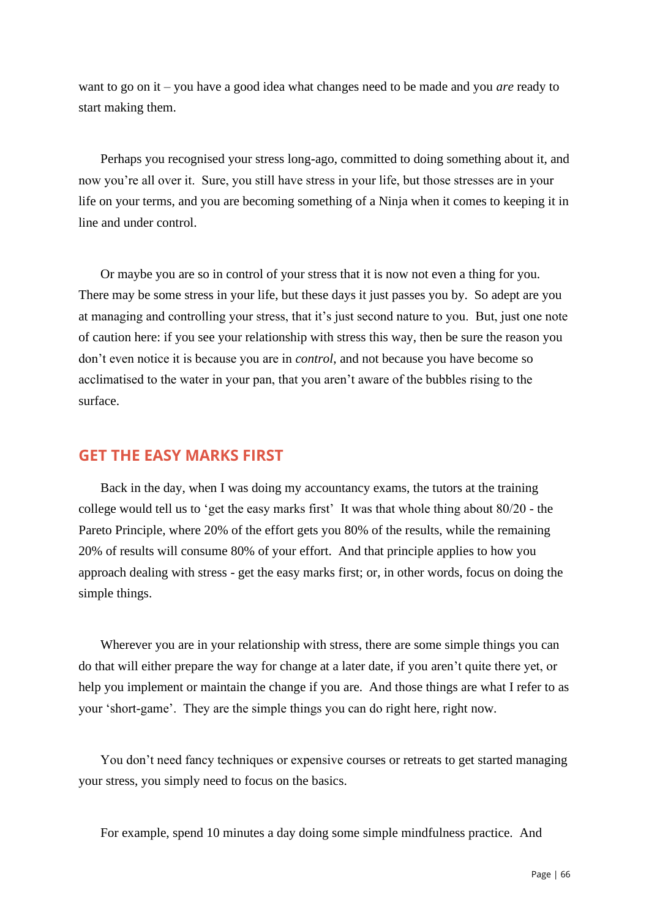want to go on it – you have a good idea what changes need to be made and you *are* ready to start making them.

Perhaps you recognised your stress long-ago, committed to doing something about it, and now you're all over it. Sure, you still have stress in your life, but those stresses are in your life on your terms, and you are becoming something of a Ninja when it comes to keeping it in line and under control.

Or maybe you are so in control of your stress that it is now not even a thing for you. There may be some stress in your life, but these days it just passes you by. So adept are you at managing and controlling your stress, that it's just second nature to you. But, just one note of caution here: if you see your relationship with stress this way, then be sure the reason you don't even notice it is because you are in *control*, and not because you have become so acclimatised to the water in your pan, that you aren't aware of the bubbles rising to the surface.

## GET THE EASY MARKS FIRST

Back in the day, when I was doing my accountancy exams, the tutors at the training college would tell us to 'get the easy marks first' It was that whole thing about 80/20 - the Pareto Principle, where 20% of the effort gets you 80% of the results, while the remaining 20% of results will consume 80% of your effort. And that principle applies to how you approach dealing with stress - get the easy marks first; or, in other words, focus on doing the simple things.

Wherever you are in your relationship with stress, there are some simple things you can do that will either prepare the way for change at a later date, if you aren't quite there yet, or help you implement or maintain the change if you are. And those things are what I refer to as your 'short-game'. They are the simple things you can do right here, right now.

You don't need fancy techniques or expensive courses or retreats to get started managing your stress, you simply need to focus on the basics.

For example, spend 10 minutes a day doing some simple mindfulness practice. And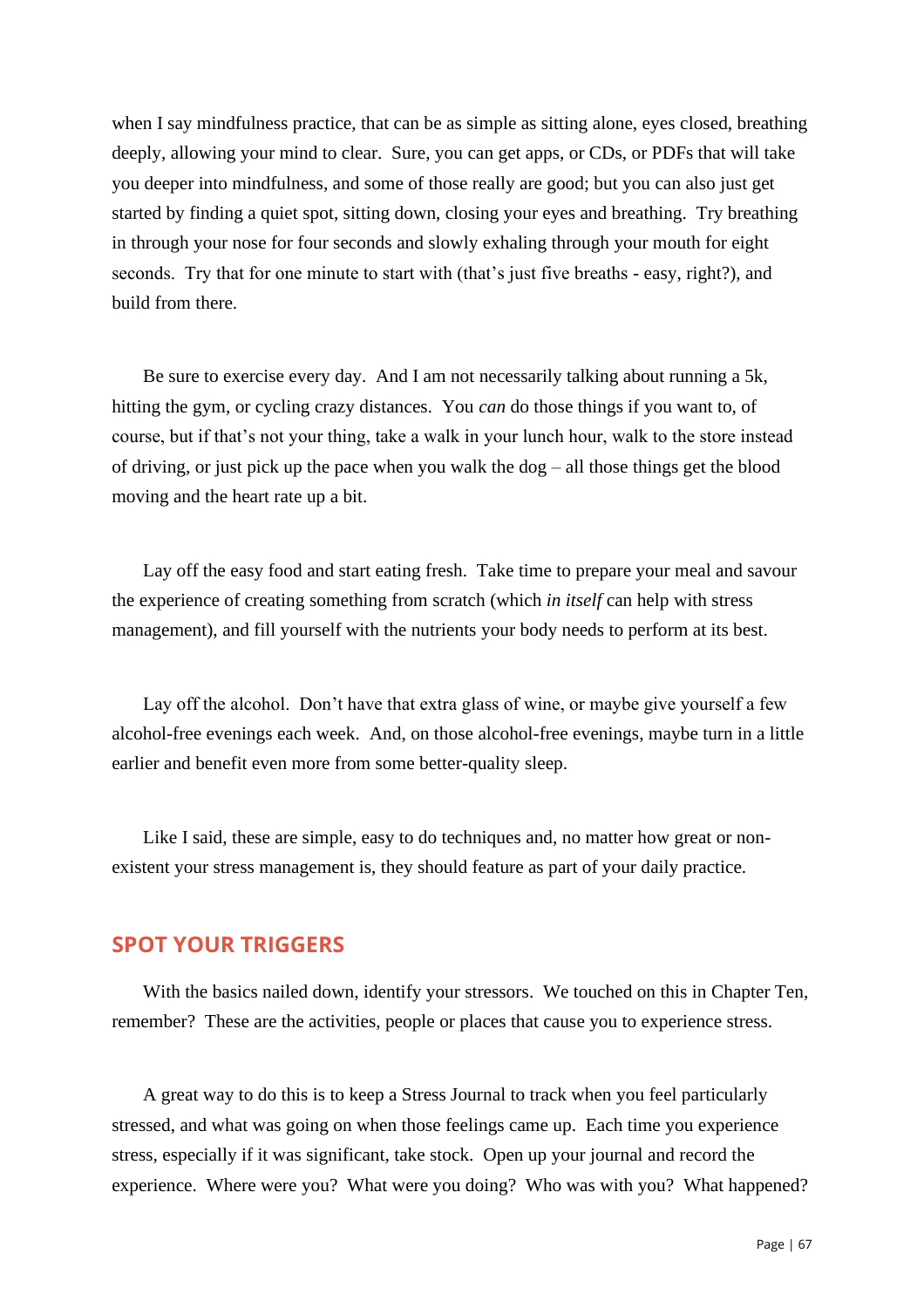when I say mindfulness practice, that can be as simple as sitting alone, eyes closed, breathing deeply, allowing your mind to clear. Sure, you can get apps, or CDs, or PDFs that will take you deeper into mindfulness, and some of those really are good; but you can also just get started by finding a quiet spot, sitting down, closing your eyes and breathing. Try breathing in through your nose for four seconds and slowly exhaling through your mouth for eight seconds. Try that for one minute to start with (that's just five breaths - easy, right?), and build from there.

Be sure to exercise every day. And I am not necessarily talking about running a 5k, hitting the gym, or cycling crazy distances. You *can* do those things if you want to, of course, but if that's not your thing, take a walk in your lunch hour, walk to the store instead of driving, or just pick up the pace when you walk the dog – all those things get the blood moving and the heart rate up a bit.

Lay off the easy food and start eating fresh. Take time to prepare your meal and savour the experience of creating something from scratch (which *in itself* can help with stress management), and fill yourself with the nutrients your body needs to perform at its best.

Lay off the alcohol. Don't have that extra glass of wine, or maybe give yourself a few alcohol-free evenings each week. And, on those alcohol-free evenings, maybe turn in a little earlier and benefit even more from some better-quality sleep.

Like I said, these are simple, easy to do techniques and, no matter how great or non-existent your stress management is, they should feature as part of your daily practice.

## SPOT YOUR TRIGGERS

With the basics nailed down, identify your stressors. We touched on this in Chapter Ten, remember? These are the activities, people or places that cause you to experience stress.

A great way to do this is to keep a Stress Journal to track when you feel particularly stressed, and what was going on when those feelings came up. Each time you experience stress, especially if it was significant, take stock. Open up your journal and record the experience. Where were you? What were you doing? Who was with you? What happened?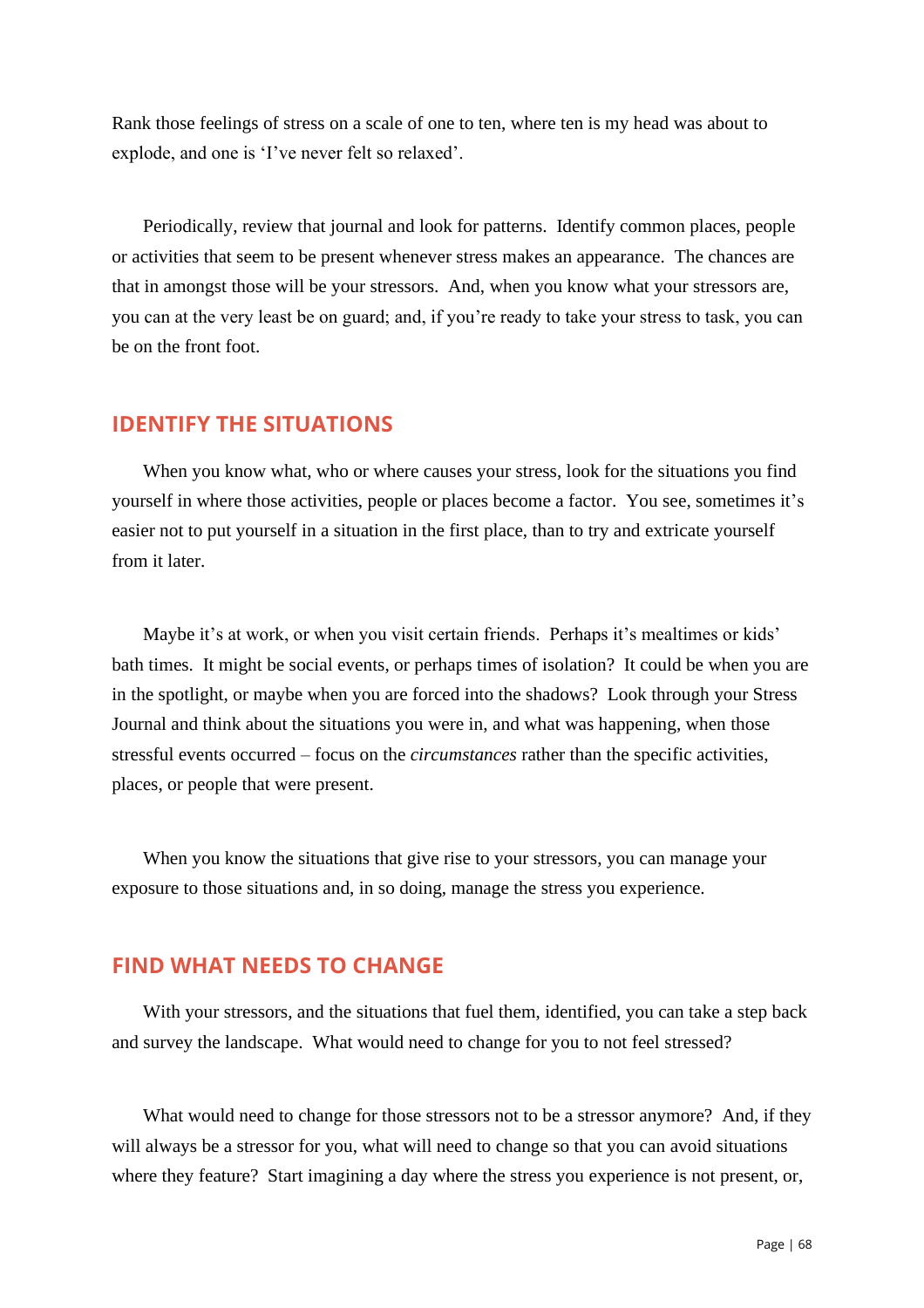Rank those feelings of stress on a scale of one to ten, where ten is my head was about to explode, and one is 'I've never felt so relaxed'.

Periodically, review that journal and look for patterns. Identify common places, people or activities that seem to be present whenever stress makes an appearance. The chances are that in amongst those will be your stressors. And, when you know what your stressors are, you can at the very least be on guard; and, if you're ready to take your stress to task, you can be on the front foot.

## IDENTIFY THE SITUATIONS

When you know what, who or where causes your stress, look for the situations you find yourself in where those activities, people or places become a factor. You see, sometimes it's easier not to put yourself in a situation in the first place, than to try and extricate yourself from it later.

Maybe it's at work, or when you visit certain friends. Perhaps it's mealtimes or kids' bath times. It might be social events, or perhaps times of isolation? It could be when you are in the spotlight, or maybe when you are forced into the shadows? Look through your Stress Journal and think about the situations you were in, and what was happening, when those stressful events occurred – focus on the *circumstances* rather than the specific activities, places, or people that were present.

When you know the situations that give rise to your stressors, you can manage your exposure to those situations and, in so doing, manage the stress you experience.

## FIND WHAT NEEDS TO CHANGE

With your stressors, and the situations that fuel them, identified, you can take a step back and survey the landscape. What would need to change for you to not feel stressed?

What would need to change for those stressors not to be a stressor anymore? And, if they will always be a stressor for you, what will need to change so that you can avoid situations where they feature? Start imagining a day where the stress you experience is not present, or,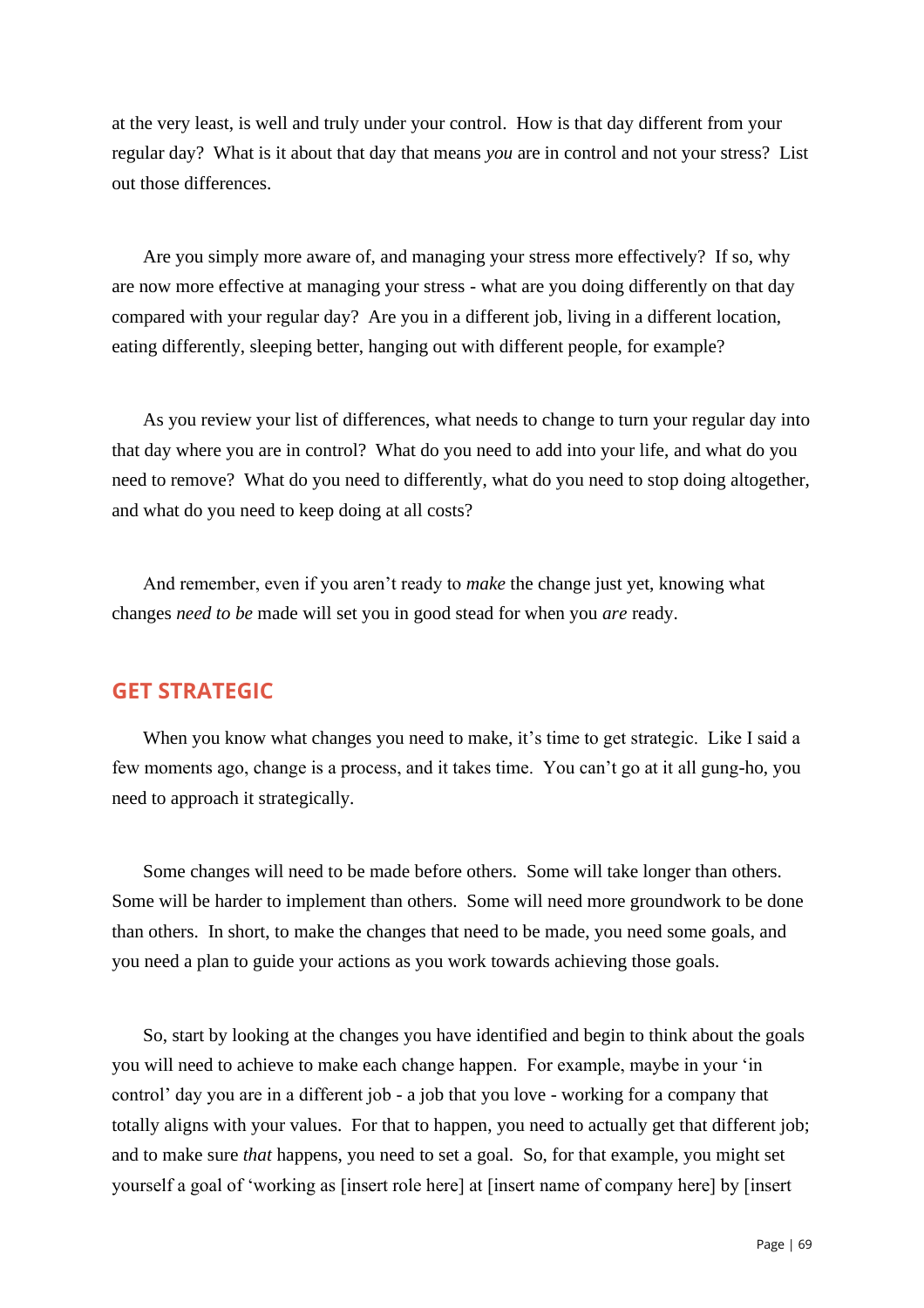at the very least, is well and truly under your control. How is that day different from your regular day? What is it about that day that means *you* are in control and not your stress? List out those differences.

Are you simply more aware of, and managing your stress more effectively? If so, why are now more effective at managing your stress - what are you doing differently on that day compared with your regular day? Are you in a different job, living in a different location, eating differently, sleeping better, hanging out with different people, for example?

As you review your list of differences, what needs to change to turn your regular day into that day where you are in control? What do you need to add into your life, and what do you need to remove? What do you need to differently, what do you need to stop doing altogether, and what do you need to keep doing at all costs?

And remember, even if you aren't ready to *make* the change just yet, knowing what changes *need to be* made will set you in good stead for when you *are* ready.

## GET STRATEGIC

When you know what changes you need to make, it's time to get strategic. Like I said a few moments ago, change is a process, and it takes time. You can't go at it all gung-ho, you need to approach it strategically.

Some changes will need to be made before others. Some will take longer than others. Some will be harder to implement than others. Some will need more groundwork to be done than others. In short, to make the changes that need to be made, you need some goals, and you need a plan to guide your actions as you work towards achieving those goals.

So, start by looking at the changes you have identified and begin to think about the goals you will need to achieve to make each change happen. For example, maybe in your 'in control' day you are in a different job - a job that you love - working for a company that totally aligns with your values. For that to happen, you need to actually get that different job; and to make sure *that* happens, you need to set a goal. So, for that example, you might set yourself a goal of 'working as [insert role here] at [insert name of company here] by [insert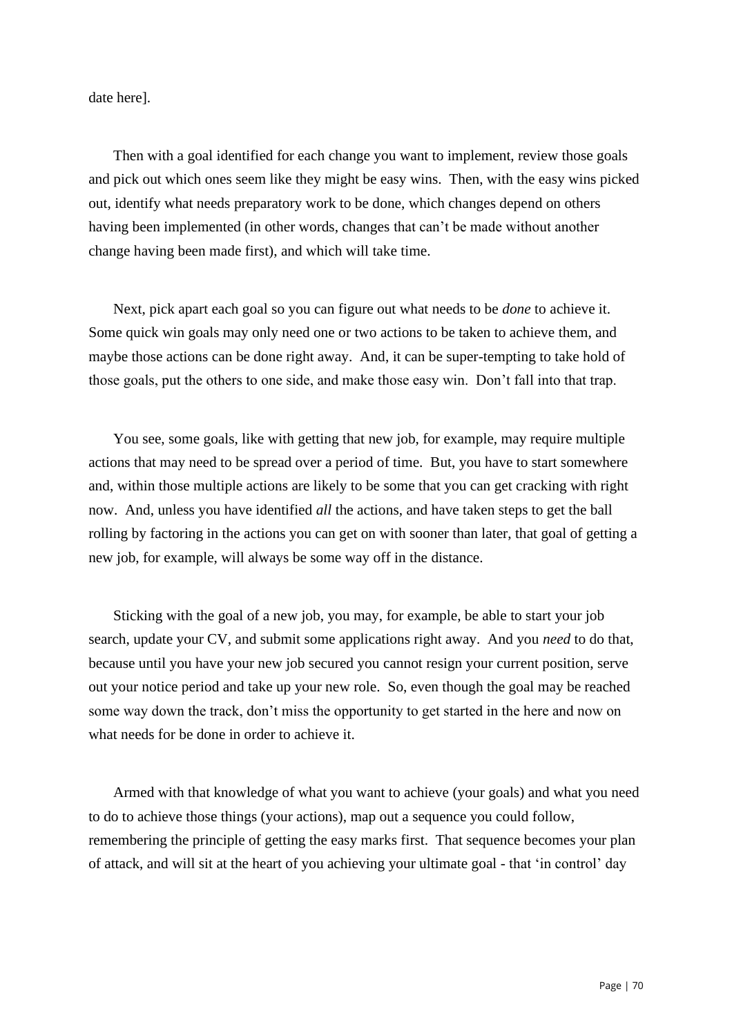date here].

Then with a goal identified for each change you want to implement, review those goals and pick out which ones seem like they might be easy wins. Then, with the easy wins picked out, identify what needs preparatory work to be done, which changes depend on others having been implemented (in other words, changes that can't be made without another change having been made first), and which will take time.

Next, pick apart each goal so you can figure out what needs to be *done* to achieve it. Some quick win goals may only need one or two actions to be taken to achieve them, and maybe those actions can be done right away. And, it can be super-tempting to take hold of those goals, put the others to one side, and make those easy win. Don't fall into that trap.

You see, some goals, like with getting that new job, for example, may require multiple actions that may need to be spread over a period of time. But, you have to start somewhere and, within those multiple actions are likely to be some that you can get cracking with right now. And, unless you have identified *all* the actions, and have taken steps to get the ball rolling by factoring in the actions you can get on with sooner than later, that goal of getting a new job, for example, will always be some way off in the distance.

Sticking with the goal of a new job, you may, for example, be able to start your job search, update your CV, and submit some applications right away. And you *need* to do that, because until you have your new job secured you cannot resign your current position, serve out your notice period and take up your new role. So, even though the goal may be reached some way down the track, don't miss the opportunity to get started in the here and now on what needs for be done in order to achieve it.

Armed with that knowledge of what you want to achieve (your goals) and what you need to do to achieve those things (your actions), map out a sequence you could follow, remembering the principle of getting the easy marks first. That sequence becomes your plan of attack, and will sit at the heart of you achieving your ultimate goal - that 'in control' day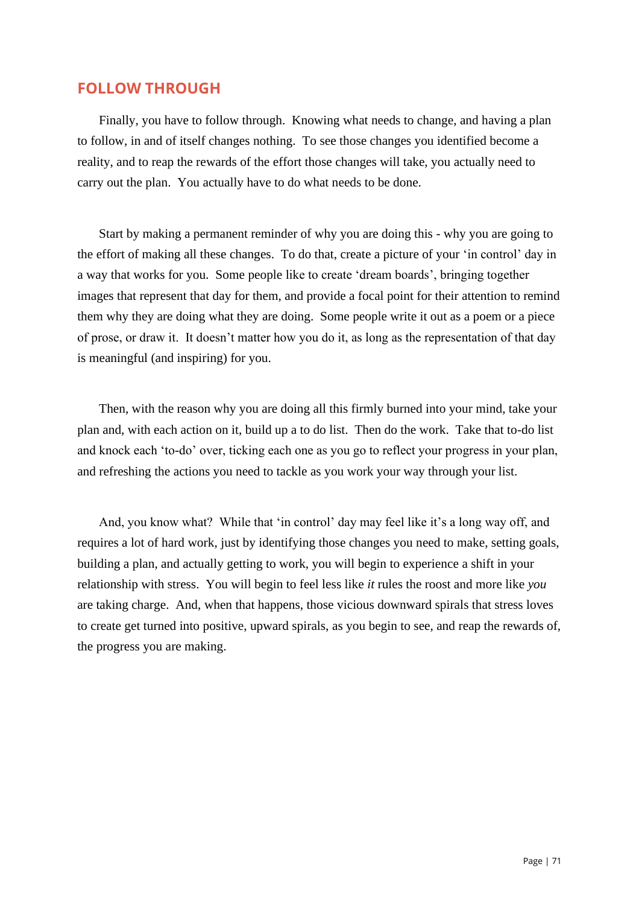## FOLLOW THROUGH

Finally, you have to follow through. Knowing what needs to change, and having a plan to follow, in and of itself changes nothing. To see those changes you identified become a reality, and to reap the rewards of the effort those changes will take, you actually need to carry out the plan. You actually have to do what needs to be done.

Start by making a permanent reminder of why you are doing this - why you are going to the effort of making all these changes. To do that, create a picture of your 'in control' day in a way that works for you. Some people like to create 'dream boards', bringing together images that represent that day for them, and provide a focal point for their attention to remind them why they are doing what they are doing. Some people write it out as a poem or a piece of prose, or draw it. It doesn't matter how you do it, as long as the representation of that day is meaningful (and inspiring) for you.

Then, with the reason why you are doing all this firmly burned into your mind, take your plan and, with each action on it, build up a to do list. Then do the work. Take that to-do list and knock each 'to-do' over, ticking each one as you go to reflect your progress in your plan, and refreshing the actions you need to tackle as you work your way through your list.

And, you know what? While that 'in control' day may feel like it's a long way off, and requires a lot of hard work, just by identifying those changes you need to make, setting goals, building a plan, and actually getting to work, you will begin to experience a shift in your relationship with stress. You will begin to feel less like *it* rules the roost and more like *you* are taking charge. And, when that happens, those vicious downward spirals that stress loves to create get turned into positive, upward spirals, as you begin to see, and reap the rewards of, the progress you are making.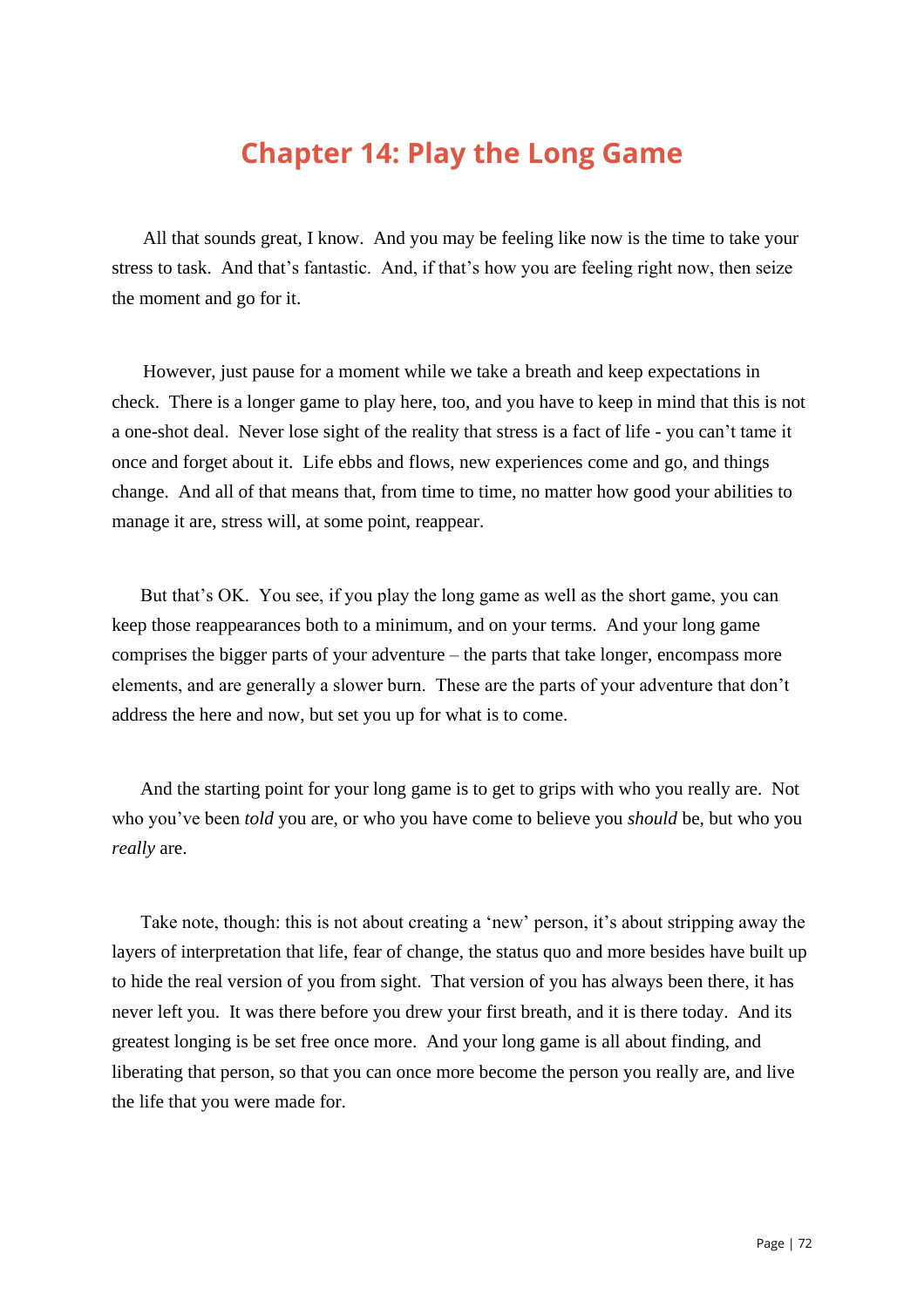# Chapter 14: Play the Long Game

All that sounds great, I know. And you may be feeling like now is the time to take your stress to task. And that's fantastic. And, if that's how you are feeling right now, then seize the moment and go for it.

However, just pause for a moment while we take a breath and keep expectations in check. There is a longer game to play here, too, and you have to keep in mind that this is not a one-shot deal. Never lose sight of the reality that stress is a fact of life - you can't tame it once and forget about it. Life ebbs and flows, new experiences come and go, and things change. And all of that means that, from time to time, no matter how good your abilities to manage it are, stress will, at some point, reappear.

But that's OK. You see, if you play the long game as well as the short game, you can keep those reappearances both to a minimum, and on your terms. And your long game comprises the bigger parts of your adventure – the parts that take longer, encompass more elements, and are generally a slower burn. These are the parts of your adventure that don't address the here and now, but set you up for what is to come.

And the starting point for your long game is to get to grips with who you really are. Not who you've been *told* you are, or who you have come to believe you *should* be, but who you *really* are.

Take note, though: this is not about creating a 'new' person, it's about stripping away the layers of interpretation that life, fear of change, the status quo and more besides have built up to hide the real version of you from sight. That version of you has always been there, it has never left you. It was there before you drew your first breath, and it is there today. And its greatest longing is be set free once more. And your long game is all about finding, and liberating that person, so that you can once more become the person you really are, and live the life that you were made for.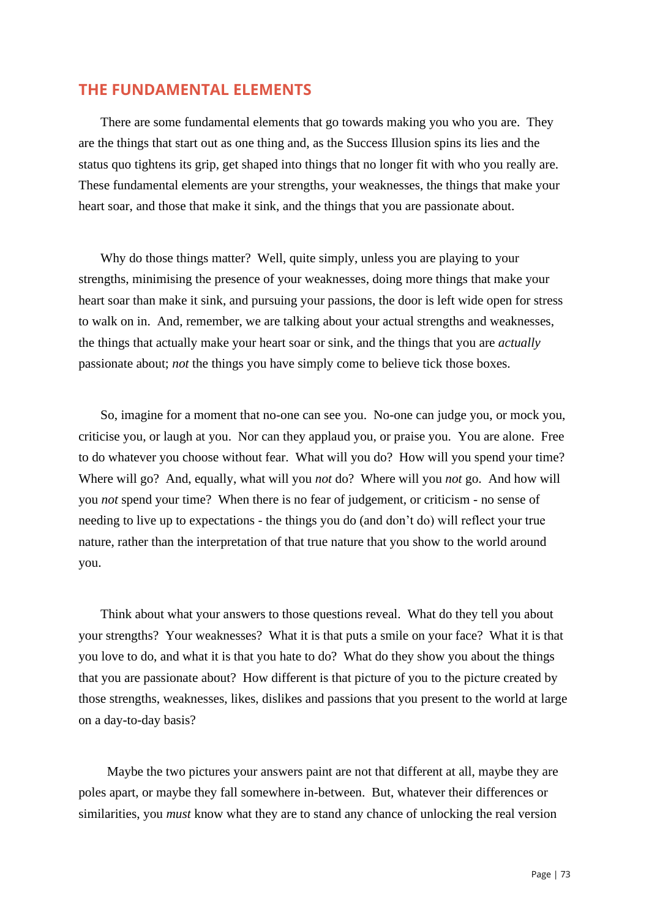## THE FUNDAMENTAL ELEMENTS

There are some fundamental elements that go towards making you who you are. They are the things that start out as one thing and, as the Success Illusion spins its lies and the status quo tightens its grip, get shaped into things that no longer fit with who you really are. These fundamental elements are your strengths, your weaknesses, the things that make your heart soar, and those that make it sink, and the things that you are passionate about.

Why do those things matter? Well, quite simply, unless you are playing to your strengths, minimising the presence of your weaknesses, doing more things that make your heart soar than make it sink, and pursuing your passions, the door is left wide open for stress to walk on in. And, remember, we are talking about your actual strengths and weaknesses, the things that actually make your heart soar or sink, and the things that you are *actually* passionate about; *not* the things you have simply come to believe tick those boxes.

So, imagine for a moment that no-one can see you. No-one can judge you, or mock you, criticise you, or laugh at you. Nor can they applaud you, or praise you. You are alone. Free to do whatever you choose without fear. What will you do? How will you spend your time? Where will go? And, equally, what will you *not* do? Where will you *not* go. And how will you *not* spend your time? When there is no fear of judgement, or criticism - no sense of needing to live up to expectations - the things you do (and don't do) will reflect your true nature, rather than the interpretation of that true nature that you show to the world around you.

Think about what your answers to those questions reveal. What do they tell you about your strengths? Your weaknesses? What it is that puts a smile on your face? What it is that you love to do, and what it is that you hate to do? What do they show you about the things that you are passionate about? How different is that picture of you to the picture created by those strengths, weaknesses, likes, dislikes and passions that you present to the world at large on a day-to-day basis?

Maybe the two pictures your answers paint are not that different at all, maybe they are poles apart, or maybe they fall somewhere in-between. But, whatever their differences or similarities, you *must* know what they are to stand any chance of unlocking the real version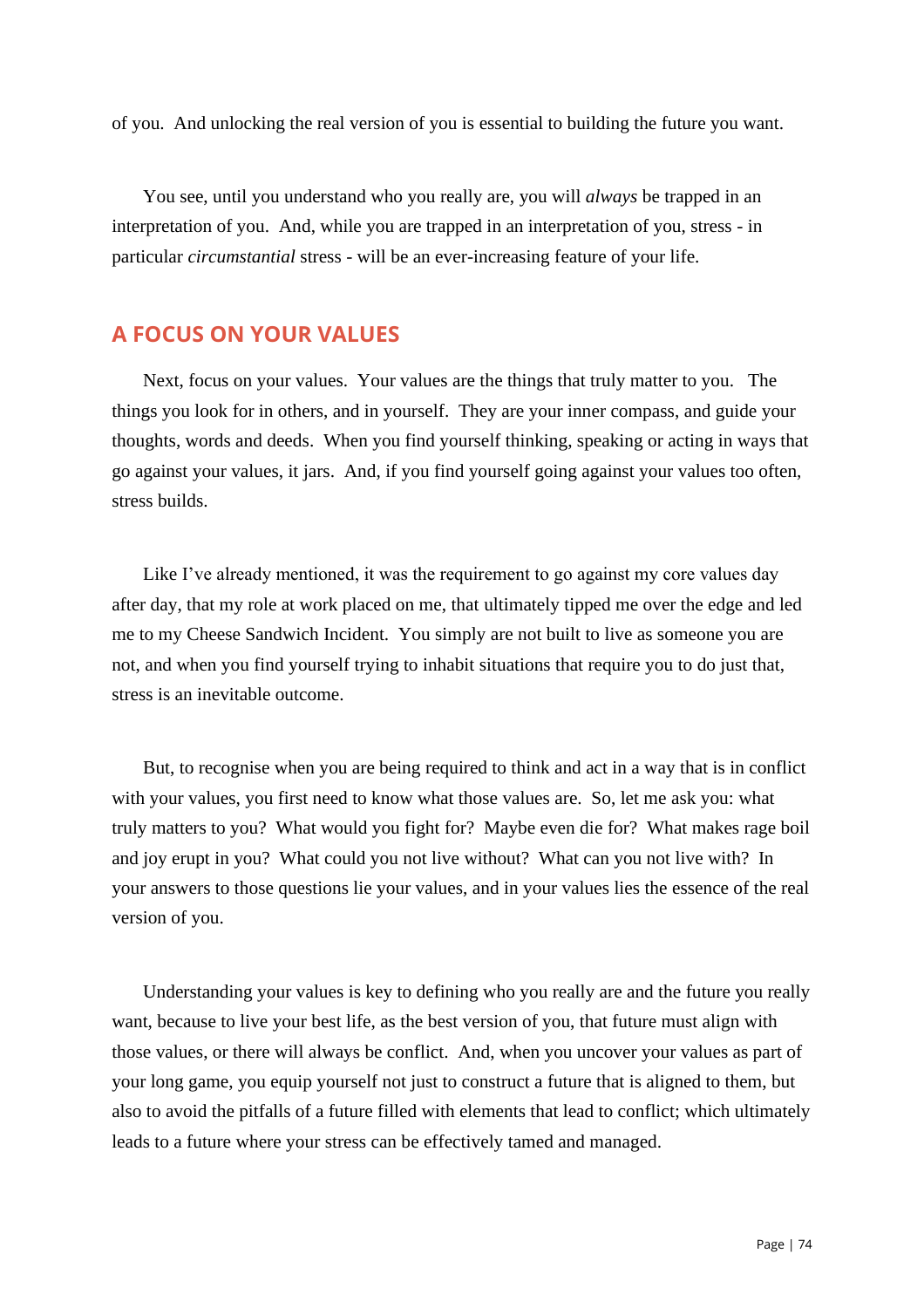of you. And unlocking the real version of you is essential to building the future you want.

You see, until you understand who you really are, you will *always* be trapped in an interpretation of you. And, while you are trapped in an interpretation of you, stress - in particular *circumstantial* stress - will be an ever-increasing feature of your life.

## A FOCUS ON YOUR VALUES

Next, focus on your values. Your values are the things that truly matter to you. The things you look for in others, and in yourself. They are your inner compass, and guide your thoughts, words and deeds. When you find yourself thinking, speaking or acting in ways that go against your values, it jars. And, if you find yourself going against your values too often, stress builds.

Like I've already mentioned, it was the requirement to go against my core values day after day, that my role at work placed on me, that ultimately tipped me over the edge and led me to my Cheese Sandwich Incident. You simply are not built to live as someone you are not, and when you find yourself trying to inhabit situations that require you to do just that, stress is an inevitable outcome.

But, to recognise when you are being required to think and act in a way that is in conflict with your values, you first need to know what those values are. So, let me ask you: what truly matters to you? What would you fight for? Maybe even die for? What makes rage boil and joy erupt in you? What could you not live without? What can you not live with? In your answers to those questions lie your values, and in your values lies the essence of the real version of you.

Understanding your values is key to defining who you really are and the future you really want, because to live your best life, as the best version of you, that future must align with those values, or there will always be conflict. And, when you uncover your values as part of your long game, you equip yourself not just to construct a future that is aligned to them, but also to avoid the pitfalls of a future filled with elements that lead to conflict; which ultimately leads to a future where your stress can be effectively tamed and managed.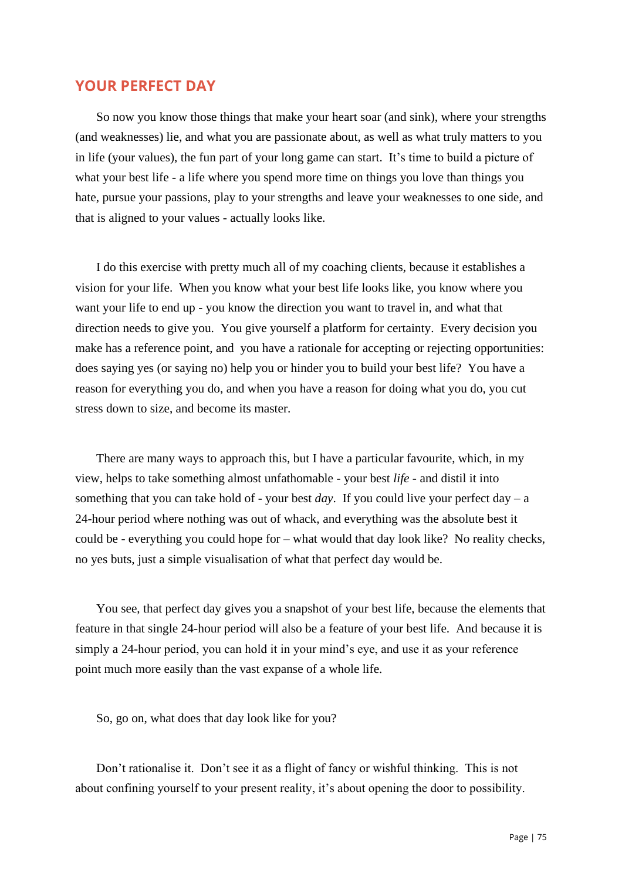## YOUR PERFECT DAY

So now you know those things that make your heart soar (and sink), where your strengths (and weaknesses) lie, and what you are passionate about, as well as what truly matters to you in life (your values), the fun part of your long game can start. It's time to build a picture of what your best life - a life where you spend more time on things you love than things you hate, pursue your passions, play to your strengths and leave your weaknesses to one side, and that is aligned to your values - actually looks like.

I do this exercise with pretty much all of my coaching clients, because it establishes a vision for your life. When you know what your best life looks like, you know where you want your life to end up - you know the direction you want to travel in, and what that direction needs to give you. You give yourself a platform for certainty. Every decision you make has a reference point, and you have a rationale for accepting or rejecting opportunities: does saying yes (or saying no) help you or hinder you to build your best life? You have a reason for everything you do, and when you have a reason for doing what you do, you cut stress down to size, and become its master.

There are many ways to approach this, but I have a particular favourite, which, in my view, helps to take something almost unfathomable - your best *life* - and distil it into something that you can take hold of - your best *day*. If you could live your perfect day – a 24-hour period where nothing was out of whack, and everything was the absolute best it could be - everything you could hope for – what would that day look like? No reality checks, no yes buts, just a simple visualisation of what that perfect day would be.

You see, that perfect day gives you a snapshot of your best life, because the elements that feature in that single 24-hour period will also be a feature of your best life. And because it is simply a 24-hour period, you can hold it in your mind's eye, and use it as your reference point much more easily than the vast expanse of a whole life.

So, go on, what does that day look like for you?

Don't rationalise it. Don't see it as a flight of fancy or wishful thinking. This is not about confining yourself to your present reality, it's about opening the door to possibility.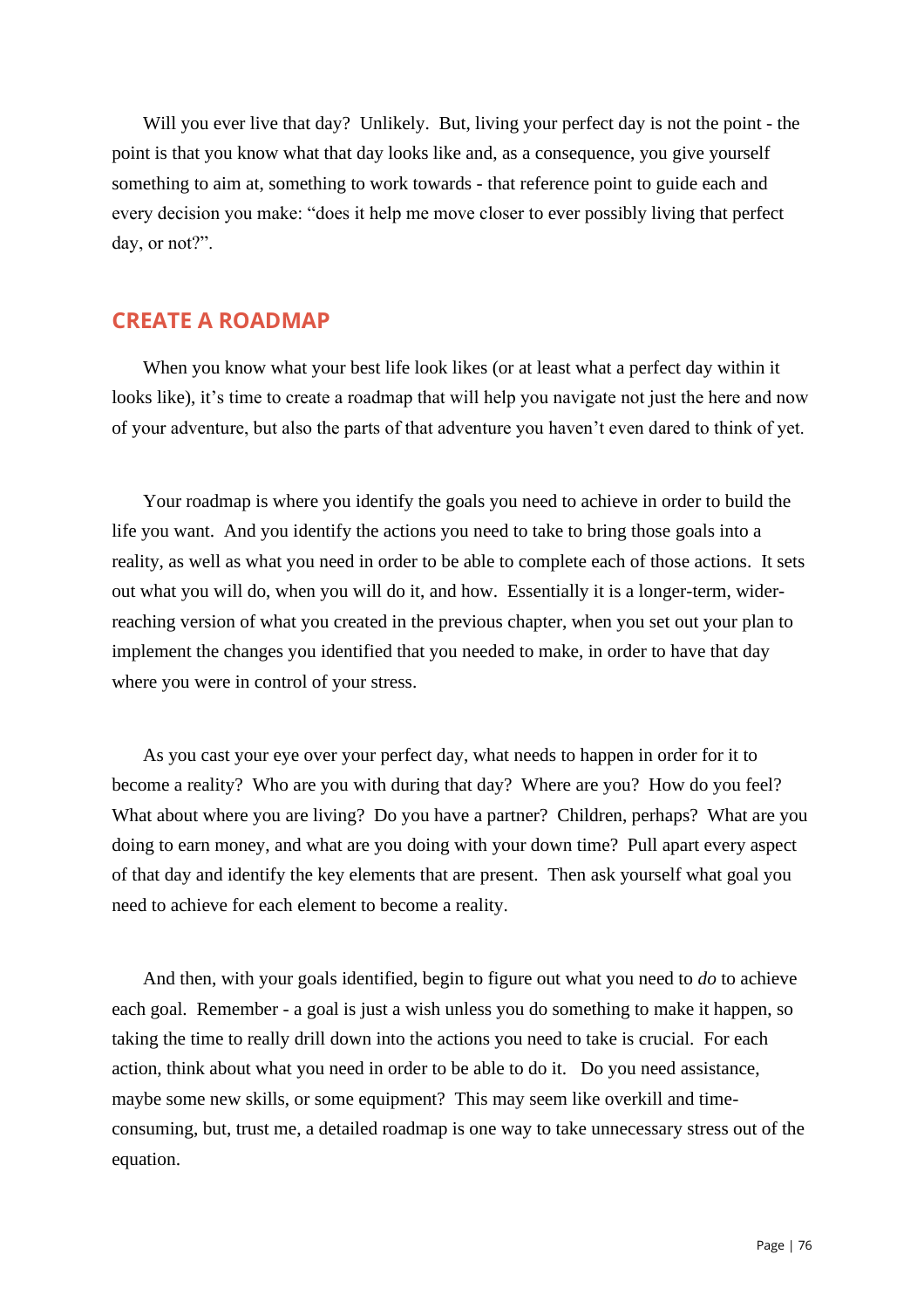Will you ever live that day? Unlikely. But, living your perfect day is not the point - the point is that you know what that day looks like and, as a consequence, you give yourself something to aim at, something to work towards - that reference point to guide each and every decision you make: "does it help me move closer to ever possibly living that perfect day, or not?".

## CREATE A ROADMAP

When you know what your best life look likes (or at least what a perfect day within it looks like), it's time to create a roadmap that will help you navigate not just the here and now of your adventure, but also the parts of that adventure you haven't even dared to think of yet.

Your roadmap is where you identify the goals you need to achieve in order to build the life you want. And you identify the actions you need to take to bring those goals into a reality, as well as what you need in order to be able to complete each of those actions. It sets out what you will do, when you will do it, and how. Essentially it is a longer-term, wider-reaching version of what you created in the previous chapter, when you set out your plan to implement the changes you identified that you needed to make, in order to have that day where you were in control of your stress.

As you cast your eye over your perfect day, what needs to happen in order for it to become a reality? Who are you with during that day? Where are you? How do you feel? What about where you are living? Do you have a partner? Children, perhaps? What are you doing to earn money, and what are you doing with your down time? Pull apart every aspect of that day and identify the key elements that are present. Then ask yourself what goal you need to achieve for each element to become a reality.

And then, with your goals identified, begin to figure out what you need to *do* to achieve each goal. Remember - a goal is just a wish unless you do something to make it happen, so taking the time to really drill down into the actions you need to take is crucial. For each action, think about what you need in order to be able to do it. Do you need assistance, maybe some new skills, or some equipment? This may seem like overkill and time-consuming, but, trust me, a detailed roadmap is one way to take unnecessary stress out of the equation.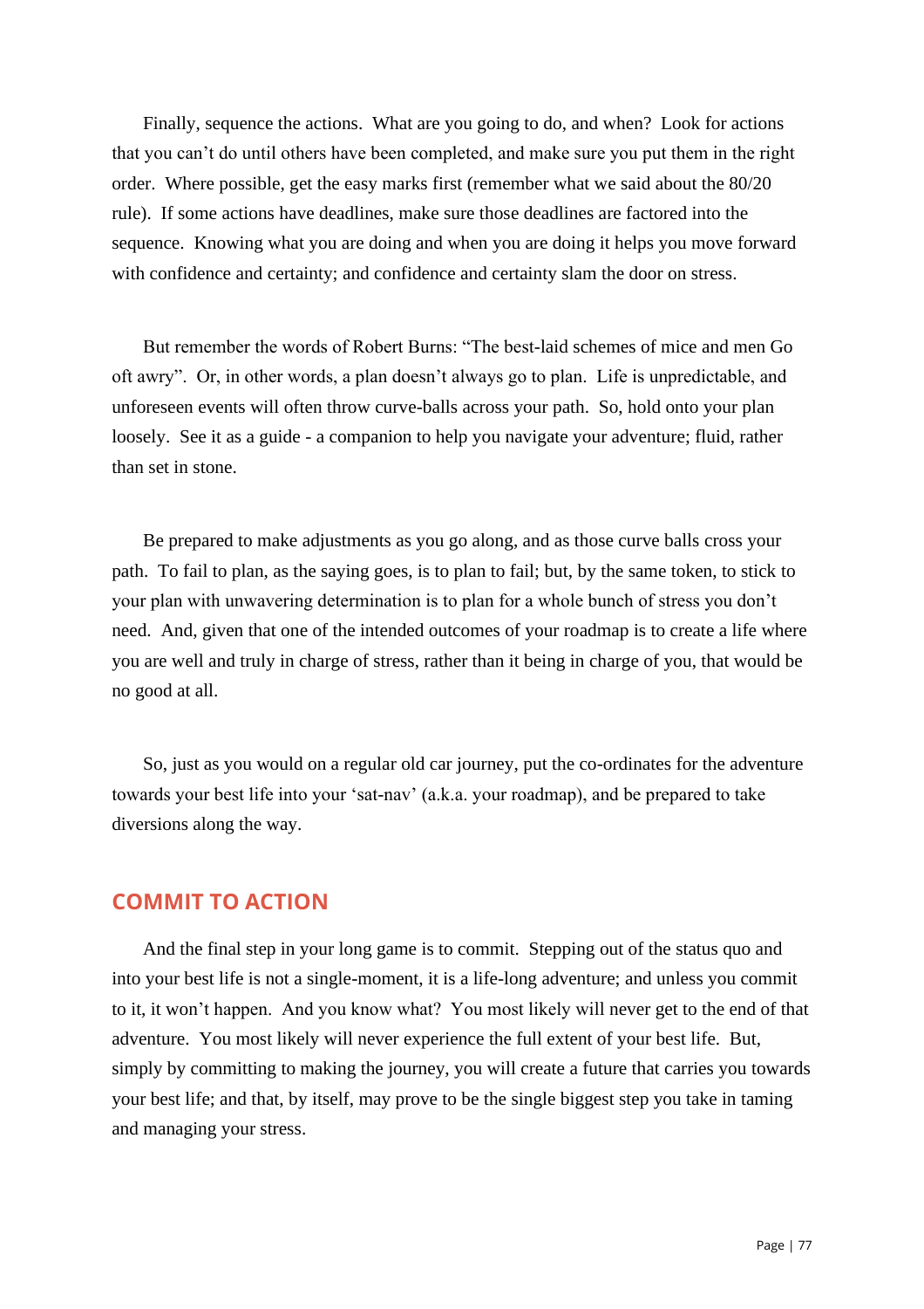Finally, sequence the actions. What are you going to do, and when? Look for actions that you can't do until others have been completed, and make sure you put them in the right order. Where possible, get the easy marks first (remember what we said about the 80/20 rule). If some actions have deadlines, make sure those deadlines are factored into the sequence. Knowing what you are doing and when you are doing it helps you move forward with confidence and certainty; and confidence and certainty slam the door on stress.

But remember the words of Robert Burns: "The best-laid schemes of mice and men Go oft awry". Or, in other words, a plan doesn't always go to plan. Life is unpredictable, and unforeseen events will often throw curve-balls across your path. So, hold onto your plan loosely. See it as a guide - a companion to help you navigate your adventure; fluid, rather than set in stone.

Be prepared to make adjustments as you go along, and as those curve balls cross your path. To fail to plan, as the saying goes, is to plan to fail; but, by the same token, to stick to your plan with unwavering determination is to plan for a whole bunch of stress you don't need. And, given that one of the intended outcomes of your roadmap is to create a life where you are well and truly in charge of stress, rather than it being in charge of you, that would be no good at all.

So, just as you would on a regular old car journey, put the co-ordinates for the adventure towards your best life into your 'sat-nav' (a.k.a. your roadmap), and be prepared to take diversions along the way.

## COMMIT TO ACTION

And the final step in your long game is to commit. Stepping out of the status quo and into your best life is not a single-moment, it is a life-long adventure; and unless you commit to it, it won't happen. And you know what? You most likely will never get to the end of that adventure. You most likely will never experience the full extent of your best life. But, simply by committing to making the journey, you will create a future that carries you towards your best life; and that, by itself, may prove to be the single biggest step you take in taming and managing your stress.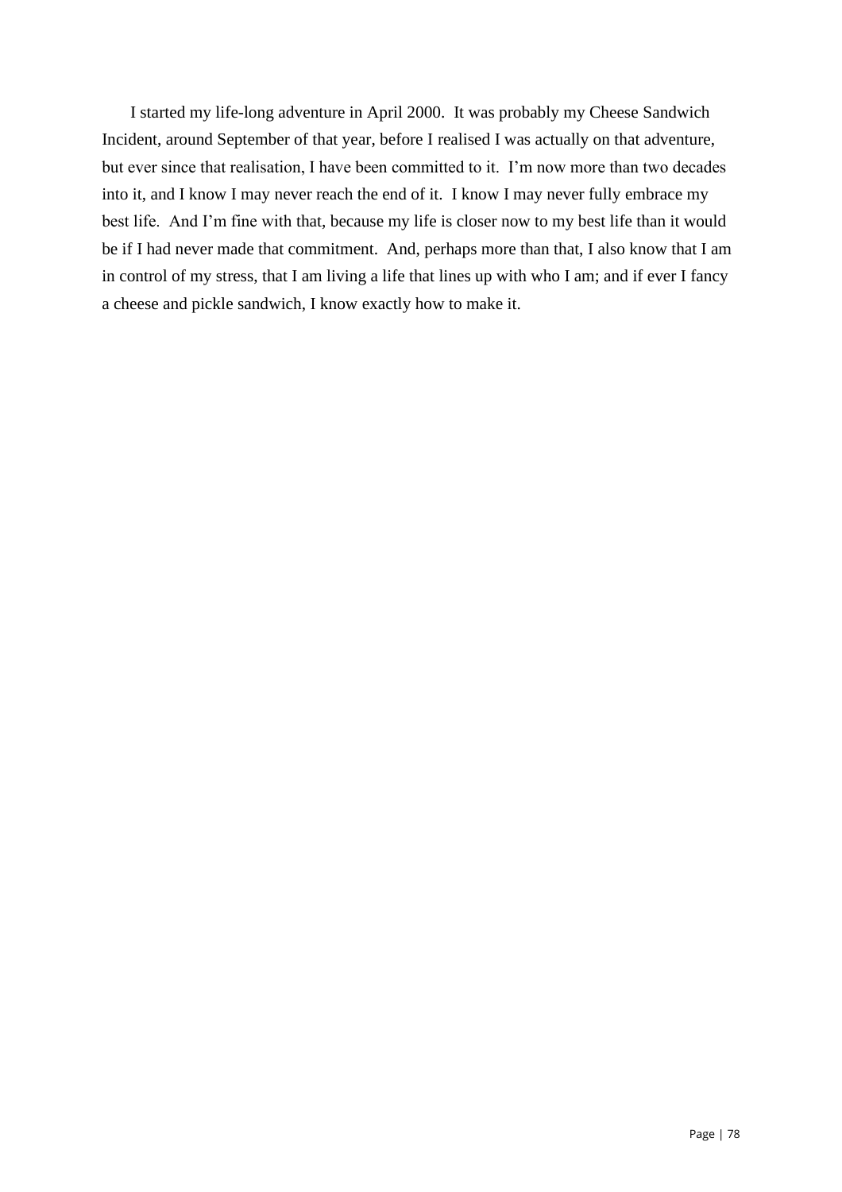I started my life-long adventure in April 2000. It was probably my Cheese Sandwich Incident, around September of that year, before I realised I was actually on that adventure, but ever since that realisation, I have been committed to it. I'm now more than two decades into it, and I know I may never reach the end of it. I know I may never fully embrace my best life. And I'm fine with that, because my life is closer now to my best life than it would be if I had never made that commitment. And, perhaps more than that, I also know that I am in control of my stress, that I am living a life that lines up with who I am; and if ever I fancy a cheese and pickle sandwich, I know exactly how to make it.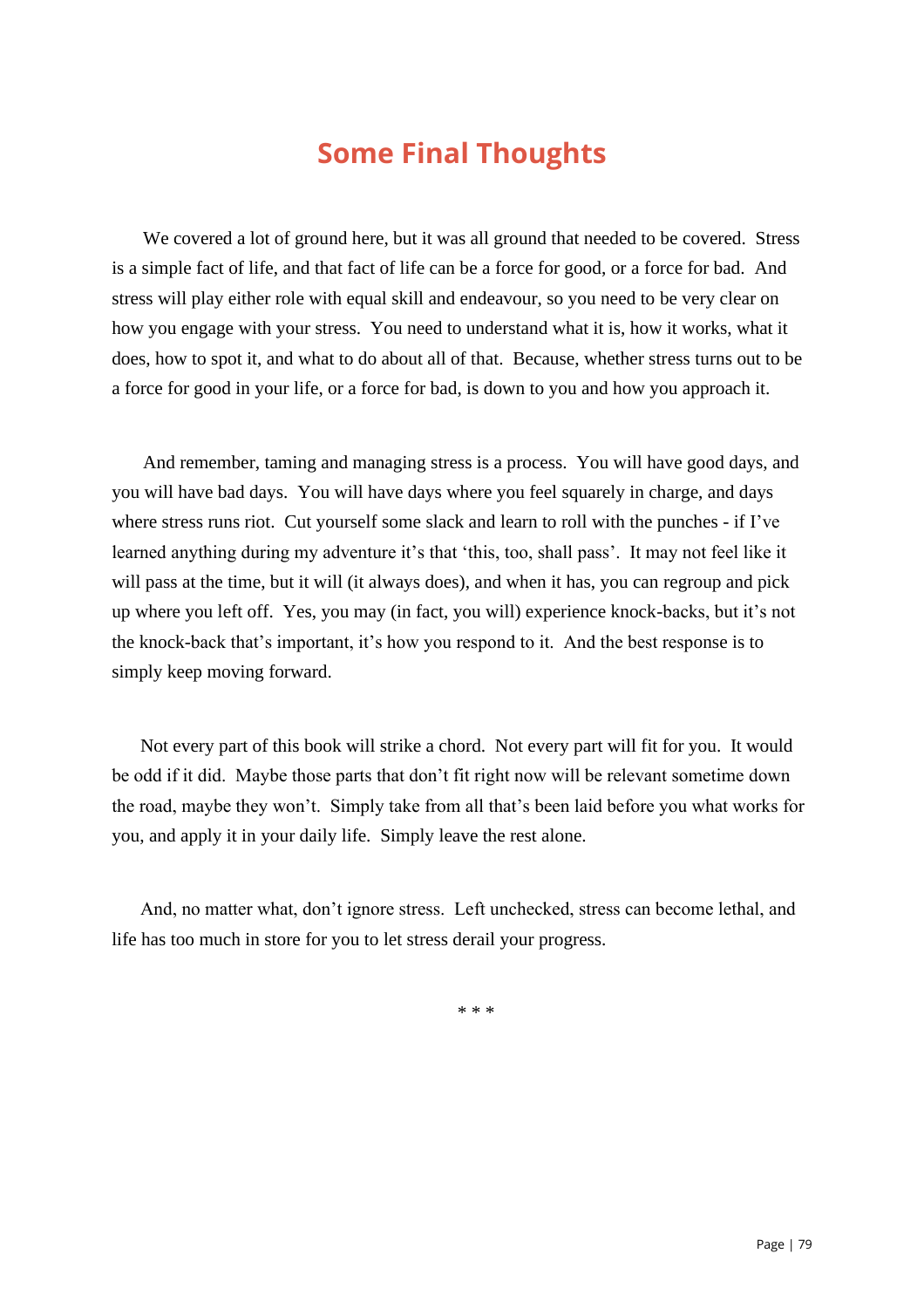# Some Final Thoughts

We covered a lot of ground here, but it was all ground that needed to be covered. Stress is a simple fact of life, and that fact of life can be a force for good, or a force for bad. And stress will play either role with equal skill and endeavour, so you need to be very clear on how you engage with your stress. You need to understand what it is, how it works, what it does, how to spot it, and what to do about all of that. Because, whether stress turns out to be a force for good in your life, or a force for bad, is down to you and how you approach it.

And remember, taming and managing stress is a process. You will have good days, and you will have bad days. You will have days where you feel squarely in charge, and days where stress runs riot. Cut yourself some slack and learn to roll with the punches - if I've learned anything during my adventure it's that 'this, too, shall pass'. It may not feel like it will pass at the time, but it will (it always does), and when it has, you can regroup and pick up where you left off. Yes, you may (in fact, you will) experience knock-backs, but it's not the knock-back that's important, it's how you respond to it. And the best response is to simply keep moving forward.

Not every part of this book will strike a chord. Not every part will fit for you. It would be odd if it did. Maybe those parts that don't fit right now will be relevant sometime down the road, maybe they won't. Simply take from all that's been laid before you what works for you, and apply it in your daily life. Simply leave the rest alone.

And, no matter what, don't ignore stress. Left unchecked, stress can become lethal, and life has too much in store for you to let stress derail your progress.

* * *